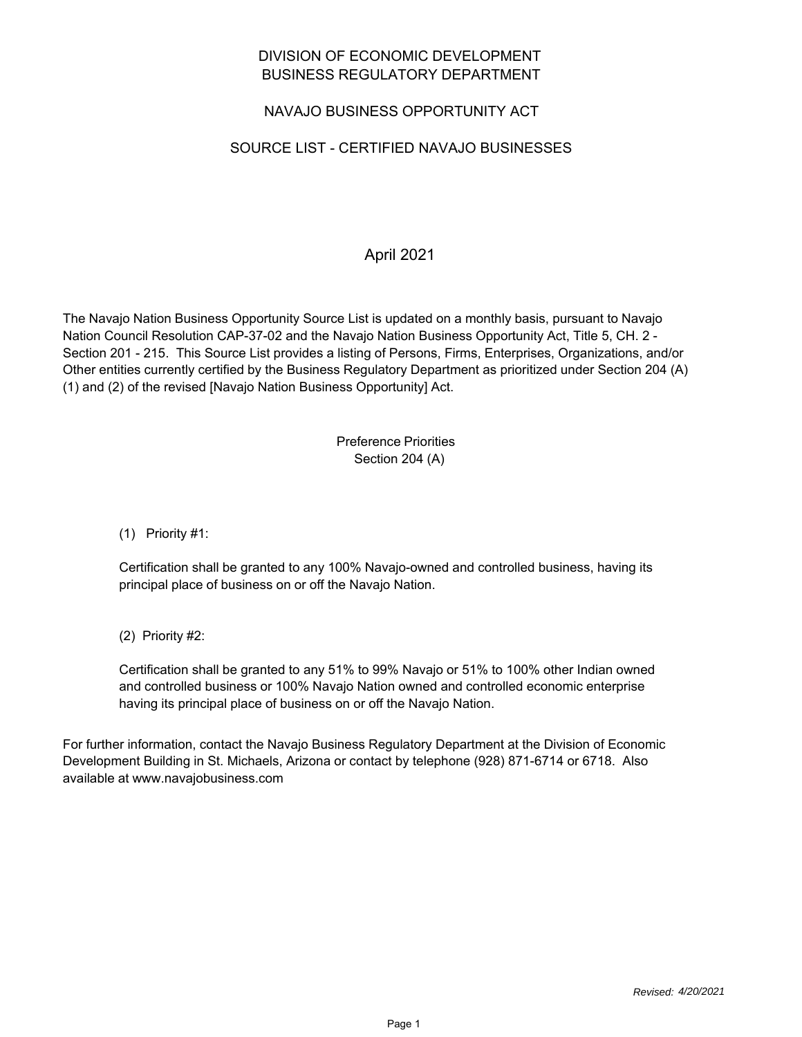# DIVISION OF ECONOMIC DEVELOPMENT
# BUSINESS REGULATORY DEPARTMENT

## NAVAJO BUSINESS OPPORTUNITY ACT

## SOURCE LIST - CERTIFIED NAVAJO BUSINESSES

April 2021

The Navajo Nation Business Opportunity Source List is updated on a monthly basis, pursuant to Navajo Nation Council Resolution CAP-37-02 and the Navajo Nation Business Opportunity Act, Title 5, CH. 2 - Section 201 - 215. This Source List provides a listing of Persons, Firms, Enterprises, Organizations, and/or Other entities currently certified by the Business Regulatory Department as prioritized under Section 204 (A) (1) and (2) of the revised [Navajo Nation Business Opportunity] Act.

Preference Priorities
Section 204 (A)

(1) Priority #1:

Certification shall be granted to any 100% Navajo-owned and controlled business, having its principal place of business on or off the Navajo Nation.

(2) Priority #2:

Certification shall be granted to any 51% to 99% Navajo or 51% to 100% other Indian owned and controlled business or 100% Navajo Nation owned and controlled economic enterprise having its principal place of business on or off the Navajo Nation.

For further information, contact the Navajo Business Regulatory Department at the Division of Economic Development Building in St. Michaels, Arizona or contact by telephone (928) 871-6714 or 6718. Also available at www.navajobusiness.com

*Revised: 4/20/2021*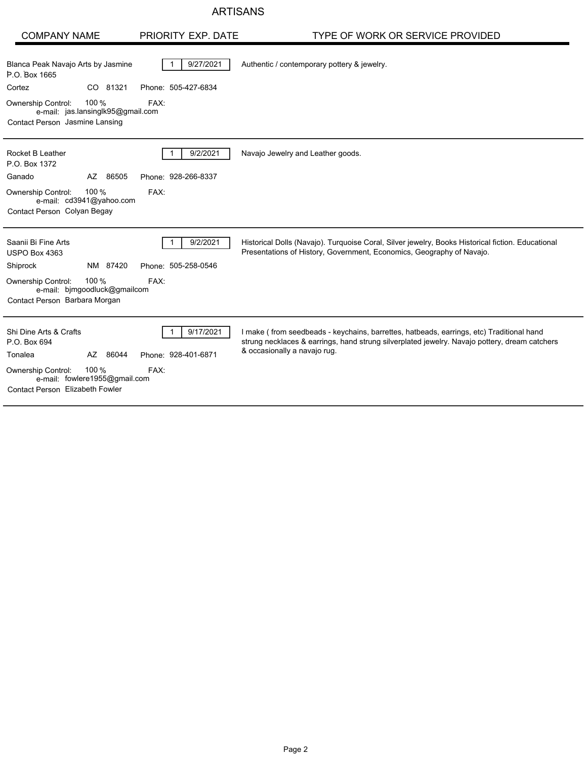# ARTISANS

| COMPANY NAME | PRIORITY | EXP. DATE | TYPE OF WORK OR SERVICE PROVIDED |
|---|---|---|---|
| Blanca Peak Navajo Arts by Jasmine<br>P.O. Box 1665<br>Cortez CO 81321 Phone: 505-427-6834<br>Ownership Control: 100 % FAX:<br>e-mail: jas.lansinglk95@gmail.com<br>Contact Person Jasmine Lansing | 1 | 9/27/2021 | Authentic / contemporary pottery & jewelry. |
| Rocket B Leather<br>P.O. Box 1372<br>Ganado AZ 86505 Phone: 928-266-8337<br>Ownership Control: 100 % FAX:<br>e-mail: cd3941@yahoo.com<br>Contact Person Colyan Begay | 1 | 9/2/2021 | Navajo Jewelry and Leather goods. |
| Saanii Bi Fine Arts<br>USPO Box 4363<br>Shiprock NM 87420 Phone: 505-258-0546<br>Ownership Control: 100 % FAX:<br>e-mail: bjmgoodluck@gmailcom<br>Contact Person Barbara Morgan | 1 | 9/2/2021 | Historical Dolls (Navajo). Turquoise Coral, Silver jewelry, Books Historical fiction. Educational Presentations of History, Government, Economics, Geography of Navajo. |
| Shi Dine Arts & Crafts<br>P.O. Box 694<br>Tonalea AZ 86044 Phone: 928-401-6871<br>Ownership Control: 100 % FAX:<br>e-mail: fowlere1955@gmail.com<br>Contact Person Elizabeth Fowler | 1 | 9/17/2021 | I make ( from seedbeads - keychains, barrettes, hatbeads, earrings, etc) Traditional hand strung necklaces & earrings, hand strung silverplated jewelry. Navajo pottery, dream catchers & occasionally a navajo rug. |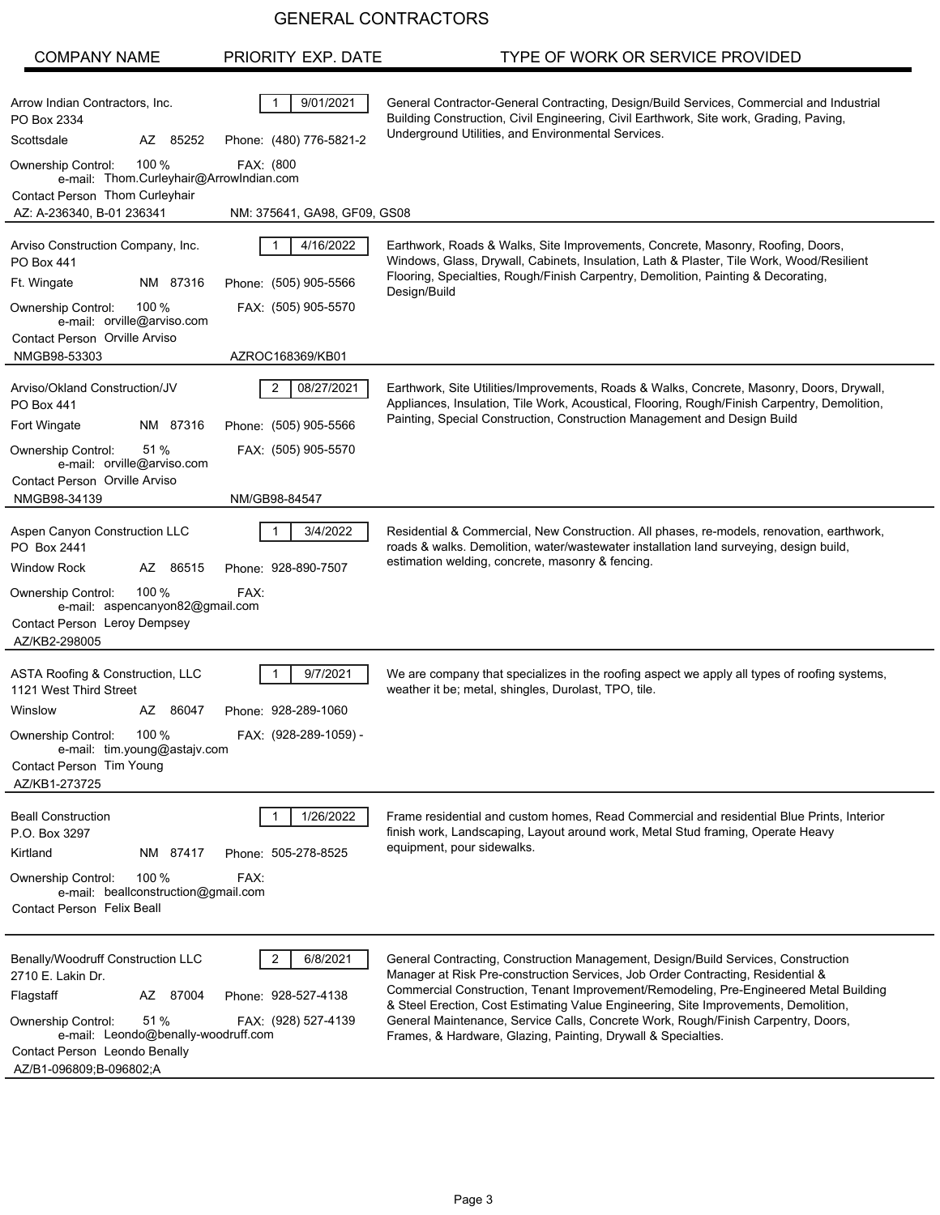# GENERAL CONTRACTORS

| COMPANY NAME | PRIORITY | EXP. DATE | TYPE OF WORK OR SERVICE PROVIDED |
|---|---|---|---|
| Arrow Indian Contractors, Inc.<br>PO Box 2334<br>Scottsdale AZ 85252<br>Phone: (480) 776-5821-2<br>Ownership Control: 100 %<br>FAX: (800<br>e-mail: Thom.Curleyhair@ArrowIndian.com<br>Contact Person Thom Curleyhair<br>AZ: A-236340, B-01 236341<br>NM: 375641, GA98, GF09, GS08 | 1 | 9/01/2021 | General Contractor-General Contracting, Design/Build Services, Commercial and Industrial Building Construction, Civil Engineering, Civil Earthwork, Site work, Grading, Paving, Underground Utilities, and Environmental Services. |
| Arviso Construction Company, Inc.<br>PO Box 441<br>Ft. Wingate NM 87316<br>Phone: (505) 905-5566<br>Ownership Control: 100 %<br>FAX: (505) 905-5570<br>e-mail: orville@arviso.com<br>Contact Person Orville Arviso<br>NMGB98-53303<br>AZROC168369/KB01 | 1 | 4/16/2022 | Earthwork, Roads & Walks, Site Improvements, Concrete, Masonry, Roofing, Doors, Windows, Glass, Drywall, Cabinets, Insulation, Lath & Plaster, Tile Work, Wood/Resilient Flooring, Specialties, Rough/Finish Carpentry, Demolition, Painting & Decorating, Design/Build |
| Arviso/Okland Construction/JV<br>PO Box 441<br>Fort Wingate NM 87316<br>Phone: (505) 905-5566<br>Ownership Control: 51 %<br>FAX: (505) 905-5570<br>e-mail: orville@arviso.com<br>Contact Person Orville Arviso<br>NMGB98-34139<br>NM/GB98-84547 | 2 | 08/27/2021 | Earthwork, Site Utilities/Improvements, Roads & Walks, Concrete, Masonry, Doors, Drywall, Appliances, Insulation, Tile Work, Acoustical, Flooring, Rough/Finish Carpentry, Demolition, Painting, Special Construction, Construction Management and Design Build |
| Aspen Canyon Construction LLC<br>PO Box 2441<br>Window Rock AZ 86515<br>Phone: 928-890-7507<br>Ownership Control: 100 %<br>FAX:<br>e-mail: aspencanyon82@gmail.com<br>Contact Person Leroy Dempsey<br>AZ/KB2-298005 | 1 | 3/4/2022 | Residential & Commercial, New Construction. All phases, re-models, renovation, earthwork, roads & walks. Demolition, water/wastewater installation land surveying, design build, estimation welding, concrete, masonry & fencing. |
| ASTA Roofing & Construction, LLC<br>1121 West Third Street<br>Winslow AZ 86047<br>Phone: 928-289-1060<br>Ownership Control: 100 %<br>FAX: (928-289-1059) -<br>e-mail: tim.young@astajv.com<br>Contact Person Tim Young<br>AZ/KB1-273725 | 1 | 9/7/2021 | We are company that specializes in the roofing aspect we apply all types of roofing systems, weather it be; metal, shingles, Durolast, TPO, tile. |
| Beall Construction<br>P.O. Box 3297<br>Kirtland NM 87417<br>Phone: 505-278-8525<br>Ownership Control: 100 %<br>FAX:<br>e-mail: beallconstruction@gmail.com<br>Contact Person Felix Beall | 1 | 1/26/2022 | Frame residential and custom homes, Read Commercial and residential Blue Prints, Interior finish work, Landscaping, Layout around work, Metal Stud framing, Operate Heavy equipment, pour sidewalks. |
| Benally/Woodruff Construction LLC<br>2710 E. Lakin Dr.<br>Flagstaff AZ 87004<br>Phone: 928-527-4138<br>Ownership Control: 51 %<br>FAX: (928) 527-4139<br>e-mail: Leondo@benally-woodruff.com<br>Contact Person Leondo Benally<br>AZ/B1-096809;B-096802;A | 2 | 6/8/2021 | General Contracting, Construction Management, Design/Build Services, Construction Manager at Risk Pre-construction Services, Job Order Contracting, Residential & Commercial Construction, Tenant Improvement/Remodeling, Pre-Engineered Metal Building & Steel Erection, Cost Estimating Value Engineering, Site Improvements, Demolition, General Maintenance, Service Calls, Concrete Work, Rough/Finish Carpentry, Doors, Frames, & Hardware, Glazing, Painting, Drywall & Specialties. |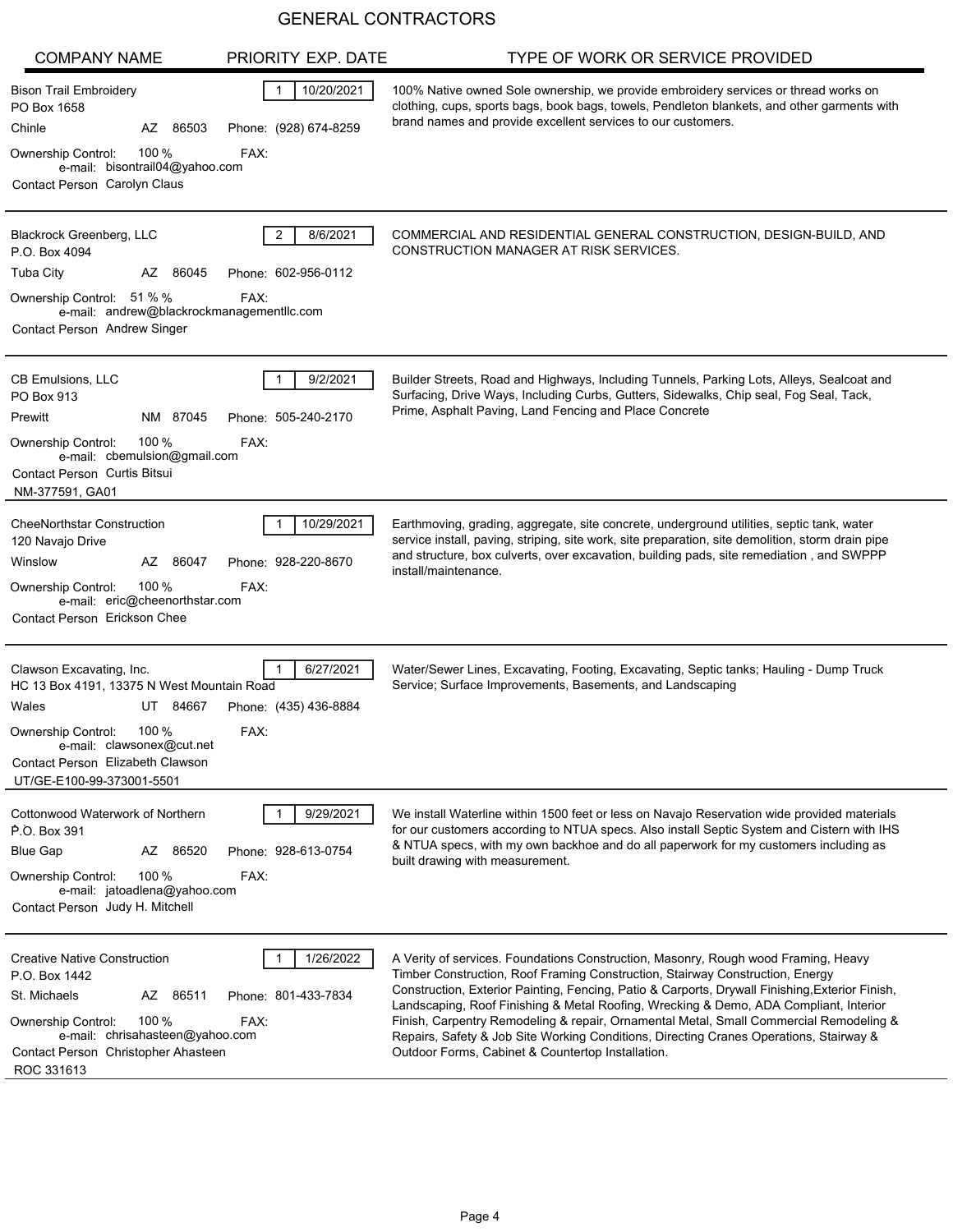# GENERAL CONTRACTORS

| COMPANY NAME | PRIORITY | EXP. DATE | TYPE OF WORK OR SERVICE PROVIDED |
|---|---|---|---|
| Bison Trail Embroidery<br>PO Box 1658<br>Chinle AZ 86503 Phone: (928) 674-8259<br>Ownership Control: 100 % FAX:<br>e-mail: bisontrail04@yahoo.com<br>Contact Person Carolyn Claus | 1 | 10/20/2021 | 100% Native owned Sole ownership, we provide embroidery services or thread works on clothing, cups, sports bags, book bags, towels, Pendleton blankets, and other garments with brand names and provide excellent services to our customers. |
| Blackrock Greenberg, LLC<br>P.O. Box 4094<br>Tuba City AZ 86045 Phone: 602-956-0112<br>Ownership Control: 51 % % FAX:<br>e-mail: andrew@blackrockmanagementllc.com<br>Contact Person Andrew Singer | 2 | 8/6/2021 | COMMERCIAL AND RESIDENTIAL GENERAL CONSTRUCTION, DESIGN-BUILD, AND CONSTRUCTION MANAGER AT RISK SERVICES. |
| CB Emulsions, LLC<br>PO Box 913<br>Prewitt NM 87045 Phone: 505-240-2170<br>Ownership Control: 100 % FAX:<br>e-mail: cbemulsion@gmail.com<br>Contact Person Curtis Bitsui<br>NM-377591, GA01 | 1 | 9/2/2021 | Builder Streets, Road and Highways, Including Tunnels, Parking Lots, Alleys, Sealcoat and Surfacing, Drive Ways, Including Curbs, Gutters, Sidewalks, Chip seal, Fog Seal, Tack, Prime, Asphalt Paving, Land Fencing and Place Concrete |
| CheeNorthstar Construction<br>120 Navajo Drive<br>Winslow AZ 86047 Phone: 928-220-8670<br>Ownership Control: 100 % FAX:<br>e-mail: eric@cheenorthstar.com<br>Contact Person Erickson Chee | 1 | 10/29/2021 | Earthmoving, grading, aggregate, site concrete, underground utilities, septic tank, water service install, paving, striping, site work, site preparation, site demolition, storm drain pipe and structure, box culverts, over excavation, building pads, site remediation , and SWPPP install/maintenance. |
| Clawson Excavating, Inc.<br>HC 13 Box 4191, 13375 N West Mountain Road<br>Wales UT 84667 Phone: (435) 436-8884<br>Ownership Control: 100 % FAX:<br>e-mail: clawsonex@cut.net<br>Contact Person Elizabeth Clawson<br>UT/GE-E100-99-373001-5501 | 1 | 6/27/2021 | Water/Sewer Lines, Excavating, Footing, Excavating, Septic tanks; Hauling - Dump Truck Service; Surface Improvements, Basements, and Landscaping |
| Cottonwood Waterwork of Northern<br>P.O. Box 391<br>Blue Gap AZ 86520 Phone: 928-613-0754<br>Ownership Control: 100 % FAX:<br>e-mail: jatoadlena@yahoo.com<br>Contact Person Judy H. Mitchell | 1 | 9/29/2021 | We install Waterline within 1500 feet or less on Navajo Reservation wide provided materials for our customers according to NTUA specs. Also install Septic System and Cistern with IHS & NTUA specs, with my own backhoe and do all paperwork for my customers including as built drawing with measurement. |
| Creative Native Construction<br>P.O. Box 1442<br>St. Michaels AZ 86511 Phone: 801-433-7834<br>Ownership Control: 100 % FAX:<br>e-mail: chrisahasteen@yahoo.com<br>Contact Person Christopher Ahasteen<br>ROC 331613 | 1 | 1/26/2022 | A Verity of services. Foundations Construction, Masonry, Rough wood Framing, Heavy Timber Construction, Roof Framing Construction, Stairway Construction, Energy Construction, Exterior Painting, Fencing, Patio & Carports, Drywall Finishing,Exterior Finish, Landscaping, Roof Finishing & Metal Roofing, Wrecking & Demo, ADA Compliant, Interior Finish, Carpentry Remodeling & repair, Ornamental Metal, Small Commercial Remodeling & Repairs, Safety & Job Site Working Conditions, Directing Cranes Operations, Stairway & Outdoor Forms, Cabinet & Countertop Installation. |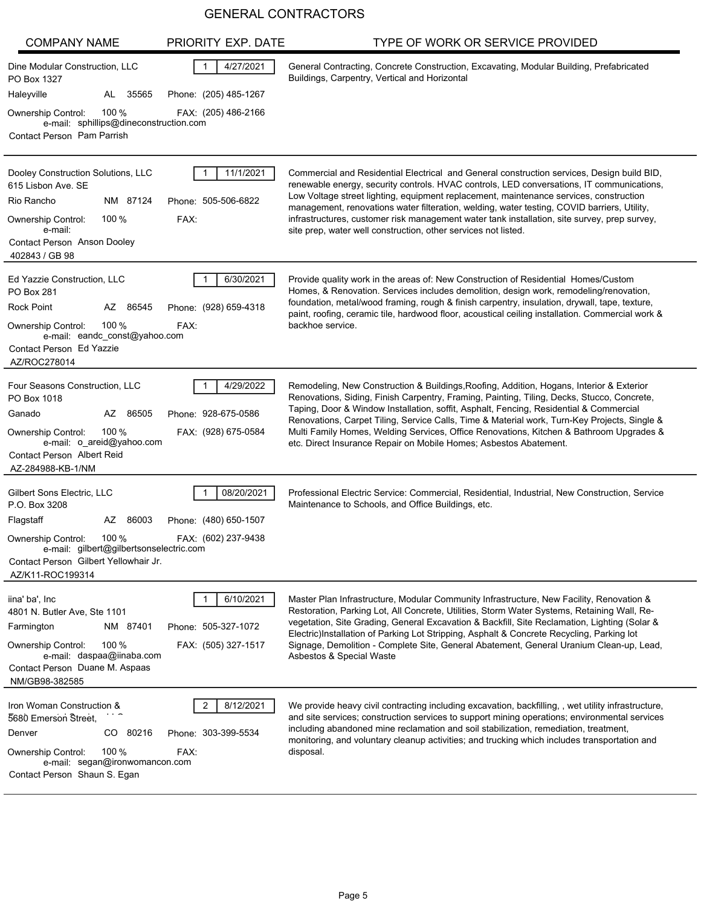# GENERAL CONTRACTORS

| COMPANY NAME | PRIORITY | EXP. DATE | TYPE OF WORK OR SERVICE PROVIDED |
|---|---|---|---|
| Dine Modular Construction, LLC<br>PO Box 1327<br>Haleyville AL 35565<br>Phone: (205) 485-1267<br>Ownership Control: 100 %<br>FAX: (205) 486-2166<br>e-mail: sphillips@dineconstruction.com<br>Contact Person Pam Parrish | 1 | 4/27/2021 | General Contracting, Concrete Construction, Excavating, Modular Building, Prefabricated Buildings, Carpentry, Vertical and Horizontal |
| Dooley Construction Solutions, LLC<br>615 Lisbon Ave. SE<br>Rio Rancho NM 87124<br>Phone: 505-506-6822<br>Ownership Control: 100 %<br>FAX:<br>e-mail:<br>Contact Person Anson Dooley<br>402843 / GB 98 | 1 | 11/1/2021 | Commercial and Residential Electrical and General construction services, Design build BID, renewable energy, security controls. HVAC controls, LED conversations, IT communications, Low Voltage street lighting, equipment replacement, maintenance services, construction management, renovations water filteration, welding, water testing, COVID barriers, Utility, infrastructures, customer risk management water tank installation, site survey, prep survey, site prep, water well construction, other services not listed. |
| Ed Yazzie Construction, LLC<br>PO Box 281<br>Rock Point AZ 86545<br>Phone: (928) 659-4318<br>Ownership Control: 100 %<br>FAX:<br>e-mail: eandc_const@yahoo.com<br>Contact Person Ed Yazzie<br>AZ/ROC278014 | 1 | 6/30/2021 | Provide quality work in the areas of: New Construction of Residential Homes/Custom Homes, & Renovation. Services includes demolition, design work, remodeling/renovation, foundation, metal/wood framing, rough & finish carpentry, insulation, drywall, tape, texture, paint, roofing, ceramic tile, hardwood floor, acoustical ceiling installation. Commercial work & backhoe service. |
| Four Seasons Construction, LLC<br>PO Box 1018<br>Ganado AZ 86505<br>Phone: 928-675-0586<br>Ownership Control: 100 %<br>FAX: (928) 675-0584<br>e-mail: o_areid@yahoo.com<br>Contact Person Albert Reid<br>AZ-284988-KB-1/NM | 1 | 4/29/2022 | Remodeling, New Construction & Buildings,Roofing, Addition, Hogans, Interior & Exterior Renovations, Siding, Finish Carpentry, Framing, Painting, Tiling, Decks, Stucco, Concrete, Taping, Door & Window Installation, soffit, Asphalt, Fencing, Residential & Commercial Renovations, Carpet Tiling, Service Calls, Time & Material work, Turn-Key Projects, Single & Multi Family Homes, Welding Services, Office Renovations, Kitchen & Bathroom Upgrades & etc. Direct Insurance Repair on Mobile Homes; Asbestos Abatement. |
| Gilbert Sons Electric, LLC<br>P.O. Box 3208<br>Flagstaff AZ 86003<br>Phone: (480) 650-1507<br>Ownership Control: 100 %<br>FAX: (602) 237-9438<br>e-mail: gilbert@gilbertsonselectric.com<br>Contact Person Gilbert Yellowhair Jr.<br>AZ/K11-ROC199314 | 1 | 08/20/2021 | Professional Electric Service: Commercial, Residential, Industrial, New Construction, Service Maintenance to Schools, and Office Buildings, etc. |
| iina' ba', Inc<br>4801 N. Butler Ave, Ste 1101<br>Farmington NM 87401<br>Phone: 505-327-1072<br>Ownership Control: 100 %<br>FAX: (505) 327-1517<br>e-mail: daspaa@iinaba.com<br>Contact Person Duane M. Aspaas<br>NM/GB98-382585 | 1 | 6/10/2021 | Master Plan Infrastructure, Modular Community Infrastructure, New Facility, Renovation & Restoration, Parking Lot, All Concrete, Utilities, Storm Water Systems, Retaining Wall, Re-vegetation, Site Grading, General Excavation & Backfill, Site Reclamation, Lighting (Solar & Electric)Installation of Parking Lot Stripping, Asphalt & Concrete Recycling, Parking lot Signage, Demolition - Complete Site, General Abatement, General Uranium Clean-up, Lead, Asbestos & Special Waste |
| Iron Woman Construction &<br>5680 Emerson Street,<br>Denver CO 80216<br>Phone: 303-399-5534<br>Ownership Control: 100 %<br>FAX:<br>e-mail: segan@ironwomancon.com<br>Contact Person Shaun S. Egan | 2 | 8/12/2021 | We provide heavy civil contracting including excavation, backfilling, , wet utility infrastructure, and site services; construction services to support mining operations; environmental services including abandoned mine reclamation and soil stabilization, remediation, treatment, monitoring, and voluntary cleanup activities; and trucking which includes transportation and disposal. |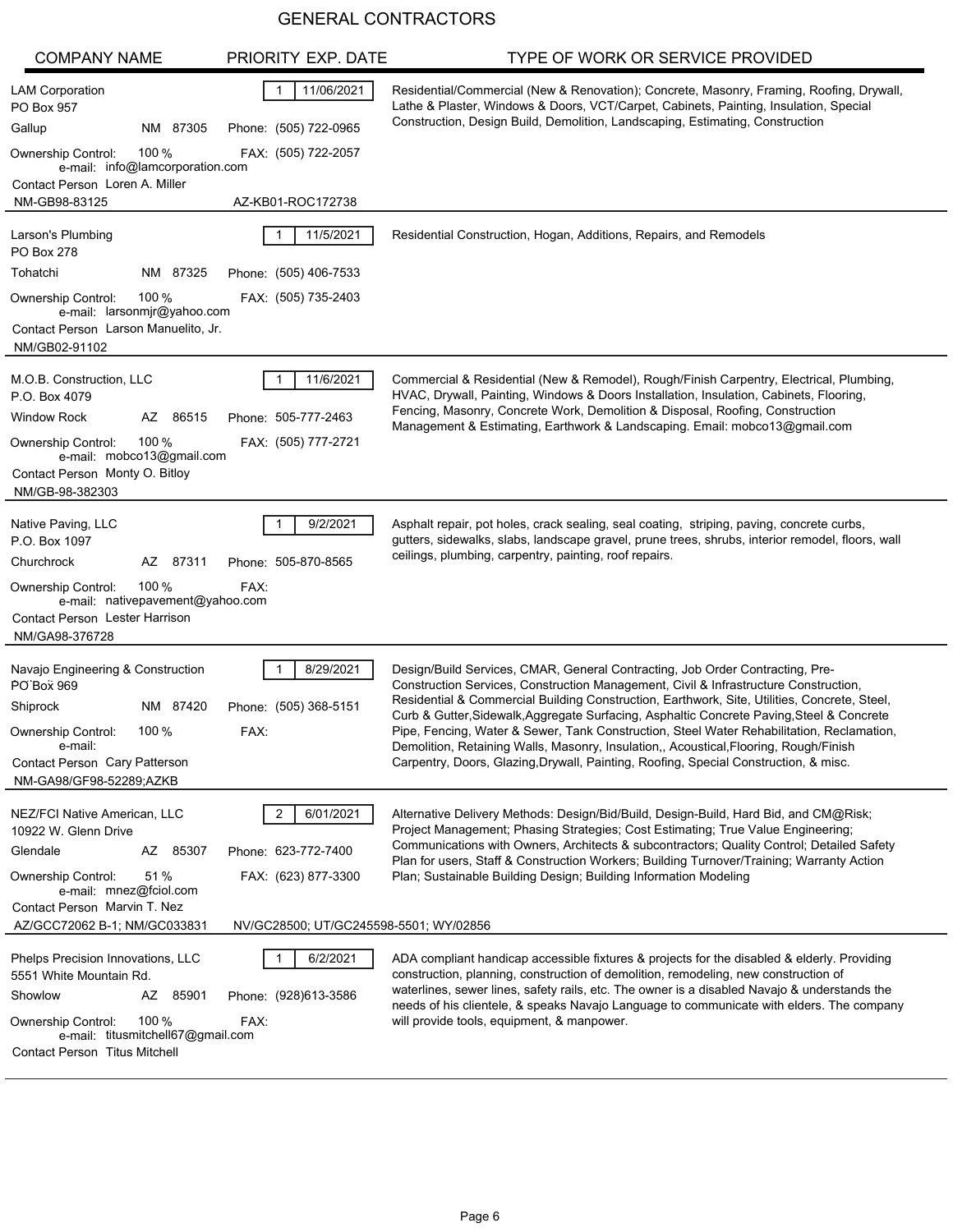# GENERAL CONTRACTORS

| COMPANY NAME | PRIORITY | EXP. DATE | TYPE OF WORK OR SERVICE PROVIDED |
|---|---|---|---|
| LAM Corporation<br>PO Box 957<br>Gallup NM 87305<br>Phone: (505) 722-0965<br>FAX: (505) 722-2057<br>Ownership Control: 100 %<br>e-mail: info@lamcorporation.com<br>Contact Person Loren A. Miller<br>NM-GB98-83125 AZ-KB01-ROC172738 | 1 | 11/06/2021 | Residential/Commercial (New & Renovation); Concrete, Masonry, Framing, Roofing, Drywall, Lathe & Plaster, Windows & Doors, VCT/Carpet, Cabinets, Painting, Insulation, Special Construction, Design Build, Demolition, Landscaping, Estimating, Construction |
| Larson's Plumbing<br>PO Box 278<br>Tohatchi NM 87325<br>Phone: (505) 406-7533<br>FAX: (505) 735-2403<br>Ownership Control: 100 %<br>e-mail: larsonmjr@yahoo.com<br>Contact Person Larson Manuelito, Jr.<br>NM/GB02-91102 | 1 | 11/5/2021 | Residential Construction, Hogan, Additions, Repairs, and Remodels |
| M.O.B. Construction, LLC<br>P.O. Box 4079<br>Window Rock AZ 86515<br>Phone: 505-777-2463<br>FAX: (505) 777-2721<br>Ownership Control: 100 %<br>e-mail: mobco13@gmail.com<br>Contact Person Monty O. Bitloy<br>NM/GB-98-382303 | 1 | 11/6/2021 | Commercial & Residential (New & Remodel), Rough/Finish Carpentry, Electrical, Plumbing, HVAC, Drywall, Painting, Windows & Doors Installation, Insulation, Cabinets, Flooring, Fencing, Masonry, Concrete Work, Demolition & Disposal, Roofing, Construction Management & Estimating, Earthwork & Landscaping. Email: mobco13@gmail.com |
| Native Paving, LLC<br>P.O. Box 1097<br>Churchrock AZ 87311<br>Phone: 505-870-8565<br>FAX:<br>Ownership Control: 100 %<br>e-mail: nativepavement@yahoo.com<br>Contact Person Lester Harrison<br>NM/GA98-376728 | 1 | 9/2/2021 | Asphalt repair, pot holes, crack sealing, seal coating, striping, paving, concrete curbs, gutters, sidewalks, slabs, landscape gravel, prune trees, shrubs, interior remodel, floors, wall ceilings, plumbing, carpentry, painting, roof repairs. |
| Navajo Engineering & Construction<br>PO Box 969<br>Shiprock NM 87420<br>Phone: (505) 368-5151<br>FAX:<br>Ownership Control: 100 %<br>e-mail:<br>Contact Person Cary Patterson<br>NM-GA98/GF98-52289;AZKB | 1 | 8/29/2021 | Design/Build Services, CMAR, General Contracting, Job Order Contracting, Pre-Construction Services, Construction Management, Civil & Infrastructure Construction, Residential & Commercial Building Construction, Earthwork, Site, Utilities, Concrete, Steel, Curb & Gutter,Sidewalk,Aggregate Surfacing, Asphaltic Concrete Paving,Steel & Concrete Pipe, Fencing, Water & Sewer, Tank Construction, Steel Water Rehabilitation, Reclamation, Demolition, Retaining Walls, Masonry, Insulation,, Acoustical,Flooring, Rough/Finish Carpentry, Doors, Glazing,Drywall, Painting, Roofing, Special Construction, & misc. |
| NEZ/FCI Native American, LLC<br>10922 W. Glenn Drive<br>Glendale AZ 85307<br>Phone: 623-772-7400<br>FAX: (623) 877-3300<br>Ownership Control: 51 %<br>e-mail: mnez@fciol.com<br>Contact Person Marvin T. Nez<br>AZ/GCC72062 B-1; NM/GC033831 NV/GC28500; UT/GC245598-5501; WY/02856 | 2 | 6/01/2021 | Alternative Delivery Methods: Design/Bid/Build, Design-Build, Hard Bid, and CM@Risk; Project Management; Phasing Strategies; Cost Estimating; True Value Engineering; Communications with Owners, Architects & subcontractors; Quality Control; Detailed Safety Plan for users, Staff & Construction Workers; Building Turnover/Training; Warranty Action Plan; Sustainable Building Design; Building Information Modeling |
| Phelps Precision Innovations, LLC<br>5551 White Mountain Rd.<br>Showlow AZ 85901<br>Phone: (928)613-3586<br>FAX:<br>Ownership Control: 100 %<br>e-mail: titusmitchell67@gmail.com<br>Contact Person Titus Mitchell | 1 | 6/2/2021 | ADA compliant handicap accessible fixtures & projects for the disabled & elderly. Providing construction, planning, construction of demolition, remodeling, new construction of waterlines, sewer lines, safety rails, etc. The owner is a disabled Navajo & understands the needs of his clientele, & speaks Navajo Language to communicate with elders. The company will provide tools, equipment, & manpower. |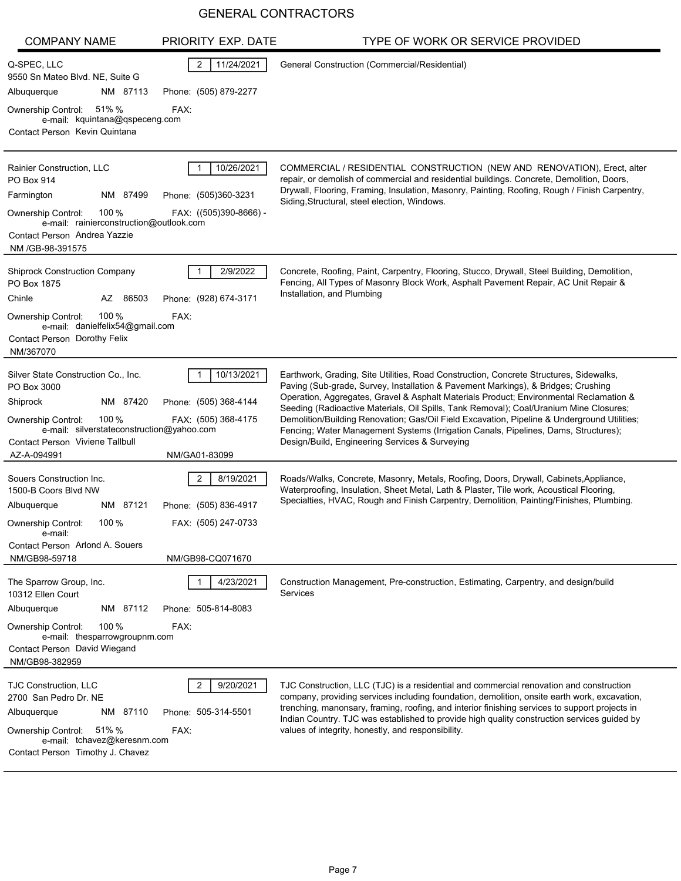# GENERAL CONTRACTORS

| COMPANY NAME | PRIORITY | EXP. DATE | TYPE OF WORK OR SERVICE PROVIDED |
|---|---|---|---|
| Q-SPEC, LLC<br>9550 Sn Mateo Blvd. NE, Suite G<br>Albuquerque NM 87113<br>Phone: (505) 879-2277<br>Ownership Control: 51% %<br>FAX:<br>e-mail: kquintana@qspeceng.com<br>Contact Person Kevin Quintana | 2 | 11/24/2021 | General Construction (Commercial/Residential) |
| Rainier Construction, LLC<br>PO Box 914<br>Farmington NM 87499<br>Phone: (505)360-3231<br>Ownership Control: 100 %<br>FAX: ((505)390-8666) -<br>e-mail: rainierconstruction@outlook.com<br>Contact Person Andrea Yazzie<br>NM /GB-98-391575 | 1 | 10/26/2021 | COMMERCIAL / RESIDENTIAL CONSTRUCTION (NEW AND RENOVATION), Erect, alter repair, or demolish of commercial and residential buildings. Concrete, Demolition, Doors, Drywall, Flooring, Framing, Insulation, Masonry, Painting, Roofing, Rough / Finish Carpentry, Siding,Structural, steel election, Windows. |
| Shiprock Construction Company<br>PO Box 1875<br>Chinle AZ 86503<br>Phone: (928) 674-3171<br>Ownership Control: 100 %<br>FAX:<br>e-mail: danielfelix54@gmail.com<br>Contact Person Dorothy Felix<br>NM/367070 | 1 | 2/9/2022 | Concrete, Roofing, Paint, Carpentry, Flooring, Stucco, Drywall, Steel Building, Demolition, Fencing, All Types of Masonry Block Work, Asphalt Pavement Repair, AC Unit Repair & Installation, and Plumbing |
| Silver State Construction Co., Inc.<br>PO Box 3000<br>Shiprock NM 87420<br>Phone: (505) 368-4144<br>Ownership Control: 100 %<br>FAX: (505) 368-4175<br>e-mail: silverstateconstruction@yahoo.com<br>Contact Person Viviene Tallbull<br>AZ-A-094991<br>NM/GA01-83099 | 1 | 10/13/2021 | Earthwork, Grading, Site Utilities, Road Construction, Concrete Structures, Sidewalks, Paving (Sub-grade, Survey, Installation & Pavement Markings), & Bridges; Crushing Operation, Aggregates, Gravel & Asphalt Materials Product; Environmental Reclamation & Seeding (Radioactive Materials, Oil Spills, Tank Removal); Coal/Uranium Mine Closures; Demolition/Building Renovation; Gas/Oil Field Excavation, Pipeline & Underground Utilities; Fencing; Water Management Systems (Irrigation Canals, Pipelines, Dams, Structures); Design/Build, Engineering Services & Surveying |
| Souers Construction Inc.<br>1500-B Coors Blvd NW<br>Albuquerque NM 87121<br>Phone: (505) 836-4917<br>Ownership Control: 100 %<br>FAX: (505) 247-0733<br>e-mail:<br>Contact Person Arlond A. Souers<br>NM/GB98-59718<br>NM/GB98-CQ071670 | 2 | 8/19/2021 | Roads/Walks, Concrete, Masonry, Metals, Roofing, Doors, Drywall, Cabinets,Appliance, Waterproofing, Insulation, Sheet Metal, Lath & Plaster, Tile work, Acoustical Flooring, Specialties, HVAC, Rough and Finish Carpentry, Demolition, Painting/Finishes, Plumbing. |
| The Sparrow Group, Inc.<br>10312 Ellen Court<br>Albuquerque NM 87112<br>Phone: 505-814-8083<br>Ownership Control: 100 %<br>FAX:<br>e-mail: thesparrowgroupnm.com<br>Contact Person David Wiegand<br>NM/GB98-382959 | 1 | 4/23/2021 | Construction Management, Pre-construction, Estimating, Carpentry, and design/build Services |
| TJC Construction, LLC<br>2700 San Pedro Dr. NE<br>Albuquerque NM 87110<br>Phone: 505-314-5501<br>Ownership Control: 51% %<br>FAX:<br>e-mail: tchavez@keresnm.com<br>Contact Person Timothy J. Chavez | 2 | 9/20/2021 | TJC Construction, LLC (TJC) is a residential and commercial renovation and construction company, providing services including foundation, demolition, onsite earth work, excavation, trenching, manonsary, framing, roofing, and interior finishing services to support projects in Indian Country. TJC was established to provide high quality construction services guided by values of integrity, honestly, and responsibility. |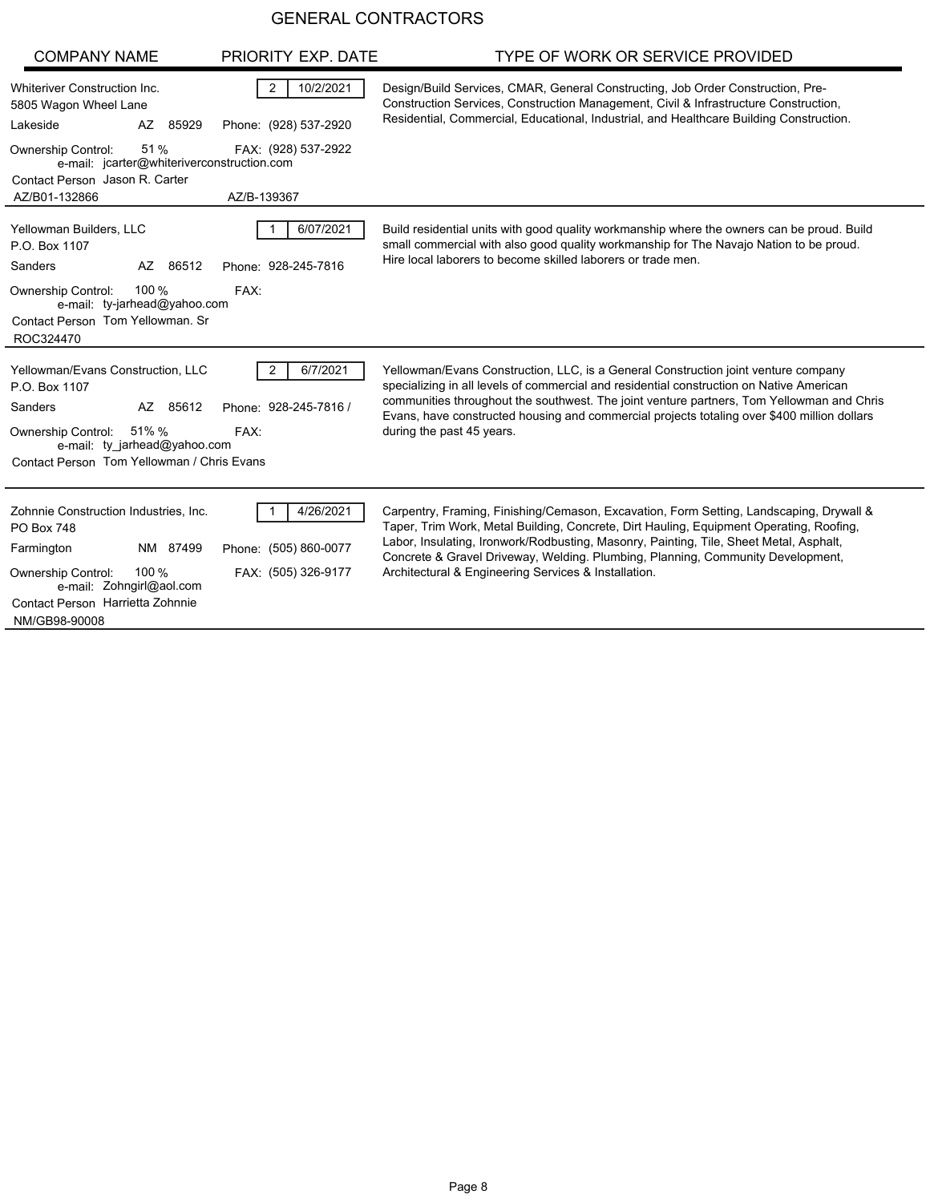# GENERAL CONTRACTORS

| COMPANY NAME | PRIORITY | EXP. DATE | TYPE OF WORK OR SERVICE PROVIDED |
|---|---|---|---|
| Whiteriver Construction Inc.<br>5805 Wagon Wheel Lane<br>Lakeside AZ 85929<br>Phone: (928) 537-2920<br>FAX: (928) 537-2922<br>Ownership Control: 51 %<br>e-mail: jcarter@whiteriverconstruction.com<br>Contact Person Jason R. Carter<br>AZ/B01-132866 AZ/B-139367 | 2 | 10/2/2021 | Design/Build Services, CMAR, General Constructing, Job Order Construction, Pre-Construction Services, Construction Management, Civil & Infrastructure Construction, Residential, Commercial, Educational, Industrial, and Healthcare Building Construction. |
| Yellowman Builders, LLC<br>P.O. Box 1107<br>Sanders AZ 86512<br>Phone: 928-245-7816<br>FAX:<br>Ownership Control: 100 %<br>e-mail: ty-jarhead@yahoo.com<br>Contact Person Tom Yellowman. Sr<br>ROC324470 | 1 | 6/07/2021 | Build residential units with good quality workmanship where the owners can be proud. Build small commercial with also good quality workmanship for The Navajo Nation to be proud. Hire local laborers to become skilled laborers or trade men. |
| Yellowman/Evans Construction, LLC<br>P.O. Box 1107<br>Sanders AZ 85612<br>Phone: 928-245-7816 /<br>FAX:<br>Ownership Control: 51% %<br>e-mail: ty_jarhead@yahoo.com<br>Contact Person Tom Yellowman / Chris Evans | 2 | 6/7/2021 | Yellowman/Evans Construction, LLC, is a General Construction joint venture company specializing in all levels of commercial and residential construction on Native American communities throughout the southwest. The joint venture partners, Tom Yellowman and Chris Evans, have constructed housing and commercial projects totaling over $400 million dollars during the past 45 years. |
| Zohnnie Construction Industries, Inc.<br>PO Box 748<br>Farmington NM 87499<br>Phone: (505) 860-0077<br>FAX: (505) 326-9177<br>Ownership Control: 100 %<br>e-mail: Zohngirl@aol.com<br>Contact Person Harrietta Zohnnie<br>NM/GB98-90008 | 1 | 4/26/2021 | Carpentry, Framing, Finishing/Cemason, Excavation, Form Setting, Landscaping, Drywall & Taper, Trim Work, Metal Building, Concrete, Dirt Hauling, Equipment Operating, Roofing, Labor, Insulating, Ironwork/Rodbusting, Masonry, Painting, Tile, Sheet Metal, Asphalt, Concrete & Gravel Driveway, Welding. Plumbing, Planning, Community Development, Architectural & Engineering Services & Installation. |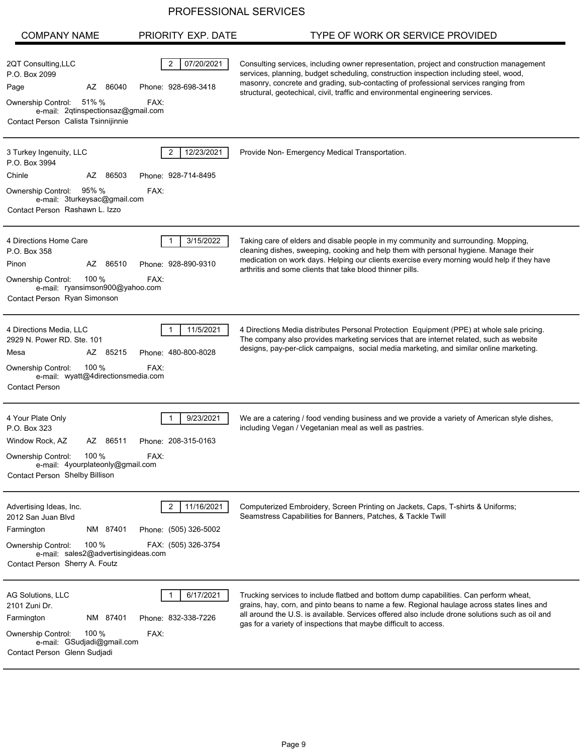# PROFESSIONAL SERVICES

| COMPANY NAME | PRIORITY | EXP. DATE | TYPE OF WORK OR SERVICE PROVIDED |
|---|---|---|---|
| 2QT Consulting,LLC<br>P.O. Box 2099<br>Page AZ 86040 Phone: 928-698-3418<br>Ownership Control: 51% % FAX:<br>e-mail: 2qtinspectionsaz@gmail.com<br>Contact Person Calista Tsinnijinnie | 2 | 07/20/2021 | Consulting services, including owner representation, project and construction management services, planning, budget scheduling, construction inspection including steel, wood, masonry, concrete and grading, sub-contacting of professional services ranging from structural, geotechical, civil, traffic and environmental engineering services. |
| 3 Turkey Ingenuity, LLC<br>P.O. Box 3994<br>Chinle AZ 86503 Phone: 928-714-8495<br>Ownership Control: 95% % FAX:<br>e-mail: 3turkeysac@gmail.com<br>Contact Person Rashawn L. Izzo | 2 | 12/23/2021 | Provide Non- Emergency Medical Transportation. |
| 4 Directions Home Care<br>P.O. Box 358<br>Pinon AZ 86510 Phone: 928-890-9310<br>Ownership Control: 100 % FAX:<br>e-mail: ryansimson900@yahoo.com<br>Contact Person Ryan Simonson | 1 | 3/15/2022 | Taking care of elders and disable people in my community and surrounding. Mopping, cleaning dishes, sweeping, cooking and help them with personal hygiene. Manage their medication on work days. Helping our clients exercise every morning would help if they have arthritis and some clients that take blood thinner pills. |
| 4 Directions Media, LLC<br>2929 N. Power RD. Ste. 101<br>Mesa AZ 85215 Phone: 480-800-8028<br>Ownership Control: 100 % FAX:<br>e-mail: wyatt@4directionsmedia.com<br>Contact Person | 1 | 11/5/2021 | 4 Directions Media distributes Personal Protection Equipment (PPE) at whole sale pricing. The company also provides marketing services that are internet related, such as website designs, pay-per-click campaigns, social media marketing, and similar online marketing. |
| 4 Your Plate Only<br>P.O. Box 323<br>Window Rock, AZ AZ 86511 Phone: 208-315-0163<br>Ownership Control: 100 % FAX:<br>e-mail: 4yourplateonly@gmail.com<br>Contact Person Shelby Billison | 1 | 9/23/2021 | We are a catering / food vending business and we provide a variety of American style dishes, including Vegan / Vegetanian meal as well as pastries. |
| Advertising Ideas, Inc.<br>2012 San Juan Blvd<br>Farmington NM 87401 Phone: (505) 326-5002<br>Ownership Control: 100 % FAX: (505) 326-3754<br>e-mail: sales2@advertisingideas.com<br>Contact Person Sherry A. Foutz | 2 | 11/16/2021 | Computerized Embroidery, Screen Printing on Jackets, Caps, T-shirts & Uniforms; Seamstress Capabilities for Banners, Patches, & Tackle Twill |
| AG Solutions, LLC<br>2101 Zuni Dr.<br>Farmington NM 87401 Phone: 832-338-7226<br>Ownership Control: 100 % FAX:<br>e-mail: GSudjadi@gmail.com<br>Contact Person Glenn Sudjadi | 1 | 6/17/2021 | Trucking services to include flatbed and bottom dump capabilities. Can perform wheat, grains, hay, corn, and pinto beans to name a few. Regional haulage across states lines and all around the U.S. is available. Services offered also include drone solutions such as oil and gas for a variety of inspections that maybe difficult to access. |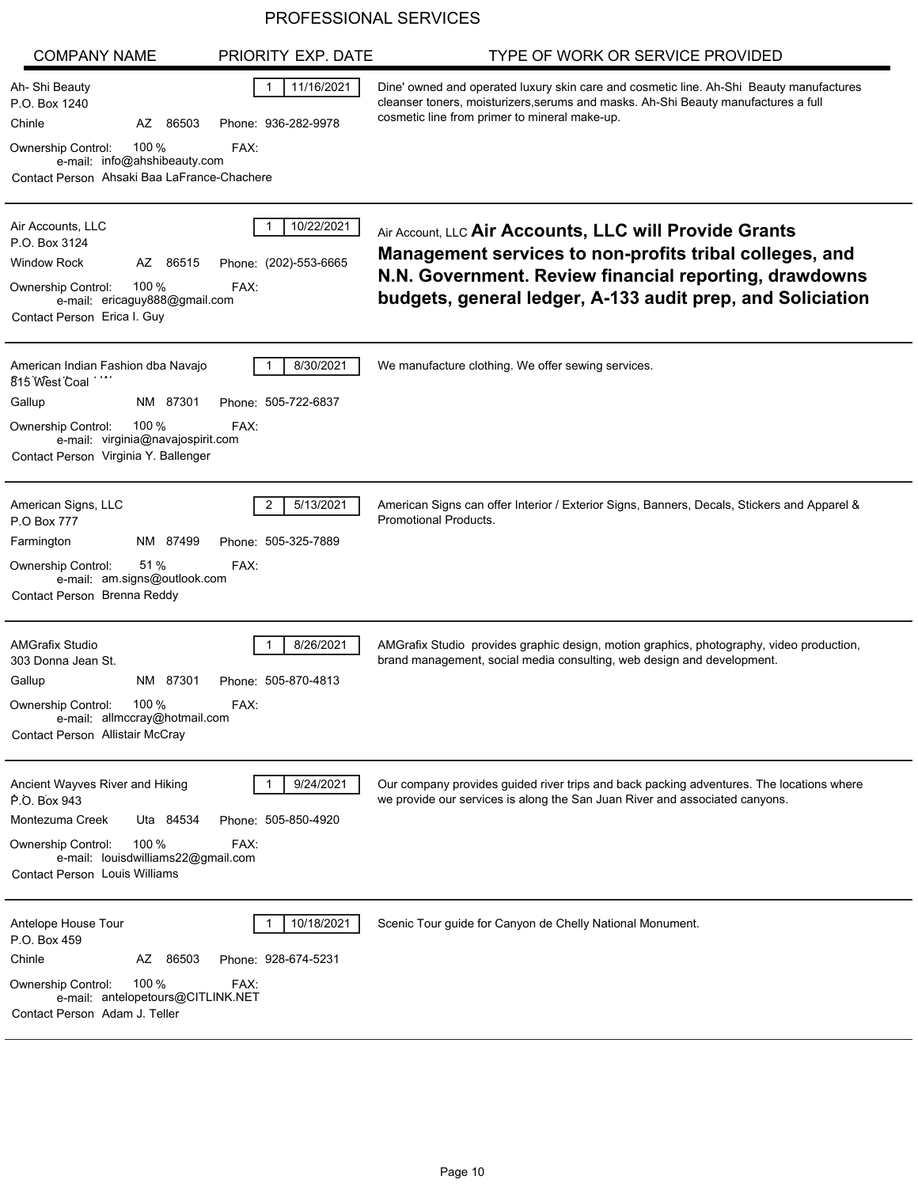# PROFESSIONAL SERVICES

| COMPANY NAME | PRIORITY | EXP. DATE | TYPE OF WORK OR SERVICE PROVIDED |
|---|---|---|---|
| Ah- Shi Beauty<br>P.O. Box 1240<br>Chinle AZ 86503 Phone: 936-282-9978<br>Ownership Control: 100 % FAX:<br>e-mail: info@ahshibeauty.com<br>Contact Person Ahsaki Baa LaFrance-Chachere | 1 | 11/16/2021 | Dine' owned and operated luxury skin care and cosmetic line. Ah-Shi Beauty manufactures cleanser toners, moisturizers,serums and masks. Ah-Shi Beauty manufactures a full cosmetic line from primer to mineral make-up. |
| Air Accounts, LLC<br>P.O. Box 3124<br>Window Rock AZ 86515 Phone: (202)-553-6665<br>Ownership Control: 100 % FAX:<br>e-mail: ericaguy888@gmail.com<br>Contact Person Erica I. Guy | 1 | 10/22/2021 | Air Account, LLC **Air Accounts, LLC will Provide Grants Management services to non-profits tribal colleges, and N.N. Government. Review financial reporting, drawdowns budgets, general ledger, A-133 audit prep, and Soliciation** |
| American Indian Fashion dba Navajo<br>815 West Coal<br>Gallup NM 87301 Phone: 505-722-6837<br>Ownership Control: 100 % FAX:<br>e-mail: virginia@navajospirit.com<br>Contact Person Virginia Y. Ballenger | 1 | 8/30/2021 | We manufacture clothing. We offer sewing services. |
| American Signs, LLC<br>P.O Box 777<br>Farmington NM 87499 Phone: 505-325-7889<br>Ownership Control: 51 % FAX:<br>e-mail: am.signs@outlook.com<br>Contact Person Brenna Reddy | 2 | 5/13/2021 | American Signs can offer Interior / Exterior Signs, Banners, Decals, Stickers and Apparel & Promotional Products. |
| AMGrafix Studio<br>303 Donna Jean St.<br>Gallup NM 87301 Phone: 505-870-4813<br>Ownership Control: 100 % FAX:<br>e-mail: allmccray@hotmail.com<br>Contact Person Allistair McCray | 1 | 8/26/2021 | AMGrafix Studio provides graphic design, motion graphics, photography, video production, brand management, social media consulting, web design and development. |
| Ancient Wayves River and Hiking<br>P.O. Box 943<br>Montezuma Creek Uta 84534 Phone: 505-850-4920<br>Ownership Control: 100 % FAX:<br>e-mail: louisdwilliams22@gmail.com<br>Contact Person Louis Williams | 1 | 9/24/2021 | Our company provides guided river trips and back packing adventures. The locations where we provide our services is along the San Juan River and associated canyons. |
| Antelope House Tour<br>P.O. Box 459<br>Chinle AZ 86503 Phone: 928-674-5231<br>Ownership Control: 100 % FAX:<br>e-mail: antelopetours@CITLINK.NET<br>Contact Person Adam J. Teller | 1 | 10/18/2021 | Scenic Tour guide for Canyon de Chelly National Monument. |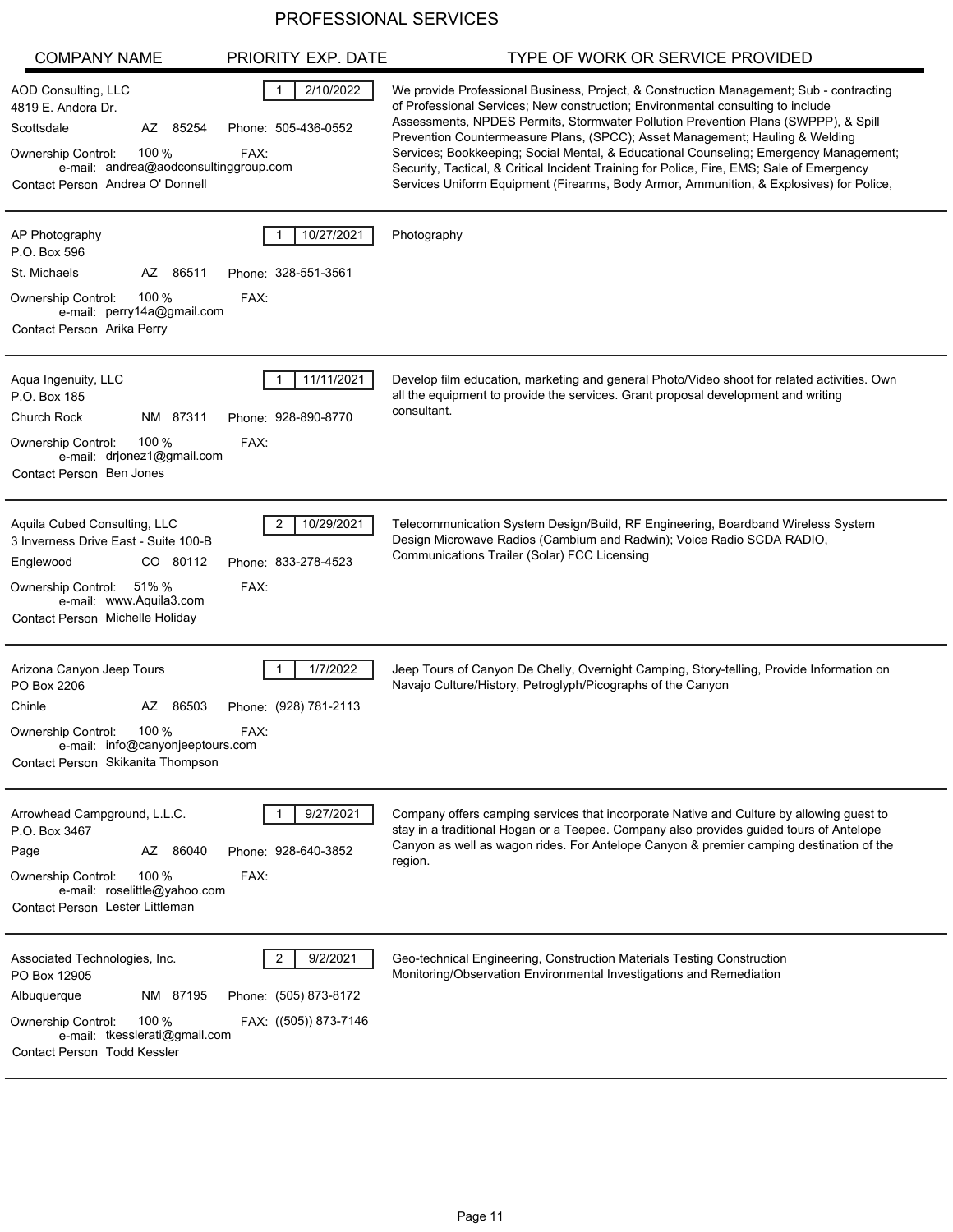# PROFESSIONAL SERVICES

| COMPANY NAME | PRIORITY | EXP. DATE | TYPE OF WORK OR SERVICE PROVIDED |
|---|---|---|---|
| AOD Consulting, LLC<br>4819 E. Andora Dr.<br>Scottsdale AZ 85254<br>Phone: 505-436-0552<br>Ownership Control: 100 %<br>FAX:<br>e-mail: andrea@aodconsultinggroup.com<br>Contact Person Andrea O' Donnell | 1 | 2/10/2022 | We provide Professional Business, Project, & Construction Management; Sub - contracting of Professional Services; New construction; Environmental consulting to include Assessments, NPDES Permits, Stormwater Pollution Prevention Plans (SWPPP), & Spill Prevention Countermeasure Plans, (SPCC); Asset Management; Hauling & Welding Services; Bookkeeping; Social Mental, & Educational Counseling; Emergency Management; Security, Tactical, & Critical Incident Training for Police, Fire, EMS; Sale of Emergency Services Uniform Equipment (Firearms, Body Armor, Ammunition, & Explosives) for Police, |
| AP Photography<br>P.O. Box 596<br>St. Michaels AZ 86511<br>Phone: 328-551-3561<br>Ownership Control: 100 %<br>FAX:<br>e-mail: perry14a@gmail.com<br>Contact Person Arika Perry | 1 | 10/27/2021 | Photography |
| Aqua Ingenuity, LLC<br>P.O. Box 185<br>Church Rock NM 87311<br>Phone: 928-890-8770<br>Ownership Control: 100 %<br>FAX:<br>e-mail: drjonez1@gmail.com<br>Contact Person Ben Jones | 1 | 11/11/2021 | Develop film education, marketing and general Photo/Video shoot for related activities. Own all the equipment to provide the services. Grant proposal development and writing consultant. |
| Aquila Cubed Consulting, LLC<br>3 Inverness Drive East - Suite 100-B<br>Englewood CO 80112<br>Phone: 833-278-4523<br>Ownership Control: 51% %<br>FAX:<br>e-mail: www.Aquila3.com<br>Contact Person Michelle Holiday | 2 | 10/29/2021 | Telecommunication System Design/Build, RF Engineering, Boardband Wireless System Design Microwave Radios (Cambium and Radwin); Voice Radio SCDA RADIO, Communications Trailer (Solar) FCC Licensing |
| Arizona Canyon Jeep Tours<br>PO Box 2206<br>Chinle AZ 86503<br>Phone: (928) 781-2113<br>Ownership Control: 100 %<br>FAX:<br>e-mail: info@canyonjeeptours.com<br>Contact Person Skikanita Thompson | 1 | 1/7/2022 | Jeep Tours of Canyon De Chelly, Overnight Camping, Story-telling, Provide Information on Navajo Culture/History, Petroglyph/Picographs of the Canyon |
| Arrowhead Campground, L.L.C.<br>P.O. Box 3467<br>Page AZ 86040<br>Phone: 928-640-3852<br>Ownership Control: 100 %<br>FAX:<br>e-mail: roselittle@yahoo.com<br>Contact Person Lester Littleman | 1 | 9/27/2021 | Company offers camping services that incorporate Native and Culture by allowing guest to stay in a traditional Hogan or a Teepee. Company also provides guided tours of Antelope Canyon as well as wagon rides. For Antelope Canyon & premier camping destination of the region. |
| Associated Technologies, Inc.<br>PO Box 12905<br>Albuquerque NM 87195<br>Phone: (505) 873-8172<br>Ownership Control: 100 %<br>FAX: ((505)) 873-7146<br>e-mail: tkesslerati@gmail.com<br>Contact Person Todd Kessler | 2 | 9/2/2021 | Geo-technical Engineering, Construction Materials Testing Construction Monitoring/Observation Environmental Investigations and Remediation |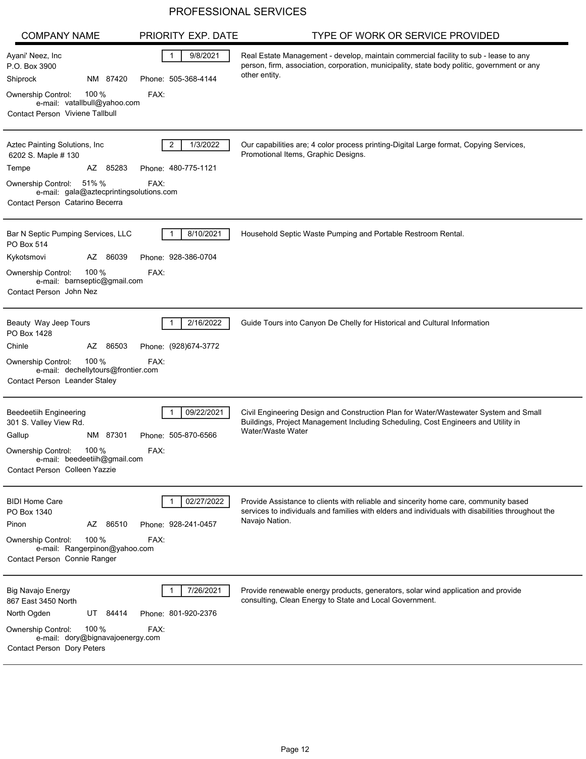# PROFESSIONAL SERVICES

| COMPANY NAME | PRIORITY | EXP. DATE | TYPE OF WORK OR SERVICE PROVIDED |
|---|---|---|---|
| Ayani' Neez, Inc<br>P.O. Box 3900<br>Shiprock NM 87420<br>Phone: 505-368-4144<br>Ownership Control: 100 %<br>FAX:<br>e-mail: vatallbull@yahoo.com<br>Contact Person Viviene Tallbull | 1 | 9/8/2021 | Real Estate Management - develop, maintain commercial facility to sub - lease to any person, firm, association, corporation, municipality, state body politic, government or any other entity. |
| Aztec Painting Solutions, Inc<br>6202 S. Maple # 130<br>Tempe AZ 85283<br>Phone: 480-775-1121<br>Ownership Control: 51% %<br>FAX:<br>e-mail: gala@aztecprintingsolutions.com<br>Contact Person Catarino Becerra | 2 | 1/3/2022 | Our capabilities are; 4 color process printing-Digital Large format, Copying Services, Promotional Items, Graphic Designs. |
| Bar N Septic Pumping Services, LLC<br>PO Box 514<br>Kykotsmovi AZ 86039<br>Phone: 928-386-0704<br>Ownership Control: 100 %<br>FAX:<br>e-mail: barnseptic@gmail.com<br>Contact Person John Nez | 1 | 8/10/2021 | Household Septic Waste Pumping and Portable Restroom Rental. |
| Beauty Way Jeep Tours<br>PO Box 1428<br>Chinle AZ 86503<br>Phone: (928)674-3772<br>Ownership Control: 100 %<br>FAX:<br>e-mail: dechellytours@frontier.com<br>Contact Person Leander Staley | 1 | 2/16/2022 | Guide Tours into Canyon De Chelly for Historical and Cultural Information |
| Beedeetiih Engineering<br>301 S. Valley View Rd.<br>Gallup NM 87301<br>Phone: 505-870-6566<br>Ownership Control: 100 %<br>FAX:<br>e-mail: beedeetiih@gmail.com<br>Contact Person Colleen Yazzie | 1 | 09/22/2021 | Civil Engineering Design and Construction Plan for Water/Wastewater System and Small Buildings, Project Management Including Scheduling, Cost Engineers and Utility in Water/Waste Water |
| BIDI Home Care<br>PO Box 1340<br>Pinon AZ 86510<br>Phone: 928-241-0457<br>Ownership Control: 100 %<br>FAX:<br>e-mail: Rangerpinon@yahoo.com<br>Contact Person Connie Ranger | 1 | 02/27/2022 | Provide Assistance to clients with reliable and sincerity home care, community based services to individuals and families with elders and individuals with disabilities throughout the Navajo Nation. |
| Big Navajo Energy<br>867 East 3450 North<br>North Ogden UT 84414<br>Phone: 801-920-2376<br>Ownership Control: 100 %<br>FAX:<br>e-mail: dory@bignavajoenergy.com<br>Contact Person Dory Peters | 1 | 7/26/2021 | Provide renewable energy products, generators, solar wind application and provide consulting, Clean Energy to State and Local Government. |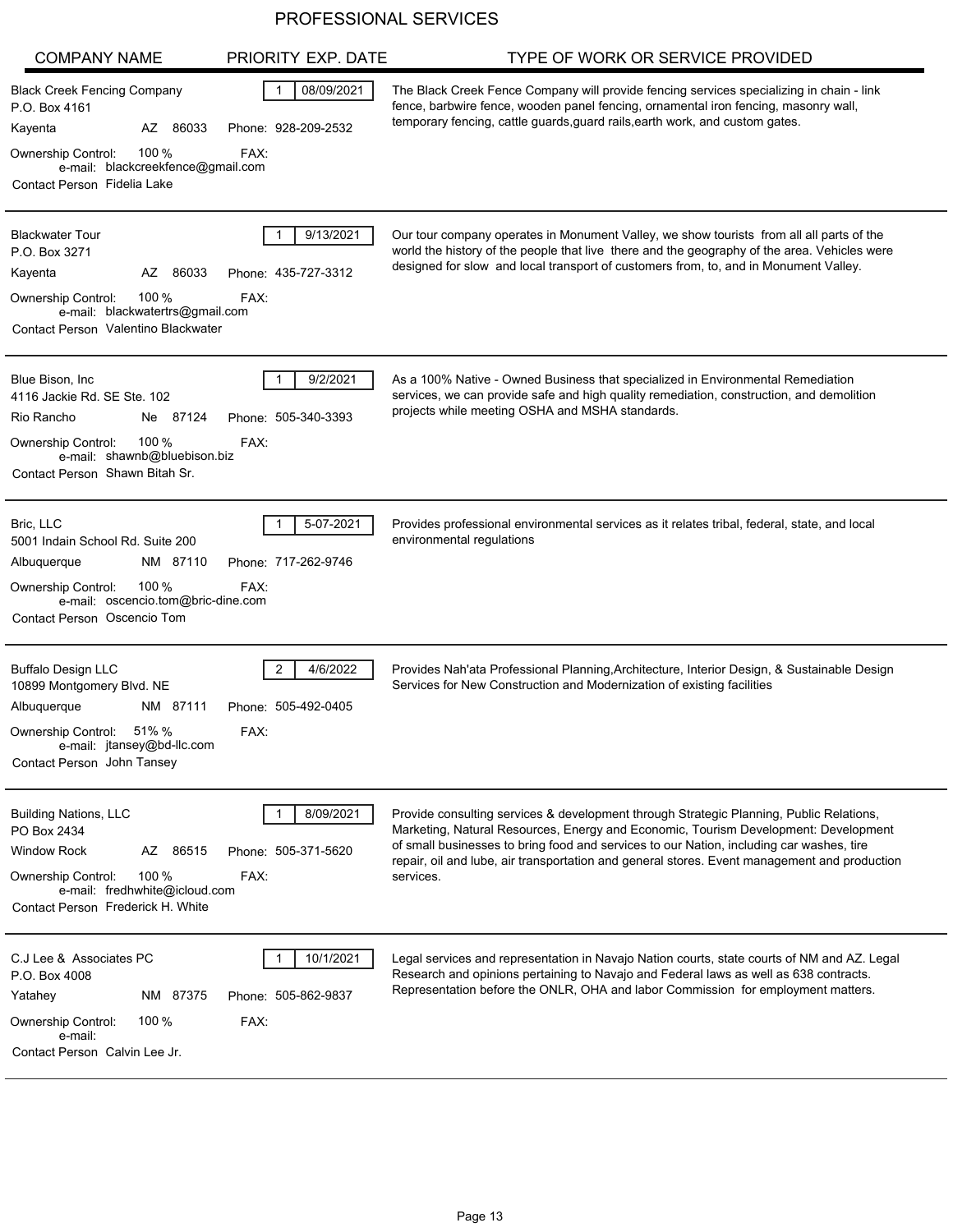# PROFESSIONAL SERVICES

| COMPANY NAME | PRIORITY | EXP. DATE | TYPE OF WORK OR SERVICE PROVIDED |
|---|---|---|---|
| Black Creek Fencing Company<br>P.O. Box 4161<br>Kayenta AZ 86033<br>Phone: 928-209-2532<br>Ownership Control: 100 %<br>FAX:<br>e-mail: blackcreekfence@gmail.com<br>Contact Person Fidelia Lake | 1 | 08/09/2021 | The Black Creek Fence Company will provide fencing services specializing in chain - link fence, barbwire fence, wooden panel fencing, ornamental iron fencing, masonry wall, temporary fencing, cattle guards,guard rails,earth work, and custom gates. |
| Blackwater Tour<br>P.O. Box 3271<br>Kayenta AZ 86033<br>Phone: 435-727-3312<br>Ownership Control: 100 %<br>FAX:<br>e-mail: blackwatertrs@gmail.com<br>Contact Person Valentino Blackwater | 1 | 9/13/2021 | Our tour company operates in Monument Valley, we show tourists from all all parts of the world the history of the people that live there and the geography of the area. Vehicles were designed for slow and local transport of customers from, to, and in Monument Valley. |
| Blue Bison, Inc<br>4116 Jackie Rd. SE Ste. 102<br>Rio Rancho Ne 87124<br>Phone: 505-340-3393<br>Ownership Control: 100 %<br>FAX:<br>e-mail: shawnb@bluebison.biz<br>Contact Person Shawn Bitah Sr. | 1 | 9/2/2021 | As a 100% Native - Owned Business that specialized in Environmental Remediation services, we can provide safe and high quality remediation, construction, and demolition projects while meeting OSHA and MSHA standards. |
| Bric, LLC<br>5001 Indain School Rd. Suite 200<br>Albuquerque NM 87110<br>Phone: 717-262-9746<br>Ownership Control: 100 %<br>FAX:<br>e-mail: oscencio.tom@bric-dine.com<br>Contact Person Oscencio Tom | 1 | 5-07-2021 | Provides professional environmental services as it relates tribal, federal, state, and local environmental regulations |
| Buffalo Design LLC<br>10899 Montgomery Blvd. NE<br>Albuquerque NM 87111<br>Phone: 505-492-0405<br>Ownership Control: 51% %<br>FAX:<br>e-mail: jtansey@bd-llc.com<br>Contact Person John Tansey | 2 | 4/6/2022 | Provides Nah'ata Professional Planning,Architecture, Interior Design, & Sustainable Design Services for New Construction and Modernization of existing facilities |
| Building Nations, LLC<br>PO Box 2434<br>Window Rock AZ 86515<br>Phone: 505-371-5620<br>Ownership Control: 100 %<br>FAX:<br>e-mail: fredhwhite@icloud.com<br>Contact Person Frederick H. White | 1 | 8/09/2021 | Provide consulting services & development through Strategic Planning, Public Relations, Marketing, Natural Resources, Energy and Economic, Tourism Development: Development of small businesses to bring food and services to our Nation, including car washes, tire repair, oil and lube, air transportation and general stores. Event management and production services. |
| C.J Lee & Associates PC<br>P.O. Box 4008<br>Yatahey NM 87375<br>Phone: 505-862-9837<br>Ownership Control: 100 %<br>FAX:<br>e-mail:<br>Contact Person Calvin Lee Jr. | 1 | 10/1/2021 | Legal services and representation in Navajo Nation courts, state courts of NM and AZ. Legal Research and opinions pertaining to Navajo and Federal laws as well as 638 contracts. Representation before the ONLR, OHA and labor Commission for employment matters. |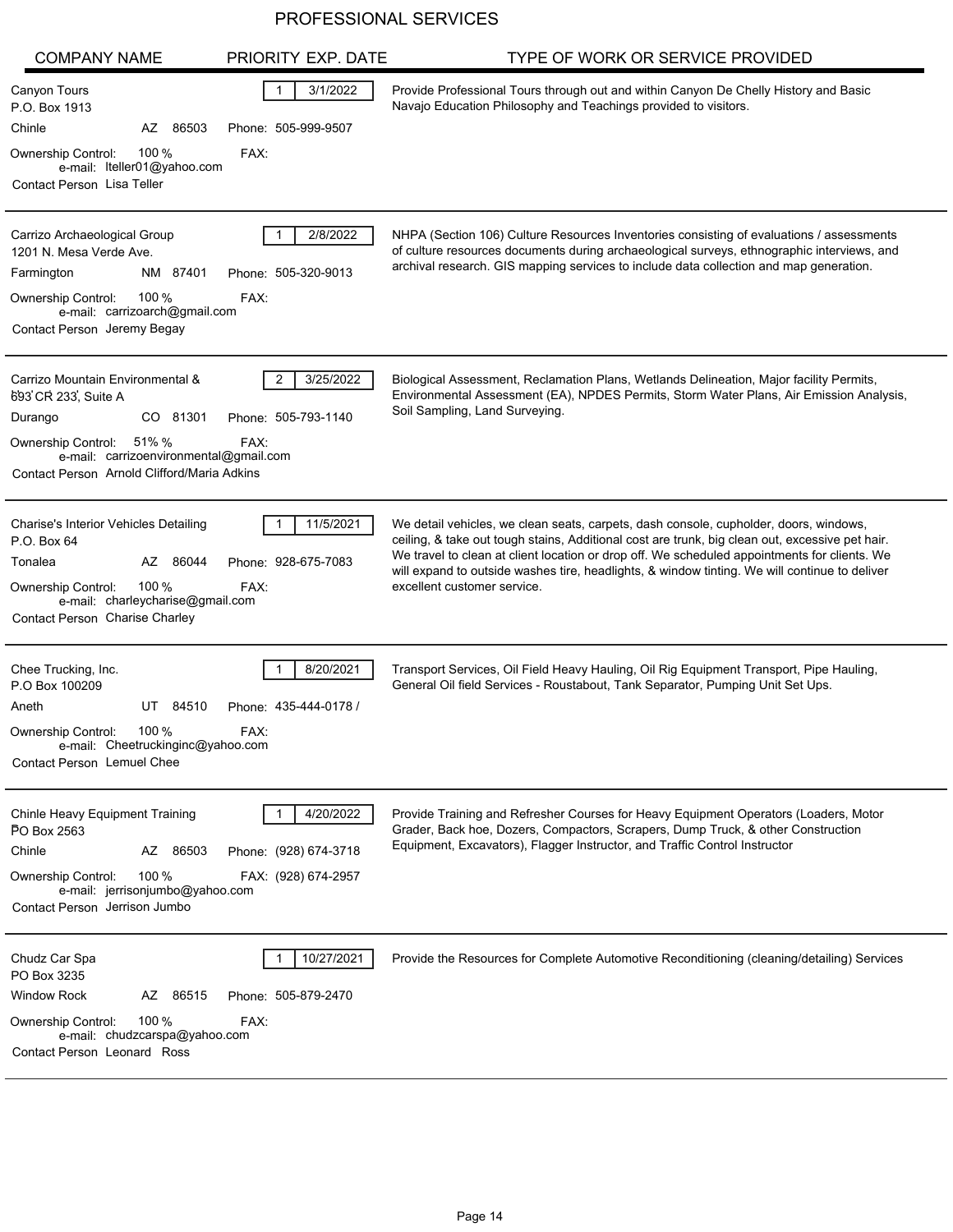# PROFESSIONAL SERVICES

| COMPANY NAME | PRIORITY | EXP. DATE | TYPE OF WORK OR SERVICE PROVIDED |
|---|---|---|---|
| Canyon Tours<br>P.O. Box 1913<br>Chinle AZ 86503<br>Phone: 505-999-9507<br>Ownership Control: 100 %<br>FAX:<br>e-mail: lteller01@yahoo.com<br>Contact Person Lisa Teller | 1 | 3/1/2022 | Provide Professional Tours through out and within Canyon De Chelly History and Basic Navajo Education Philosophy and Teachings provided to visitors. |
| Carrizo Archaeological Group<br>1201 N. Mesa Verde Ave.<br>Farmington NM 87401<br>Phone: 505-320-9013<br>Ownership Control: 100 %<br>FAX:<br>e-mail: carrizoarch@gmail.com<br>Contact Person Jeremy Begay | 1 | 2/8/2022 | NHPA (Section 106) Culture Resources Inventories consisting of evaluations / assessments of culture resources documents during archaeological surveys, ethnographic interviews, and archival research. GIS mapping services to include data collection and map generation. |
| Carrizo Mountain Environmental &<br>693 CR 233, Suite A<br>Durango CO 81301<br>Phone: 505-793-1140<br>Ownership Control: 51% %<br>FAX:<br>e-mail: carrizoenvironmental@gmail.com<br>Contact Person Arnold Clifford/Maria Adkins | 2 | 3/25/2022 | Biological Assessment, Reclamation Plans, Wetlands Delineation, Major facility Permits, Environmental Assessment (EA), NPDES Permits, Storm Water Plans, Air Emission Analysis, Soil Sampling, Land Surveying. |
| Charise's Interior Vehicles Detailing<br>P.O. Box 64<br>Tonalea AZ 86044<br>Phone: 928-675-7083<br>Ownership Control: 100 %<br>FAX:<br>e-mail: charleycharise@gmail.com<br>Contact Person Charise Charley | 1 | 11/5/2021 | We detail vehicles, we clean seats, carpets, dash console, cupholder, doors, windows, ceiling, & take out tough stains, Additional cost are trunk, big clean out, excessive pet hair. We travel to clean at client location or drop off. We scheduled appointments for clients. We will expand to outside washes tire, headlights, & window tinting. We will continue to deliver excellent customer service. |
| Chee Trucking, Inc.<br>P.O Box 100209<br>Aneth UT 84510<br>Phone: 435-444-0178 /<br>Ownership Control: 100 %<br>FAX:<br>e-mail: Cheetruckinginc@yahoo.com<br>Contact Person Lemuel Chee | 1 | 8/20/2021 | Transport Services, Oil Field Heavy Hauling, Oil Rig Equipment Transport, Pipe Hauling, General Oil field Services - Roustabout, Tank Separator, Pumping Unit Set Ups. |
| Chinle Heavy Equipment Training<br>PO Box 2563<br>Chinle AZ 86503<br>Phone: (928) 674-3718<br>Ownership Control: 100 %<br>FAX: (928) 674-2957<br>e-mail: jerrisonjumbo@yahoo.com<br>Contact Person Jerrison Jumbo | 1 | 4/20/2022 | Provide Training and Refresher Courses for Heavy Equipment Operators (Loaders, Motor Grader, Back hoe, Dozers, Compactors, Scrapers, Dump Truck, & other Construction Equipment, Excavators), Flagger Instructor, and Traffic Control Instructor |
| Chudz Car Spa<br>PO Box 3235<br>Window Rock AZ 86515<br>Phone: 505-879-2470<br>Ownership Control: 100 %<br>FAX:<br>e-mail: chudzcarspa@yahoo.com<br>Contact Person Leonard Ross | 1 | 10/27/2021 | Provide the Resources for Complete Automotive Reconditioning (cleaning/detailing) Services |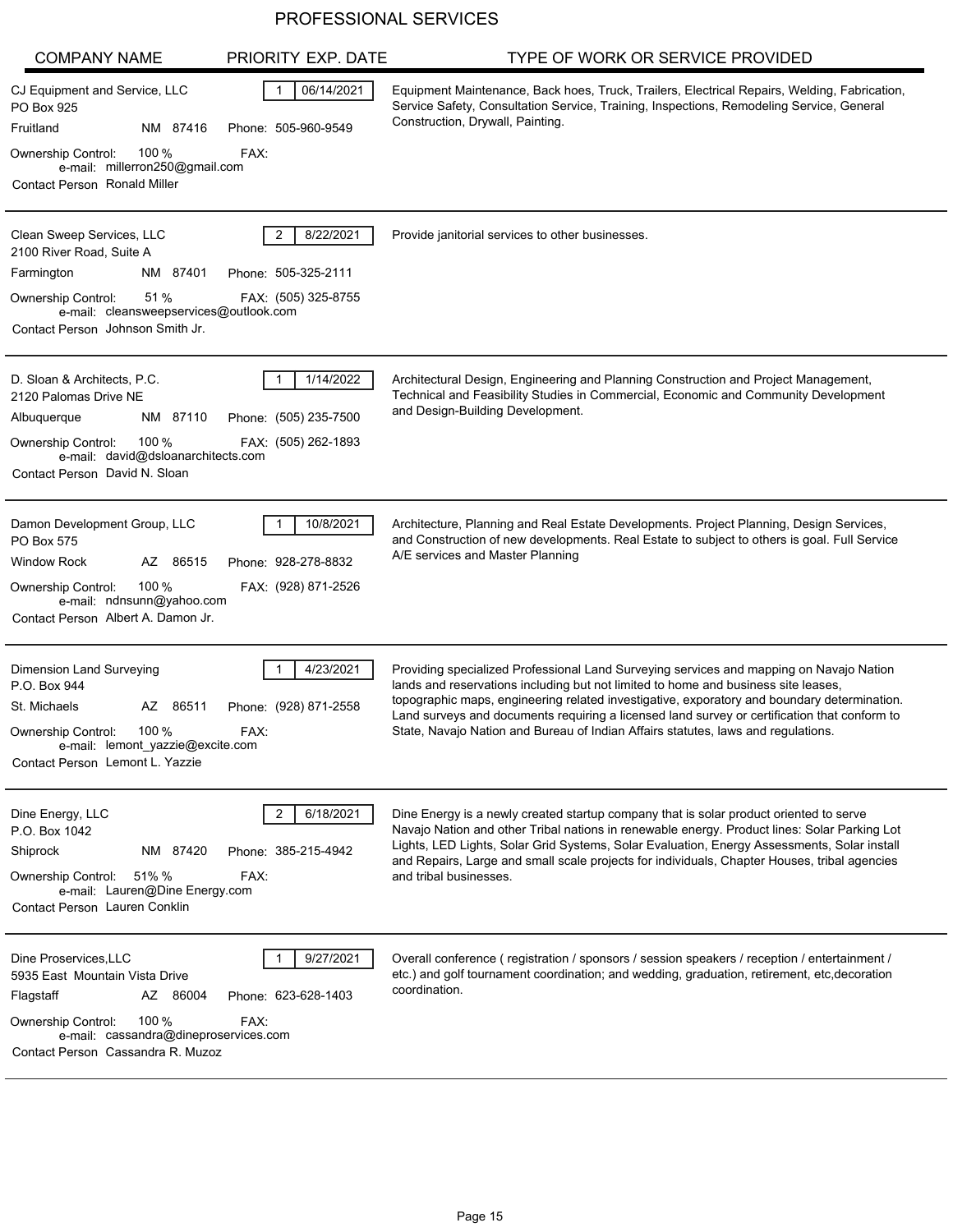# PROFESSIONAL SERVICES

| COMPANY NAME | PRIORITY | EXP. DATE | TYPE OF WORK OR SERVICE PROVIDED |
|---|---|---|---|
| CJ Equipment and Service, LLC<br>PO Box 925<br>Fruitland NM 87416<br>Phone: 505-960-9549<br>Ownership Control: 100 %<br>FAX:<br>e-mail: millerron250@gmail.com<br>Contact Person Ronald Miller | 1 | 06/14/2021 | Equipment Maintenance, Back hoes, Truck, Trailers, Electrical Repairs, Welding, Fabrication, Service Safety, Consultation Service, Training, Inspections, Remodeling Service, General Construction, Drywall, Painting. |
| Clean Sweep Services, LLC<br>2100 River Road, Suite A<br>Farmington NM 87401<br>Phone: 505-325-2111<br>Ownership Control: 51 %<br>FAX: (505) 325-8755<br>e-mail: cleansweepservices@outlook.com<br>Contact Person Johnson Smith Jr. | 2 | 8/22/2021 | Provide janitorial services to other businesses. |
| D. Sloan & Architects, P.C.<br>2120 Palomas Drive NE<br>Albuquerque NM 87110<br>Phone: (505) 235-7500<br>Ownership Control: 100 %<br>FAX: (505) 262-1893<br>e-mail: david@dsloanarchitects.com<br>Contact Person David N. Sloan | 1 | 1/14/2022 | Architectural Design, Engineering and Planning Construction and Project Management, Technical and Feasibility Studies in Commercial, Economic and Community Development and Design-Building Development. |
| Damon Development Group, LLC<br>PO Box 575<br>Window Rock AZ 86515<br>Phone: 928-278-8832<br>Ownership Control: 100 %<br>FAX: (928) 871-2526<br>e-mail: ndnsunn@yahoo.com<br>Contact Person Albert A. Damon Jr. | 1 | 10/8/2021 | Architecture, Planning and Real Estate Developments. Project Planning, Design Services, and Construction of new developments. Real Estate to subject to others is goal. Full Service A/E services and Master Planning |
| Dimension Land Surveying<br>P.O. Box 944<br>St. Michaels AZ 86511<br>Phone: (928) 871-2558<br>Ownership Control: 100 %<br>FAX:<br>e-mail: lemont_yazzie@excite.com<br>Contact Person Lemont L. Yazzie | 1 | 4/23/2021 | Providing specialized Professional Land Surveying services and mapping on Navajo Nation lands and reservations including but not limited to home and business site leases, topographic maps, engineering related investigative, exporatory and boundary determination. Land surveys and documents requiring a licensed land survey or certification that conform to State, Navajo Nation and Bureau of Indian Affairs statutes, laws and regulations. |
| Dine Energy, LLC<br>P.O. Box 1042<br>Shiprock NM 87420<br>Phone: 385-215-4942<br>Ownership Control: 51% %<br>FAX:<br>e-mail: Lauren@Dine Energy.com<br>Contact Person Lauren Conklin | 2 | 6/18/2021 | Dine Energy is a newly created startup company that is solar product oriented to serve Navajo Nation and other Tribal nations in renewable energy. Product lines: Solar Parking Lot Lights, LED Lights, Solar Grid Systems, Solar Evaluation, Energy Assessments, Solar install and Repairs, Large and small scale projects for individuals, Chapter Houses, tribal agencies and tribal businesses. |
| Dine Proservices,LLC<br>5935 East Mountain Vista Drive<br>Flagstaff AZ 86004<br>Phone: 623-628-1403<br>Ownership Control: 100 %<br>FAX:<br>e-mail: cassandra@dineproservices.com<br>Contact Person Cassandra R. Muzoz | 1 | 9/27/2021 | Overall conference ( registration / sponsors / session speakers / reception / entertainment / etc.) and golf tournament coordination; and wedding, graduation, retirement, etc,decoration coordination. |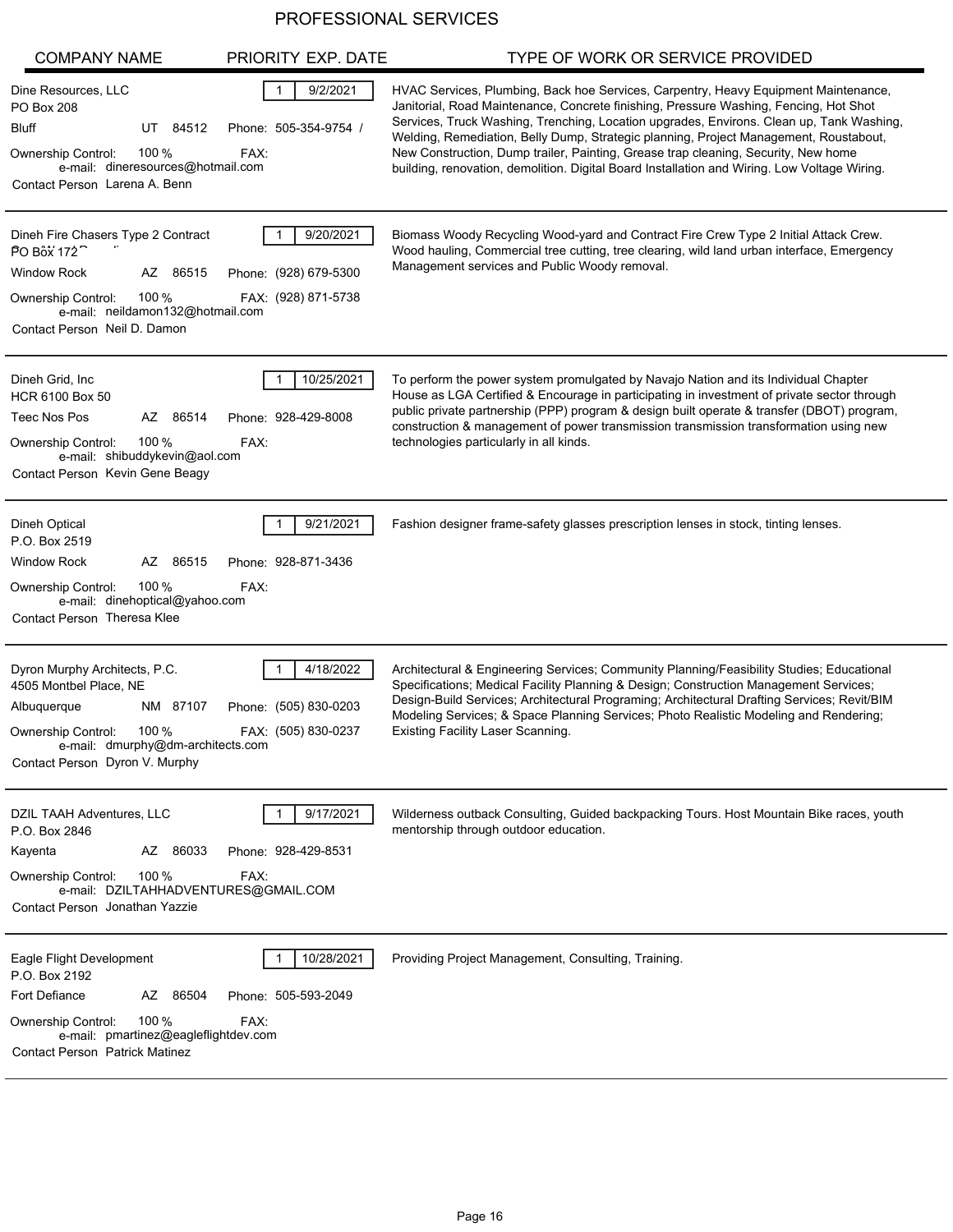# PROFESSIONAL SERVICES

| COMPANY NAME | PRIORITY | EXP. DATE | TYPE OF WORK OR SERVICE PROVIDED |
|---|---|---|---|
| Dine Resources, LLC<br>PO Box 208<br>Bluff UT 84512 Phone: 505-354-9754 /<br>Ownership Control: 100 % FAX:<br>e-mail: dineresources@hotmail.com<br>Contact Person Larena A. Benn | 1 | 9/2/2021 | HVAC Services, Plumbing, Back hoe Services, Carpentry, Heavy Equipment Maintenance, Janitorial, Road Maintenance, Concrete finishing, Pressure Washing, Fencing, Hot Shot Services, Truck Washing, Trenching, Location upgrades, Environs. Clean up, Tank Washing, Welding, Remediation, Belly Dump, Strategic planning, Project Management, Roustabout, New Construction, Dump trailer, Painting, Grease trap cleaning, Security, New home building, renovation, demolition. Digital Board Installation and Wiring. Low Voltage Wiring. |
| Dineh Fire Chasers Type 2 Contract<br>PO Box 172<br>Window Rock AZ 86515 Phone: (928) 679-5300<br>Ownership Control: 100 % FAX: (928) 871-5738<br>e-mail: neildamon132@hotmail.com<br>Contact Person Neil D. Damon | 1 | 9/20/2021 | Biomass Woody Recycling Wood-yard and Contract Fire Crew Type 2 Initial Attack Crew. Wood hauling, Commercial tree cutting, tree clearing, wild land urban interface, Emergency Management services and Public Woody removal. |
| Dineh Grid, Inc<br>HCR 6100 Box 50<br>Teec Nos Pos AZ 86514 Phone: 928-429-8008<br>Ownership Control: 100 % FAX:<br>e-mail: shibuddykevin@aol.com<br>Contact Person Kevin Gene Beagy | 1 | 10/25/2021 | To perform the power system promulgated by Navajo Nation and its Individual Chapter House as LGA Certified & Encourage in participating in investment of private sector through public private partnership (PPP) program & design built operate & transfer (DBOT) program, construction & management of power transmission transmission transformation using new technologies particularly in all kinds. |
| Dineh Optical<br>P.O. Box 2519<br>Window Rock AZ 86515 Phone: 928-871-3436<br>Ownership Control: 100 % FAX:<br>e-mail: dinehoptical@yahoo.com<br>Contact Person Theresa Klee | 1 | 9/21/2021 | Fashion designer frame-safety glasses prescription lenses in stock, tinting lenses. |
| Dyron Murphy Architects, P.C.<br>4505 Montbel Place, NE<br>Albuquerque NM 87107 Phone: (505) 830-0203<br>Ownership Control: 100 % FAX: (505) 830-0237<br>e-mail: dmurphy@dm-architects.com<br>Contact Person Dyron V. Murphy | 1 | 4/18/2022 | Architectural & Engineering Services; Community Planning/Feasibility Studies; Educational Specifications; Medical Facility Planning & Design; Construction Management Services; Design-Build Services; Architectural Programing; Architectural Drafting Services; Revit/BIM Modeling Services; & Space Planning Services; Photo Realistic Modeling and Rendering; Existing Facility Laser Scanning. |
| DZIL TAAH Adventures, LLC<br>P.O. Box 2846<br>Kayenta AZ 86033 Phone: 928-429-8531<br>Ownership Control: 100 % FAX:<br>e-mail: DZILTAHHADVENTURES@GMAIL.COM<br>Contact Person Jonathan Yazzie | 1 | 9/17/2021 | Wilderness outback Consulting, Guided backpacking Tours. Host Mountain Bike races, youth mentorship through outdoor education. |
| Eagle Flight Development<br>P.O. Box 2192<br>Fort Defiance AZ 86504 Phone: 505-593-2049<br>Ownership Control: 100 % FAX:<br>e-mail: pmartinez@eagleflightdev.com<br>Contact Person Patrick Matinez | 1 | 10/28/2021 | Providing Project Management, Consulting, Training. |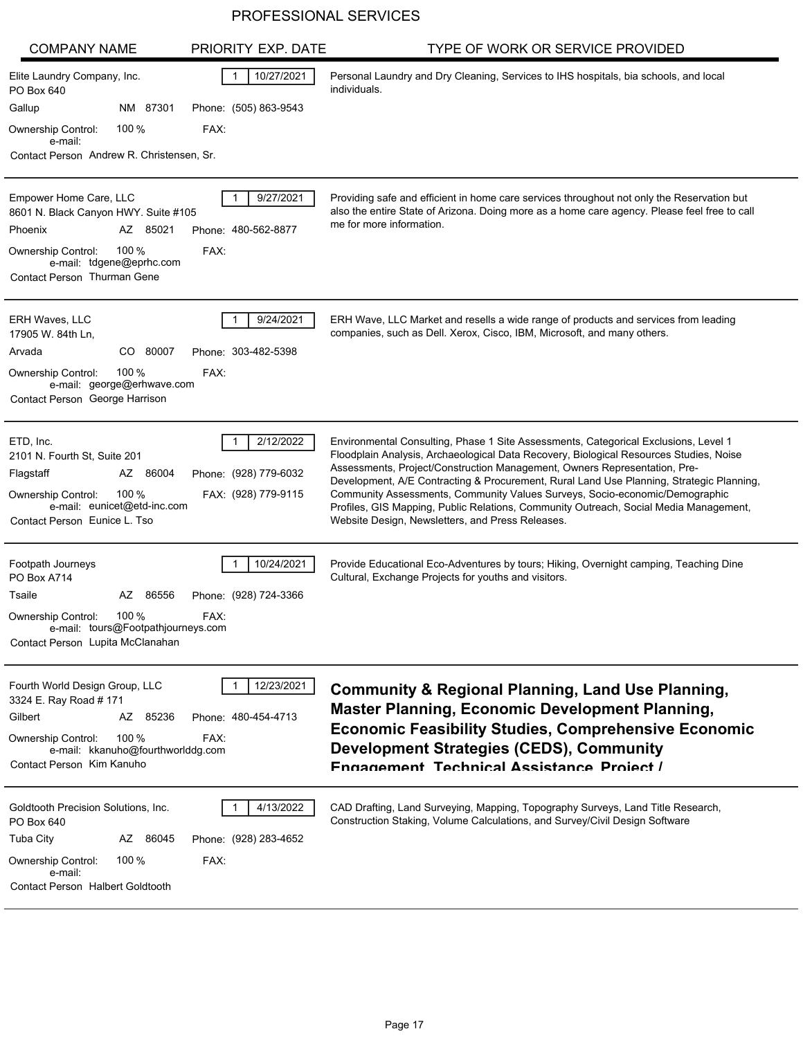# PROFESSIONAL SERVICES

| COMPANY NAME | PRIORITY | EXP. DATE | TYPE OF WORK OR SERVICE PROVIDED |
| --- | --- | --- | --- |
| Elite Laundry Company, Inc.<br>PO Box 640<br>Gallup NM 87301<br>Phone: (505) 863-9543<br>Ownership Control: 100 %<br>FAX:<br>e-mail:<br>Contact Person Andrew R. Christensen, Sr. | 1 | 10/27/2021 | Personal Laundry and Dry Cleaning, Services to IHS hospitals, bia schools, and local individuals. |
| Empower Home Care, LLC<br>8601 N. Black Canyon HWY. Suite #105<br>Phoenix AZ 85021<br>Phone: 480-562-8877<br>Ownership Control: 100 %<br>FAX:<br>e-mail: tdgene@eprhc.com<br>Contact Person Thurman Gene | 1 | 9/27/2021 | Providing safe and efficient in home care services throughout not only the Reservation but also the entire State of Arizona. Doing more as a home care agency. Please feel free to call me for more information. |
| ERH Waves, LLC<br>17905 W. 84th Ln,<br>Arvada CO 80007<br>Phone: 303-482-5398<br>Ownership Control: 100 %<br>FAX:<br>e-mail: george@erhwave.com<br>Contact Person George Harrison | 1 | 9/24/2021 | ERH Wave, LLC Market and resells a wide range of products and services from leading companies, such as Dell. Xerox, Cisco, IBM, Microsoft, and many others. |
| ETD, Inc.<br>2101 N. Fourth St, Suite 201<br>Flagstaff AZ 86004<br>Phone: (928) 779-6032<br>Ownership Control: 100 %<br>FAX: (928) 779-9115<br>e-mail: eunicet@etd-inc.com<br>Contact Person Eunice L. Tso | 1 | 2/12/2022 | Environmental Consulting, Phase 1 Site Assessments, Categorical Exclusions, Level 1 Floodplain Analysis, Archaeological Data Recovery, Biological Resources Studies, Noise Assessments, Project/Construction Management, Owners Representation, Pre-Development, A/E Contracting & Procurement, Rural Land Use Planning, Strategic Planning, Community Assessments, Community Values Surveys, Socio-economic/Demographic Profiles, GIS Mapping, Public Relations, Community Outreach, Social Media Management, Website Design, Newsletters, and Press Releases. |
| Footpath Journeys<br>PO Box A714<br>Tsaile AZ 86556<br>Phone: (928) 724-3366<br>Ownership Control: 100 %<br>FAX:<br>e-mail: tours@Footpathjourneys.com<br>Contact Person Lupita McClanahan | 1 | 10/24/2021 | Provide Educational Eco-Adventures by tours; Hiking, Overnight camping, Teaching Dine Cultural, Exchange Projects for youths and visitors. |
| Fourth World Design Group, LLC<br>3324 E. Ray Road # 171<br>Gilbert AZ 85236<br>Phone: 480-454-4713<br>Ownership Control: 100 %<br>FAX:<br>e-mail: kkanuho@fourthworlddg.com<br>Contact Person Kim Kanuho | 1 | 12/23/2021 | **Community & Regional Planning, Land Use Planning, Master Planning, Economic Development Planning, Economic Feasibility Studies, Comprehensive Economic Development Strategies (CEDS), Community Engagement, Technical Assistance, Project /** |
| Goldtooth Precision Solutions, Inc.<br>PO Box 640<br>Tuba City AZ 86045<br>Phone: (928) 283-4652<br>Ownership Control: 100 %<br>FAX:<br>e-mail:<br>Contact Person Halbert Goldtooth | 1 | 4/13/2022 | CAD Drafting, Land Surveying, Mapping, Topography Surveys, Land Title Research, Construction Staking, Volume Calculations, and Survey/Civil Design Software |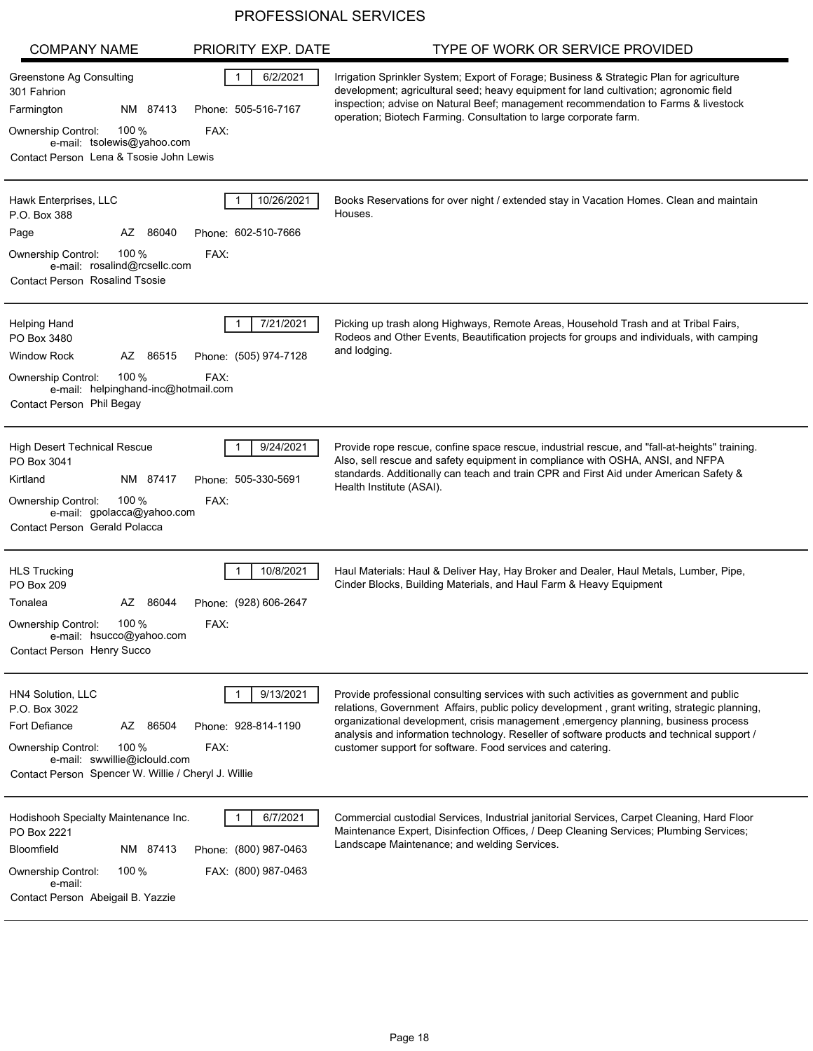# PROFESSIONAL SERVICES

| COMPANY NAME | PRIORITY | EXP. DATE | TYPE OF WORK OR SERVICE PROVIDED |
|---|---|---|---|
| Greenstone Ag Consulting<br>301 Fahrion<br>Farmington NM 87413 Phone: 505-516-7167<br>Ownership Control: 100 % FAX:<br>e-mail: tsolewis@yahoo.com<br>Contact Person Lena & Tsosie John Lewis | 1 | 6/2/2021 | Irrigation Sprinkler System; Export of Forage; Business & Strategic Plan for agriculture development; agricultural seed; heavy equipment for land cultivation; agronomic field inspection; advise on Natural Beef; management recommendation to Farms & livestock operation; Biotech Farming. Consultation to large corporate farm. |
| Hawk Enterprises, LLC<br>P.O. Box 388<br>Page AZ 86040 Phone: 602-510-7666<br>Ownership Control: 100 % FAX:<br>e-mail: rosalind@rcsellc.com<br>Contact Person Rosalind Tsosie | 1 | 10/26/2021 | Books Reservations for over night / extended stay in Vacation Homes. Clean and maintain Houses. |
| Helping Hand<br>PO Box 3480<br>Window Rock AZ 86515 Phone: (505) 974-7128<br>Ownership Control: 100 % FAX:<br>e-mail: helpinghand-inc@hotmail.com<br>Contact Person Phil Begay | 1 | 7/21/2021 | Picking up trash along Highways, Remote Areas, Household Trash and at Tribal Fairs, Rodeos and Other Events, Beautification projects for groups and individuals, with camping and lodging. |
| High Desert Technical Rescue<br>PO Box 3041<br>Kirtland NM 87417 Phone: 505-330-5691<br>Ownership Control: 100 % FAX:<br>e-mail: gpolacca@yahoo.com<br>Contact Person Gerald Polacca | 1 | 9/24/2021 | Provide rope rescue, confine space rescue, industrial rescue, and "fall-at-heights" training. Also, sell rescue and safety equipment in compliance with OSHA, ANSI, and NFPA standards. Additionally can teach and train CPR and First Aid under American Safety & Health Institute (ASAI). |
| HLS Trucking<br>PO Box 209<br>Tonalea AZ 86044 Phone: (928) 606-2647<br>Ownership Control: 100 % FAX:<br>e-mail: hsucco@yahoo.com<br>Contact Person Henry Succo | 1 | 10/8/2021 | Haul Materials: Haul & Deliver Hay, Hay Broker and Dealer, Haul Metals, Lumber, Pipe, Cinder Blocks, Building Materials, and Haul Farm & Heavy Equipment |
| HN4 Solution, LLC<br>P.O. Box 3022<br>Fort Defiance AZ 86504 Phone: 928-814-1190<br>Ownership Control: 100 % FAX:<br>e-mail: swwillie@iclould.com<br>Contact Person Spencer W. Willie / Cheryl J. Willie | 1 | 9/13/2021 | Provide professional consulting services with such activities as government and public relations, Government Affairs, public policy development , grant writing, strategic planning, organizational development, crisis management ,emergency planning, business process analysis and information technology. Reseller of software products and technical support / customer support for software. Food services and catering. |
| Hodishooh Specialty Maintenance Inc.<br>PO Box 2221<br>Bloomfield NM 87413 Phone: (800) 987-0463<br>Ownership Control: 100 % FAX: (800) 987-0463<br>e-mail:<br>Contact Person Abeigail B. Yazzie | 1 | 6/7/2021 | Commercial custodial Services, Industrial janitorial Services, Carpet Cleaning, Hard Floor Maintenance Expert, Disinfection Offices, / Deep Cleaning Services; Plumbing Services; Landscape Maintenance; and welding Services. |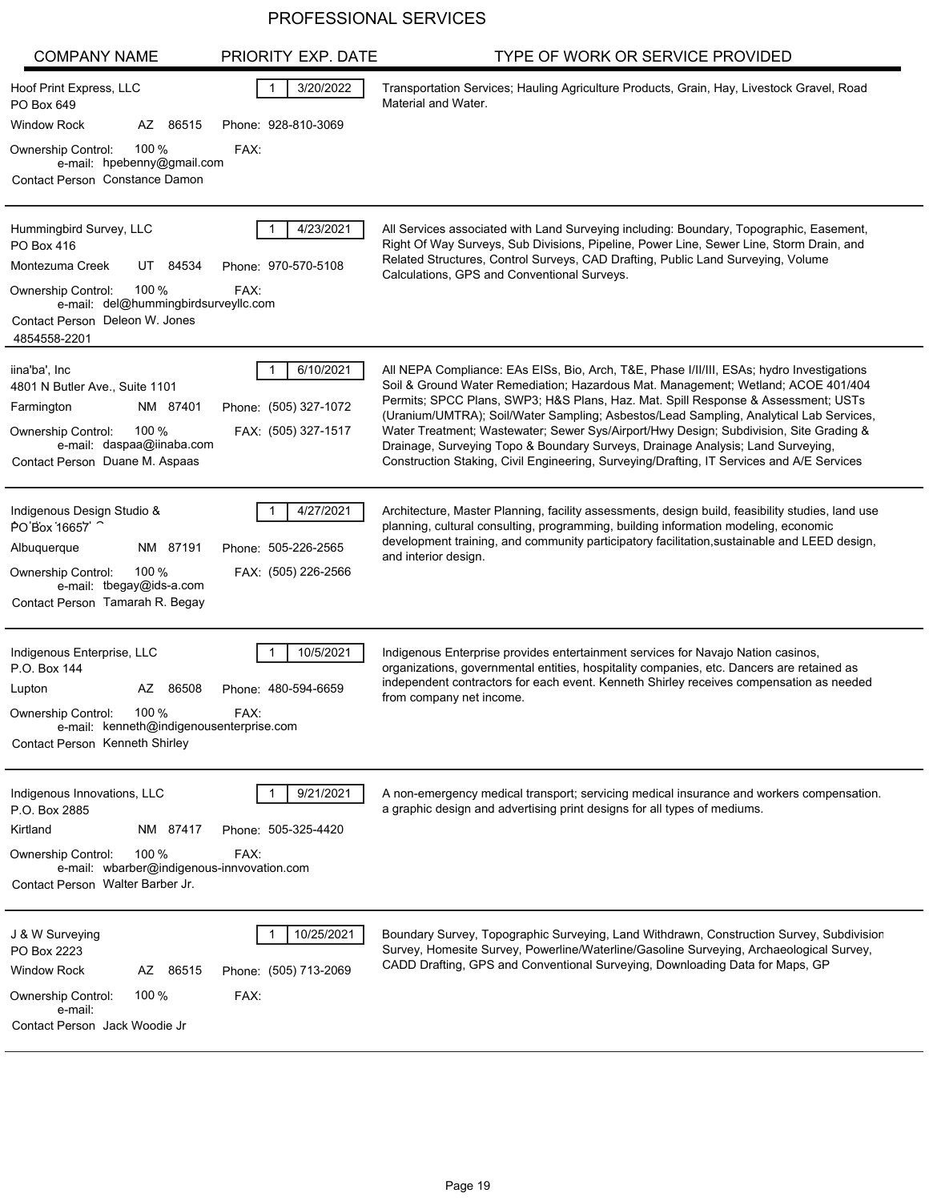# PROFESSIONAL SERVICES

| COMPANY NAME | PRIORITY | EXP. DATE | TYPE OF WORK OR SERVICE PROVIDED |
|---|---|---|---|
| Hoof Print Express, LLC<br>PO Box 649<br>Window Rock AZ 86515 Phone: 928-810-3069<br>Ownership Control: 100 % FAX:<br>e-mail: hpebenny@gmail.com<br>Contact Person Constance Damon | 1 | 3/20/2022 | Transportation Services; Hauling Agriculture Products, Grain, Hay, Livestock Gravel, Road Material and Water. |
| Hummingbird Survey, LLC<br>PO Box 416<br>Montezuma Creek UT 84534 Phone: 970-570-5108<br>Ownership Control: 100 % FAX:<br>e-mail: del@hummingbirdsurveyllc.com<br>Contact Person Deleon W. Jones<br>4854558-2201 | 1 | 4/23/2021 | All Services associated with Land Surveying including: Boundary, Topographic, Easement, Right Of Way Surveys, Sub Divisions, Pipeline, Power Line, Sewer Line, Storm Drain, and Related Structures, Control Surveys, CAD Drafting, Public Land Surveying, Volume Calculations, GPS and Conventional Surveys. |
| iina'ba', Inc<br>4801 N Butler Ave., Suite 1101<br>Farmington NM 87401 Phone: (505) 327-1072<br>Ownership Control: 100 % FAX: (505) 327-1517<br>e-mail: daspaa@iinaba.com<br>Contact Person Duane M. Aspaas | 1 | 6/10/2021 | All NEPA Compliance: EAs EISs, Bio, Arch, T&E, Phase I/II/III, ESAs; hydro Investigations Soil & Ground Water Remediation; Hazardous Mat. Management; Wetland; ACOE 401/404 Permits; SPCC Plans, SWP3; H&S Plans, Haz. Mat. Spill Response & Assessment; USTs (Uranium/UMTRA); Soil/Water Sampling; Asbestos/Lead Sampling, Analytical Lab Services, Water Treatment; Wastewater; Sewer Sys/Airport/Hwy Design; Subdivision, Site Grading & Drainage, Surveying Topo & Boundary Surveys, Drainage Analysis; Land Surveying, Construction Staking, Civil Engineering, Surveying/Drafting, IT Services and A/E Services |
| Indigenous Design Studio &<br>PO Box 16657<br>Albuquerque NM 87191 Phone: 505-226-2565<br>Ownership Control: 100 % FAX: (505) 226-2566<br>e-mail: tbegay@ids-a.com<br>Contact Person Tamarah R. Begay | 1 | 4/27/2021 | Architecture, Master Planning, facility assessments, design build, feasibility studies, land use planning, cultural consulting, programming, building information modeling, economic development training, and community participatory facilitation,sustainable and LEED design, and interior design. |
| Indigenous Enterprise, LLC<br>P.O. Box 144<br>Lupton AZ 86508 Phone: 480-594-6659<br>Ownership Control: 100 % FAX:<br>e-mail: kenneth@indigenousenterprise.com<br>Contact Person Kenneth Shirley | 1 | 10/5/2021 | Indigenous Enterprise provides entertainment services for Navajo Nation casinos, organizations, governmental entities, hospitality companies, etc. Dancers are retained as independent contractors for each event. Kenneth Shirley receives compensation as needed from company net income. |
| Indigenous Innovations, LLC<br>P.O. Box 2885<br>Kirtland NM 87417 Phone: 505-325-4420<br>Ownership Control: 100 % FAX:<br>e-mail: wbarber@indigenous-innvovation.com<br>Contact Person Walter Barber Jr. | 1 | 9/21/2021 | A non-emergency medical transport; servicing medical insurance and workers compensation. a graphic design and advertising print designs for all types of mediums. |
| J & W Surveying<br>PO Box 2223<br>Window Rock AZ 86515 Phone: (505) 713-2069<br>Ownership Control: 100 % FAX:<br>e-mail:<br>Contact Person Jack Woodie Jr | 1 | 10/25/2021 | Boundary Survey, Topographic Surveying, Land Withdrawn, Construction Survey, Subdivision Survey, Homesite Survey, Powerline/Waterline/Gasoline Surveying, Archaeological Survey, CADD Drafting, GPS and Conventional Surveying, Downloading Data for Maps, GP |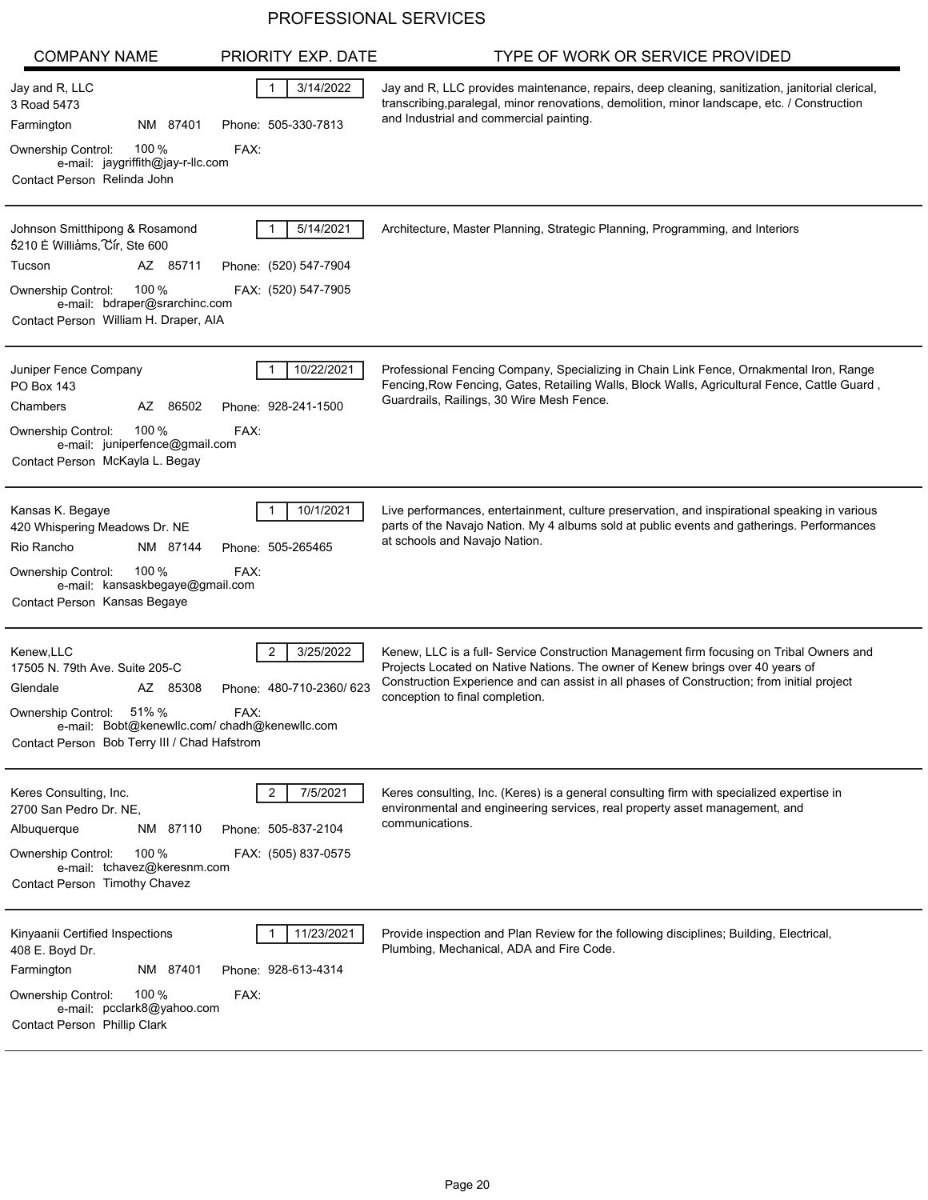# PROFESSIONAL SERVICES

| COMPANY NAME | PRIORITY | EXP. DATE | TYPE OF WORK OR SERVICE PROVIDED |
|---|---|---|---|
| Jay and R, LLC<br>3 Road 5473<br>Farmington NM 87401<br>Phone: 505-330-7813<br>FAX:<br>Ownership Control: 100 %<br>e-mail: jaygriffith@jay-r-llc.com<br>Contact Person Relinda John | 1 | 3/14/2022 | Jay and R, LLC provides maintenance, repairs, deep cleaning, sanitization, janitorial clerical, transcribing,paralegal, minor renovations, demolition, minor landscape, etc. / Construction and Industrial and commercial painting. |
| Johnson Smitthipong & Rosamond<br>5210 E Williams, Cir, Ste 600<br>Tucson AZ 85711<br>Phone: (520) 547-7904<br>FAX: (520) 547-7905<br>Ownership Control: 100 %<br>e-mail: bdraper@srarchinc.com<br>Contact Person William H. Draper, AIA | 1 | 5/14/2021 | Architecture, Master Planning, Strategic Planning, Programming, and Interiors |
| Juniper Fence Company<br>PO Box 143<br>Chambers AZ 86502<br>Phone: 928-241-1500<br>FAX:<br>Ownership Control: 100 %<br>e-mail: juniperfence@gmail.com<br>Contact Person McKayla L. Begay | 1 | 10/22/2021 | Professional Fencing Company, Specializing in Chain Link Fence, Ornakmental Iron, Range Fencing,Row Fencing, Gates, Retailing Walls, Block Walls, Agricultural Fence, Cattle Guard , Guardrails, Railings, 30 Wire Mesh Fence. |
| Kansas K. Begaye<br>420 Whispering Meadows Dr. NE<br>Rio Rancho NM 87144<br>Phone: 505-265465<br>FAX:<br>Ownership Control: 100 %<br>e-mail: kansaskbegaye@gmail.com<br>Contact Person Kansas Begaye | 1 | 10/1/2021 | Live performances, entertainment, culture preservation, and inspirational speaking in various parts of the Navajo Nation. My 4 albums sold at public events and gatherings. Performances at schools and Navajo Nation. |
| Kenew,LLC<br>17505 N. 79th Ave. Suite 205-C<br>Glendale AZ 85308<br>Phone: 480-710-2360/ 623<br>FAX:<br>Ownership Control: 51% %<br>e-mail: Bobt@kenewllc.com/ chadh@kenewllc.com<br>Contact Person Bob Terry III / Chad Hafstrom | 2 | 3/25/2022 | Kenew, LLC is a full- Service Construction Management firm focusing on Tribal Owners and Projects Located on Native Nations. The owner of Kenew brings over 40 years of Construction Experience and can assist in all phases of Construction; from initial project conception to final completion. |
| Keres Consulting, Inc.<br>2700 San Pedro Dr. NE,<br>Albuquerque NM 87110<br>Phone: 505-837-2104<br>FAX: (505) 837-0575<br>Ownership Control: 100 %<br>e-mail: tchavez@keresnm.com<br>Contact Person Timothy Chavez | 2 | 7/5/2021 | Keres consulting, Inc. (Keres) is a general consulting firm with specialized expertise in environmental and engineering services, real property asset management, and communications. |
| Kinyaanii Certified Inspections<br>408 E. Boyd Dr.<br>Farmington NM 87401<br>Phone: 928-613-4314<br>FAX:<br>Ownership Control: 100 %<br>e-mail: pcclark8@yahoo.com<br>Contact Person Phillip Clark | 1 | 11/23/2021 | Provide inspection and Plan Review for the following disciplines; Building, Electrical, Plumbing, Mechanical, ADA and Fire Code. |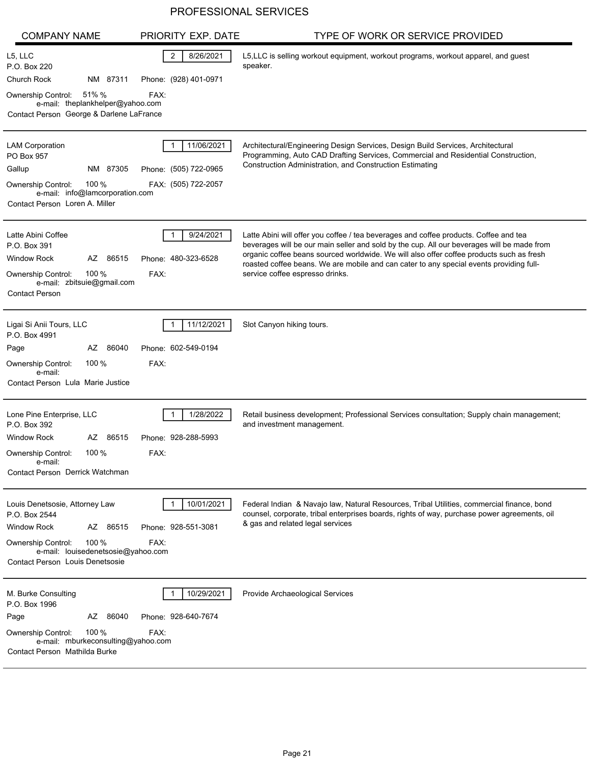# PROFESSIONAL SERVICES

| COMPANY NAME | PRIORITY | EXP. DATE | TYPE OF WORK OR SERVICE PROVIDED |
|---|---|---|---|
| L5, LLC<br>P.O. Box 220<br>Church Rock NM 87311<br>Phone: (928) 401-0971<br>Ownership Control: 51% %<br>FAX:<br>e-mail: theplankhelper@yahoo.com<br>Contact Person George & Darlene LaFrance | 2 | 8/26/2021 | L5,LLC is selling workout equipment, workout programs, workout apparel, and guest speaker. |
| LAM Corporation<br>PO Box 957<br>Gallup NM 87305<br>Phone: (505) 722-0965<br>Ownership Control: 100 %<br>FAX: (505) 722-2057<br>e-mail: info@lamcorporation.com<br>Contact Person Loren A. Miller | 1 | 11/06/2021 | Architectural/Engineering Design Services, Design Build Services, Architectural Programming, Auto CAD Drafting Services, Commercial and Residential Construction, Construction Administration, and Construction Estimating |
| Latte Abini Coffee<br>P.O. Box 391<br>Window Rock AZ 86515<br>Phone: 480-323-6528<br>Ownership Control: 100 %<br>FAX:<br>e-mail: zbitsuie@gmail.com<br>Contact Person | 1 | 9/24/2021 | Latte Abini will offer you coffee / tea beverages and coffee products. Coffee and tea beverages will be our main seller and sold by the cup. All our beverages will be made from organic coffee beans sourced worldwide. We will also offer coffee products such as fresh roasted coffee beans. We are mobile and can cater to any special events providing full-service coffee espresso drinks. |
| Ligai Si Anii Tours, LLC<br>P.O. Box 4991<br>Page AZ 86040<br>Phone: 602-549-0194<br>Ownership Control: 100 %<br>FAX:<br>e-mail:<br>Contact Person Lula Marie Justice | 1 | 11/12/2021 | Slot Canyon hiking tours. |
| Lone Pine Enterprise, LLC<br>P.O. Box 392<br>Window Rock AZ 86515<br>Phone: 928-288-5993<br>Ownership Control: 100 %<br>FAX:<br>e-mail:<br>Contact Person Derrick Watchman | 1 | 1/28/2022 | Retail business development; Professional Services consultation; Supply chain management; and investment management. |
| Louis Denetsosie, Attorney Law<br>P.O. Box 2544<br>Window Rock AZ 86515<br>Phone: 928-551-3081<br>Ownership Control: 100 %<br>FAX:<br>e-mail: louisedenetsosie@yahoo.com<br>Contact Person Louis Denetsosie | 1 | 10/01/2021 | Federal Indian & Navajo law, Natural Resources, Tribal Utilities, commercial finance, bond counsel, corporate, tribal enterprises boards, rights of way, purchase power agreements, oil & gas and related legal services |
| M. Burke Consulting<br>P.O. Box 1996<br>Page AZ 86040<br>Phone: 928-640-7674<br>Ownership Control: 100 %<br>FAX:<br>e-mail: mburkeconsulting@yahoo.com<br>Contact Person Mathilda Burke | 1 | 10/29/2021 | Provide Archaeological Services |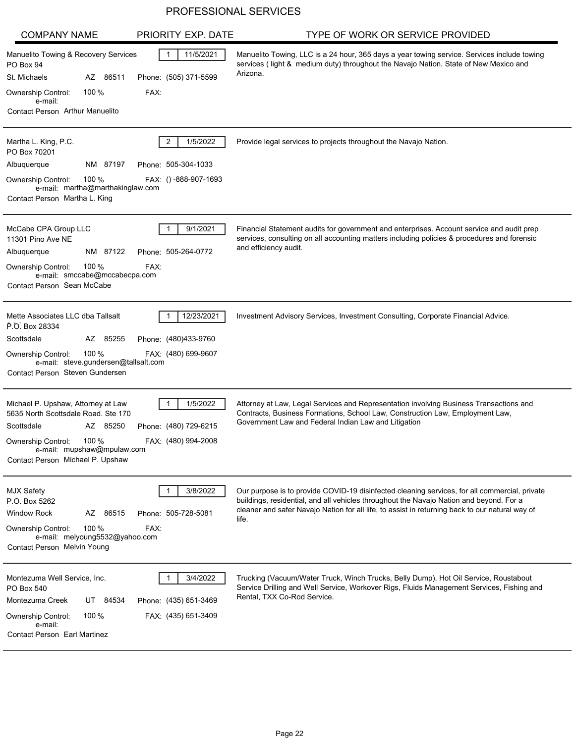# PROFESSIONAL SERVICES

| COMPANY NAME | PRIORITY | EXP. DATE | TYPE OF WORK OR SERVICE PROVIDED |
|---|---|---|---|
| Manuelito Towing & Recovery Services<br>PO Box 94<br>St. Michaels AZ 86511<br>Phone: (505) 371-5599<br>Ownership Control: 100 %<br>FAX:<br>e-mail:<br>Contact Person Arthur Manuelito | 1 | 11/5/2021 | Manuelito Towing, LLC is a 24 hour, 365 days a year towing service. Services include towing services ( light & medium duty) throughout the Navajo Nation, State of New Mexico and Arizona. |
| Martha L. King, P.C.<br>PO Box 70201<br>Albuquerque NM 87197<br>Phone: 505-304-1033<br>Ownership Control: 100 %<br>FAX: () -888-907-1693<br>e-mail: martha@marthakinglaw.com<br>Contact Person Martha L. King | 2 | 1/5/2022 | Provide legal services to projects throughout the Navajo Nation. |
| McCabe CPA Group LLC<br>11301 Pino Ave NE<br>Albuquerque NM 87122<br>Phone: 505-264-0772<br>Ownership Control: 100 %<br>FAX:<br>e-mail: smccabe@mccabecpa.com<br>Contact Person Sean McCabe | 1 | 9/1/2021 | Financial Statement audits for government and enterprises. Account service and audit prep services, consulting on all accounting matters including policies & procedures and forensic and efficiency audit. |
| Mette Associates LLC dba Tallsalt<br>P.O. Box 28334<br>Scottsdale AZ 85255<br>Phone: (480)433-9760<br>Ownership Control: 100 %<br>FAX: (480) 699-9607<br>e-mail: steve.gundersen@tallsalt.com<br>Contact Person Steven Gundersen | 1 | 12/23/2021 | Investment Advisory Services, Investment Consulting, Corporate Financial Advice. |
| Michael P. Upshaw, Attorney at Law<br>5635 North Scottsdale Road. Ste 170<br>Scottsdale AZ 85250<br>Phone: (480) 729-6215<br>Ownership Control: 100 %<br>FAX: (480) 994-2008<br>e-mail: mupshaw@mpulaw.com<br>Contact Person Michael P. Upshaw | 1 | 1/5/2022 | Attorney at Law, Legal Services and Representation involving Business Transactions and Contracts, Business Formations, School Law, Construction Law, Employment Law, Government Law and Federal Indian Law and Litigation |
| MJX Safety<br>P.O. Box 5262<br>Window Rock AZ 86515<br>Phone: 505-728-5081<br>Ownership Control: 100 %<br>FAX:<br>e-mail: melyoung5532@yahoo.com<br>Contact Person Melvin Young | 1 | 3/8/2022 | Our purpose is to provide COVID-19 disinfected cleaning services, for all commercial, private buildings, residential, and all vehicles throughout the Navajo Nation and beyond. For a cleaner and safer Navajo Nation for all life, to assist in returning back to our natural way of life. |
| Montezuma Well Service, Inc.<br>PO Box 540<br>Montezuma Creek UT 84534<br>Phone: (435) 651-3469<br>Ownership Control: 100 %<br>FAX: (435) 651-3409<br>e-mail:<br>Contact Person Earl Martinez | 1 | 3/4/2022 | Trucking (Vacuum/Water Truck, Winch Trucks, Belly Dump), Hot Oil Service, Roustabout Service Drilling and Well Service, Workover Rigs, Fluids Management Services, Fishing and Rental, TXX Co-Rod Service. |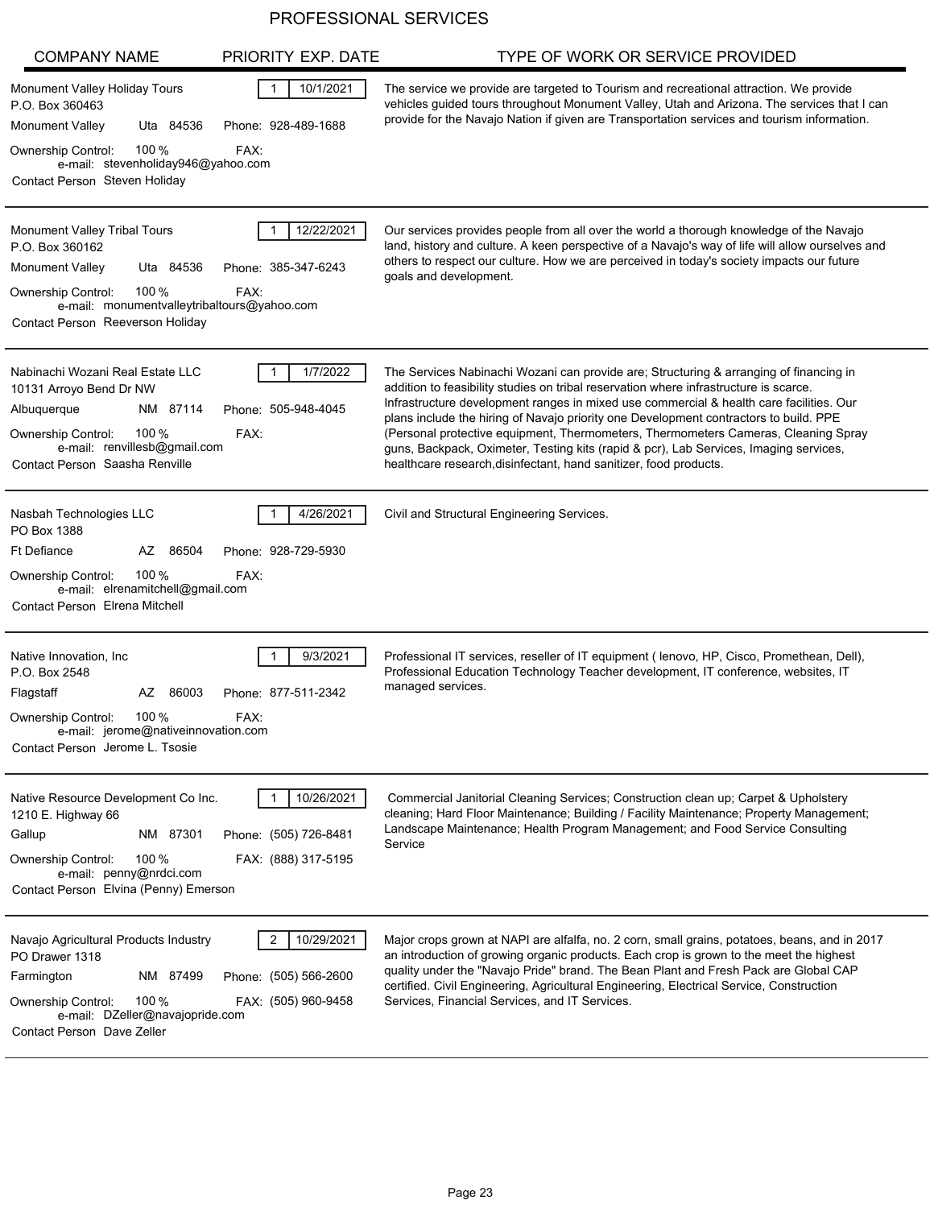# PROFESSIONAL SERVICES

| COMPANY NAME | PRIORITY | EXP. DATE | TYPE OF WORK OR SERVICE PROVIDED |
|---|---|---|---|
| Monument Valley Holiday Tours<br>P.O. Box 360463<br>Monument Valley Uta 84536 Phone: 928-489-1688<br>Ownership Control: 100 % FAX:<br>e-mail: stevenholiday946@yahoo.com<br>Contact Person Steven Holiday | 1 | 10/1/2021 | The service we provide are targeted to Tourism and recreational attraction. We provide vehicles guided tours throughout Monument Valley, Utah and Arizona. The services that I can provide for the Navajo Nation if given are Transportation services and tourism information. |
| Monument Valley Tribal Tours<br>P.O. Box 360162<br>Monument Valley Uta 84536 Phone: 385-347-6243<br>Ownership Control: 100 % FAX:<br>e-mail: monumentvalleytribaltours@yahoo.com<br>Contact Person Reeverson Holiday | 1 | 12/22/2021 | Our services provides people from all over the world a thorough knowledge of the Navajo land, history and culture. A keen perspective of a Navajo's way of life will allow ourselves and others to respect our culture. How we are perceived in today's society impacts our future goals and development. |
| Nabinachi Wozani Real Estate LLC<br>10131 Arroyo Bend Dr NW<br>Albuquerque NM 87114 Phone: 505-948-4045<br>Ownership Control: 100 % FAX:<br>e-mail: renvillesb@gmail.com<br>Contact Person Saasha Renville | 1 | 1/7/2022 | The Services Nabinachi Wozani can provide are; Structuring & arranging of financing in addition to feasibility studies on tribal reservation where infrastructure is scarce. Infrastructure development ranges in mixed use commercial & health care facilities. Our plans include the hiring of Navajo priority one Development contractors to build. PPE (Personal protective equipment, Thermometers, Thermometers Cameras, Cleaning Spray guns, Backpack, Oximeter, Testing kits (rapid & pcr), Lab Services, Imaging services, healthcare research,disinfectant, hand sanitizer, food products. |
| Nasbah Technologies LLC<br>PO Box 1388<br>Ft Defiance AZ 86504 Phone: 928-729-5930<br>Ownership Control: 100 % FAX:<br>e-mail: elrenamitchell@gmail.com<br>Contact Person Elrena Mitchell | 1 | 4/26/2021 | Civil and Structural Engineering Services. |
| Native Innovation, Inc<br>P.O. Box 2548<br>Flagstaff AZ 86003 Phone: 877-511-2342<br>Ownership Control: 100 % FAX:<br>e-mail: jerome@nativeinnovation.com<br>Contact Person Jerome L. Tsosie | 1 | 9/3/2021 | Professional IT services, reseller of IT equipment ( lenovo, HP, Cisco, Promethean, Dell), Professional Education Technology Teacher development, IT conference, websites, IT managed services. |
| Native Resource Development Co Inc.<br>1210 E. Highway 66<br>Gallup NM 87301 Phone: (505) 726-8481<br>Ownership Control: 100 % FAX: (888) 317-5195<br>e-mail: penny@nrdci.com<br>Contact Person Elvina (Penny) Emerson | 1 | 10/26/2021 | Commercial Janitorial Cleaning Services; Construction clean up; Carpet & Upholstery cleaning; Hard Floor Maintenance; Building / Facility Maintenance; Property Management; Landscape Maintenance; Health Program Management; and Food Service Consulting Service |
| Navajo Agricultural Products Industry<br>PO Drawer 1318<br>Farmington NM 87499 Phone: (505) 566-2600<br>Ownership Control: 100 % FAX: (505) 960-9458<br>e-mail: DZeller@navajopride.com<br>Contact Person Dave Zeller | 2 | 10/29/2021 | Major crops grown at NAPI are alfalfa, no. 2 corn, small grains, potatoes, beans, and in 2017 an introduction of growing organic products. Each crop is grown to the meet the highest quality under the "Navajo Pride" brand. The Bean Plant and Fresh Pack are Global CAP certified. Civil Engineering, Agricultural Engineering, Electrical Service, Construction Services, Financial Services, and IT Services. |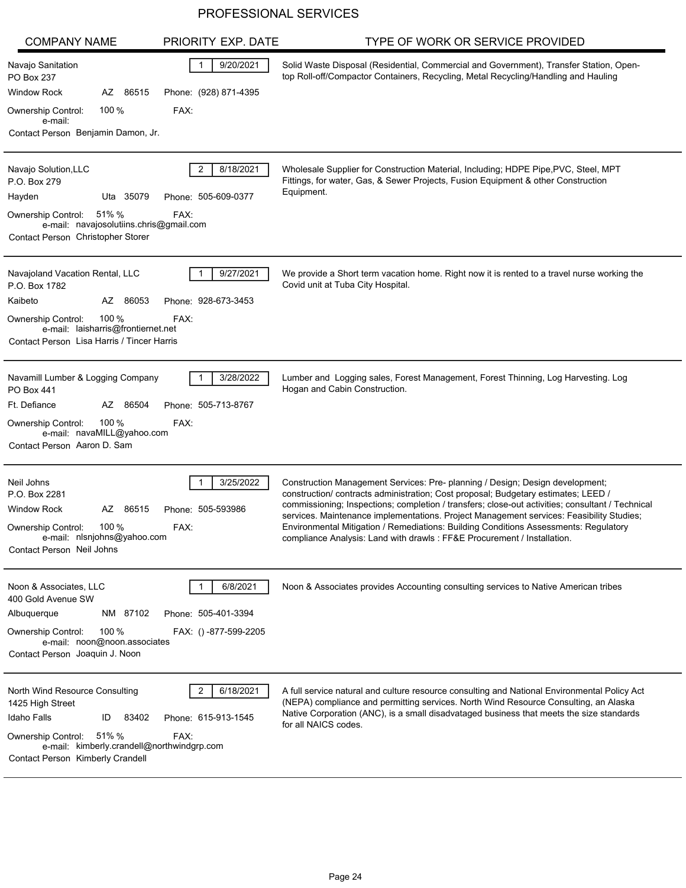# PROFESSIONAL SERVICES

| COMPANY NAME | PRIORITY | EXP. DATE | TYPE OF WORK OR SERVICE PROVIDED |
|---|---|---|---|
| Navajo Sanitation<br>PO Box 237<br>Window Rock AZ 86515 Phone: (928) 871-4395<br>Ownership Control: 100 % FAX:<br>e-mail:<br>Contact Person Benjamin Damon, Jr. | 1 | 9/20/2021 | Solid Waste Disposal (Residential, Commercial and Government), Transfer Station, Open-top Roll-off/Compactor Containers, Recycling, Metal Recycling/Handling and Hauling |
| Navajo Solution,LLC<br>P.O. Box 279<br>Hayden Uta 35079 Phone: 505-609-0377<br>Ownership Control: 51% % FAX:<br>e-mail: navajosolutiins.chris@gmail.com<br>Contact Person Christopher Storer | 2 | 8/18/2021 | Wholesale Supplier for Construction Material, Including; HDPE Pipe,PVC, Steel, MPT Fittings, for water, Gas, & Sewer Projects, Fusion Equipment & other Construction Equipment. |
| Navajoland Vacation Rental, LLC<br>P.O. Box 1782<br>Kaibeto AZ 86053 Phone: 928-673-3453<br>Ownership Control: 100 % FAX:<br>e-mail: laisharris@frontiernet.net<br>Contact Person Lisa Harris / Tincer Harris | 1 | 9/27/2021 | We provide a Short term vacation home. Right now it is rented to a travel nurse working the Covid unit at Tuba City Hospital. |
| Navamill Lumber & Logging Company<br>PO Box 441<br>Ft. Defiance AZ 86504 Phone: 505-713-8767<br>Ownership Control: 100 % FAX:<br>e-mail: navaMILL@yahoo.com<br>Contact Person Aaron D. Sam | 1 | 3/28/2022 | Lumber and Logging sales, Forest Management, Forest Thinning, Log Harvesting. Log Hogan and Cabin Construction. |
| Neil Johns<br>P.O. Box 2281<br>Window Rock AZ 86515 Phone: 505-593986<br>Ownership Control: 100 % FAX:<br>e-mail: nlsnjohns@yahoo.com<br>Contact Person Neil Johns | 1 | 3/25/2022 | Construction Management Services: Pre- planning / Design; Design development; construction/ contracts administration; Cost proposal; Budgetary estimates; LEED / commissioning; Inspections; completion / transfers; close-out activities; consultant / Technical services. Maintenance implementations. Project Management services: Feasibility Studies; Environmental Mitigation / Remediations: Building Conditions Assessments: Regulatory compliance Analysis: Land with drawls : FF&E Procurement / Installation. |
| Noon & Associates, LLC<br>400 Gold Avenue SW<br>Albuquerque NM 87102 Phone: 505-401-3394<br>Ownership Control: 100 % FAX: () -877-599-2205<br>e-mail: noon@noon.associates<br>Contact Person Joaquin J. Noon | 1 | 6/8/2021 | Noon & Associates provides Accounting consulting services to Native American tribes |
| North Wind Resource Consulting<br>1425 High Street<br>Idaho Falls ID 83402 Phone: 615-913-1545<br>Ownership Control: 51% % FAX:<br>e-mail: kimberly.crandell@northwindgrp.com<br>Contact Person Kimberly Crandell | 2 | 6/18/2021 | A full service natural and culture resource consulting and National Environmental Policy Act (NEPA) compliance and permitting services. North Wind Resource Consulting, an Alaska Native Corporation (ANC), is a small disadvataged business that meets the size standards for all NAICS codes. |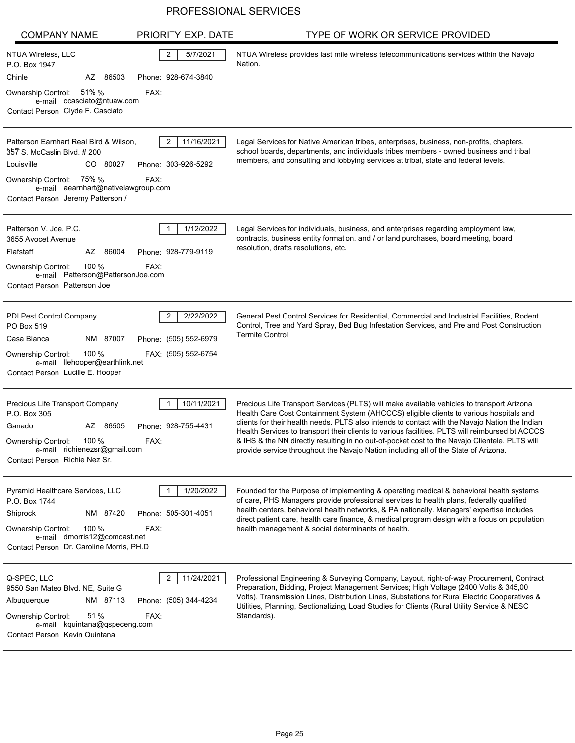# PROFESSIONAL SERVICES

| COMPANY NAME | PRIORITY | EXP. DATE | TYPE OF WORK OR SERVICE PROVIDED |
|---|---|---|---|
| NTUA Wireless, LLC<br>P.O. Box 1947<br>Chinle AZ 86503<br>Phone: 928-674-3840<br>Ownership Control: 51% %<br>FAX:<br>e-mail: ccasciato@ntuaw.com<br>Contact Person Clyde F. Casciato | 2 | 5/7/2021 | NTUA Wireless provides last mile wireless telecommunications services within the Navajo Nation. |
| Patterson Earnhart Real Bird & Wilson,<br>357 S. McCaslin Blvd. # 200<br>Louisville CO 80027<br>Phone: 303-926-5292<br>Ownership Control: 75% %<br>FAX:<br>e-mail: aearnhart@nativelawgroup.com<br>Contact Person Jeremy Patterson / | 2 | 11/16/2021 | Legal Services for Native American tribes, enterprises, business, non-profits, chapters, school boards, departments, and individuals tribes members - owned business and tribal members, and consulting and lobbying services at tribal, state and federal levels. |
| Patterson V. Joe, P.C.<br>3655 Avocet Avenue<br>Flafstaff AZ 86004<br>Phone: 928-779-9119<br>Ownership Control: 100 %<br>FAX:<br>e-mail: Patterson@PattersonJoe.com<br>Contact Person Patterson Joe | 1 | 1/12/2022 | Legal Services for individuals, business, and enterprises regarding employment law, contracts, business entity formation. and / or land purchases, board meeting, board resolution, drafts resolutions, etc. |
| PDI Pest Control Company<br>PO Box 519<br>Casa Blanca NM 87007<br>Phone: (505) 552-6979<br>Ownership Control: 100 %<br>FAX: (505) 552-6754<br>e-mail: llehooper@earthlink.net<br>Contact Person Lucille E. Hooper | 2 | 2/22/2022 | General Pest Control Services for Residential, Commercial and Industrial Facilities, Rodent Control, Tree and Yard Spray, Bed Bug Infestation Services, and Pre and Post Construction Termite Control |
| Precious Life Transport Company<br>P.O. Box 305<br>Ganado AZ 86505<br>Phone: 928-755-4431<br>Ownership Control: 100 %<br>FAX:<br>e-mail: richienezsr@gmail.com<br>Contact Person Richie Nez Sr. | 1 | 10/11/2021 | Precious Life Transport Services (PLTS) will make available vehicles to transport Arizona Health Care Cost Containment System (AHCCCS) eligible clients to various hospitals and clients for their health needs. PLTS also intends to contact with the Navajo Nation the Indian Health Services to transport their clients to various facilities. PLTS will reimbursed bt ACCCS & IHS & the NN directly resulting in no out-of-pocket cost to the Navajo Clientele. PLTS will provide service throughout the Navajo Nation including all of the State of Arizona. |
| Pyramid Healthcare Services, LLC<br>P.O. Box 1744<br>Shiprock NM 87420<br>Phone: 505-301-4051<br>Ownership Control: 100 %<br>FAX:<br>e-mail: dmorris12@comcast.net<br>Contact Person Dr. Caroline Morris, PH.D | 1 | 1/20/2022 | Founded for the Purpose of implementing & operating medical & behavioral health systems of care, PHS Managers provide professional services to health plans, federally qualified health centers, behavioral health networks, & PA nationally. Managers' expertise includes direct patient care, health care finance, & medical program design with a focus on population health management & social determinants of health. |
| Q-SPEC, LLC<br>9550 San Mateo Blvd. NE, Suite G<br>Albuquerque NM 87113<br>Phone: (505) 344-4234<br>Ownership Control: 51 %<br>FAX:<br>e-mail: kquintana@qspeceng.com<br>Contact Person Kevin Quintana | 2 | 11/24/2021 | Professional Engineering & Surveying Company, Layout, right-of-way Procurement, Contract Preparation, Bidding, Project Management Services; High Voltage (2400 Volts & 345,00 Volts), Transmission Lines, Distribution Lines, Substations for Rural Electric Cooperatives & Utilities, Planning, Sectionalizing, Load Studies for Clients (Rural Utility Service & NESC Standards). |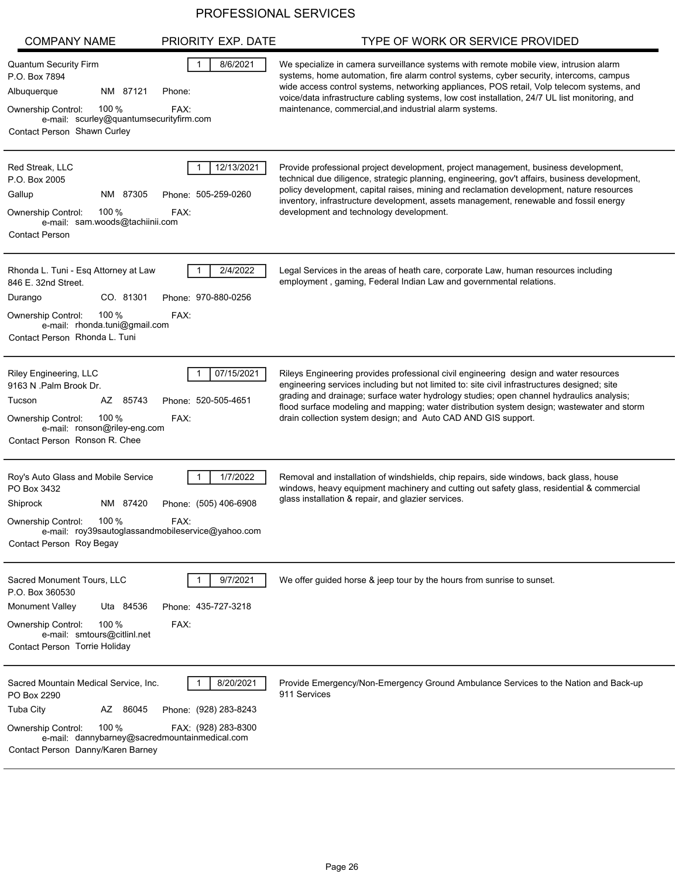# PROFESSIONAL SERVICES

| COMPANY NAME | PRIORITY | EXP. DATE | TYPE OF WORK OR SERVICE PROVIDED |
|---|---|---|---|
| Quantum Security Firm<br>P.O. Box 7894<br>Albuquerque NM 87121 Phone:<br>Ownership Control: 100 % FAX:<br>e-mail: scurley@quantumsecurityfirm.com<br>Contact Person Shawn Curley | 1 | 8/6/2021 | We specialize in camera surveillance systems with remote mobile view, intrusion alarm systems, home automation, fire alarm control systems, cyber security, intercoms, campus wide access control systems, networking appliances, POS retail, Volp telecom systems, and voice/data infrastructure cabling systems, low cost installation, 24/7 UL list monitoring, and maintenance, commercial,and industrial alarm systems. |
| Red Streak, LLC<br>P.O. Box 2005<br>Gallup NM 87305 Phone: 505-259-0260<br>Ownership Control: 100 % FAX:<br>e-mail: sam.woods@tachiinii.com<br>Contact Person | 1 | 12/13/2021 | Provide professional project development, project management, business development, technical due diligence, strategic planning, engineering, gov't affairs, business development, policy development, capital raises, mining and reclamation development, nature resources inventory, infrastructure development, assets management, renewable and fossil energy development and technology development. |
| Rhonda L. Tuni - Esq Attorney at Law<br>846 E. 32nd Street.<br>Durango CO. 81301 Phone: 970-880-0256<br>Ownership Control: 100 % FAX:<br>e-mail: rhonda.tuni@gmail.com<br>Contact Person Rhonda L. Tuni | 1 | 2/4/2022 | Legal Services in the areas of heath care, corporate Law, human resources including employment , gaming, Federal Indian Law and governmental relations. |
| Riley Engineering, LLC<br>9163 N .Palm Brook Dr.<br>Tucson AZ 85743 Phone: 520-505-4651<br>Ownership Control: 100 % FAX:<br>e-mail: ronson@riley-eng.com<br>Contact Person Ronson R. Chee | 1 | 07/15/2021 | Rileys Engineering provides professional civil engineering design and water resources engineering services including but not limited to: site civil infrastructures designed; site grading and drainage; surface water hydrology studies; open channel hydraulics analysis; flood surface modeling and mapping; water distribution system design; wastewater and storm drain collection system design; and Auto CAD AND GIS support. |
| Roy's Auto Glass and Mobile Service<br>PO Box 3432<br>Shiprock NM 87420 Phone: (505) 406-6908<br>Ownership Control: 100 % FAX:<br>e-mail: roy39sautoglassandmobileservice@yahoo.com<br>Contact Person Roy Begay | 1 | 1/7/2022 | Removal and installation of windshields, chip repairs, side windows, back glass, house windows, heavy equipment machinery and cutting out safety glass, residential & commercial glass installation & repair, and glazier services. |
| Sacred Monument Tours, LLC<br>P.O. Box 360530<br>Monument Valley Uta 84536 Phone: 435-727-3218<br>Ownership Control: 100 % FAX:<br>e-mail: smtours@citlinl.net<br>Contact Person Torrie Holiday | 1 | 9/7/2021 | We offer guided horse & jeep tour by the hours from sunrise to sunset. |
| Sacred Mountain Medical Service, Inc.<br>PO Box 2290<br>Tuba City AZ 86045 Phone: (928) 283-8243<br>Ownership Control: 100 % FAX: (928) 283-8300<br>e-mail: dannybarney@sacredmountainmedical.com<br>Contact Person Danny/Karen Barney | 1 | 8/20/2021 | Provide Emergency/Non-Emergency Ground Ambulance Services to the Nation and Back-up 911 Services |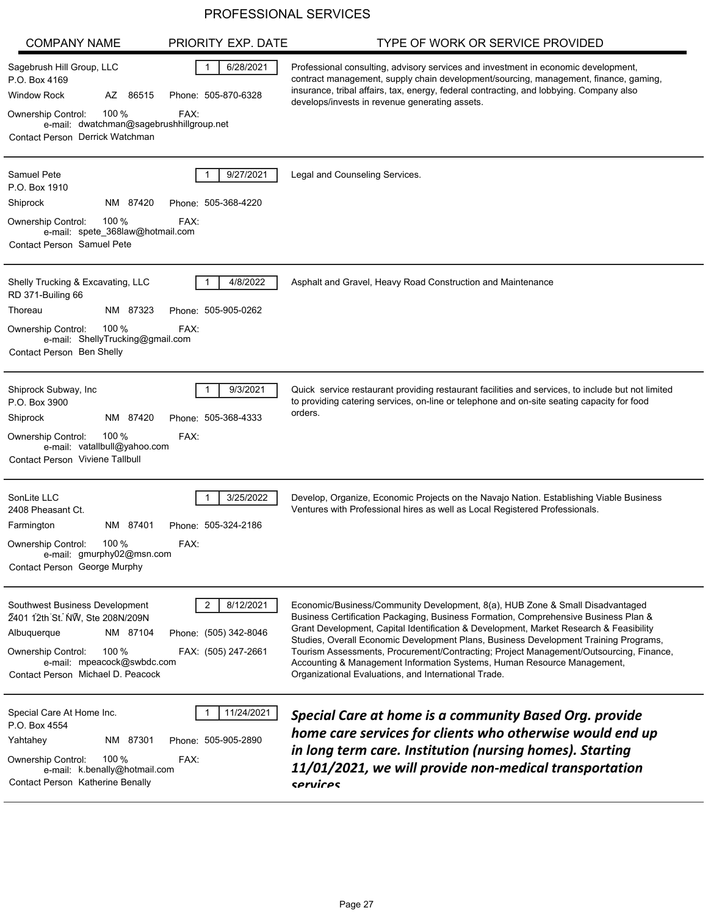# PROFESSIONAL SERVICES

| COMPANY NAME | PRIORITY | EXP. DATE | TYPE OF WORK OR SERVICE PROVIDED |
|---|---|---|---|
| Sagebrush Hill Group, LLC<br>P.O. Box 4169<br>Window Rock AZ 86515 Phone: 505-870-6328<br>Ownership Control: 100 % FAX:<br>e-mail: dwatchman@sagebrushhillgroup.net<br>Contact Person Derrick Watchman | 1 | 6/28/2021 | Professional consulting, advisory services and investment in economic development, contract management, supply chain development/sourcing, management, finance, gaming, insurance, tribal affairs, tax, energy, federal contracting, and lobbying. Company also develops/invests in revenue generating assets. |
| Samuel Pete<br>P.O. Box 1910<br>Shiprock NM 87420 Phone: 505-368-4220<br>Ownership Control: 100 % FAX:<br>e-mail: spete_368law@hotmail.com<br>Contact Person Samuel Pete | 1 | 9/27/2021 | Legal and Counseling Services. |
| Shelly Trucking & Excavating, LLC<br>RD 371-Builing 66<br>Thoreau NM 87323 Phone: 505-905-0262<br>Ownership Control: 100 % FAX:<br>e-mail: ShellyTrucking@gmail.com<br>Contact Person Ben Shelly | 1 | 4/8/2022 | Asphalt and Gravel, Heavy Road Construction and Maintenance |
| Shiprock Subway, Inc<br>P.O. Box 3900<br>Shiprock NM 87420 Phone: 505-368-4333<br>Ownership Control: 100 % FAX:<br>e-mail: vatallbull@yahoo.com<br>Contact Person Viviene Tallbull | 1 | 9/3/2021 | Quick service restaurant providing restaurant facilities and services, to include but not limited to providing catering services, on-line or telephone and on-site seating capacity for food orders. |
| SonLite LLC<br>2408 Pheasant Ct.<br>Farmington NM 87401 Phone: 505-324-2186<br>Ownership Control: 100 % FAX:<br>e-mail: gmurphy02@msn.com<br>Contact Person George Murphy | 1 | 3/25/2022 | Develop, Organize, Economic Projects on the Navajo Nation. Establishing Viable Business Ventures with Professional hires as well as Local Registered Professionals. |
| Southwest Business Development<br>2401 12th St. NW, Ste 208N/209N<br>Albuquerque NM 87104 Phone: (505) 342-8046<br>Ownership Control: 100 % FAX: (505) 247-2661<br>e-mail: mpeacock@swbdc.com<br>Contact Person Michael D. Peacock | 2 | 8/12/2021 | Economic/Business/Community Development, 8(a), HUB Zone & Small Disadvantaged Business Certification Packaging, Business Formation, Comprehensive Business Plan & Grant Development, Capital Identification & Development, Market Research & Feasibility Studies, Overall Economic Development Plans, Business Development Training Programs, Tourism Assessments, Procurement/Contracting; Project Management/Outsourcing, Finance, Accounting & Management Information Systems, Human Resource Management, Organizational Evaluations, and International Trade. |
| Special Care At Home Inc.<br>P.O. Box 4554<br>Yahtahey NM 87301 Phone: 505-905-2890<br>Ownership Control: 100 % FAX:<br>e-mail: k.benally@hotmail.com<br>Contact Person Katherine Benally | 1 | 11/24/2021 | ***Special Care at home is a community Based Org. provide home care services for clients who otherwise would end up in long term care. Institution (nursing homes). Starting 11/01/2021, we will provide non-medical transportation services*** |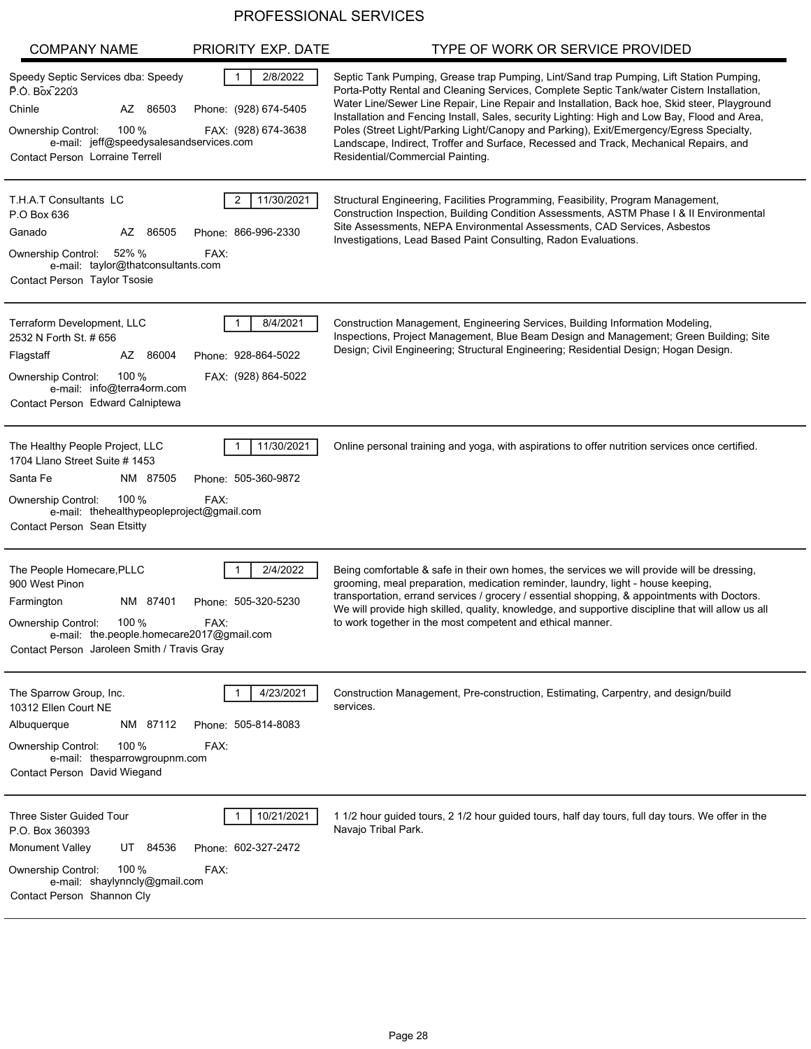# PROFESSIONAL SERVICES

| COMPANY NAME | PRIORITY | EXP. DATE | TYPE OF WORK OR SERVICE PROVIDED |
|---|---|---|---|
| Speedy Septic Services dba: Speedy<br>P.O. Box 2203<br>Chinle AZ 86503<br>Phone: (928) 674-5405<br>FAX: (928) 674-3638<br>Ownership Control: 100 %<br>e-mail: jeff@speedysalesandservices.com<br>Contact Person Lorraine Terrell | 1 | 2/8/2022 | Septic Tank Pumping, Grease trap Pumping, Lint/Sand trap Pumping, Lift Station Pumping, Porta-Potty Rental and Cleaning Services, Complete Septic Tank/water Cistern Installation, Water Line/Sewer Line Repair, Line Repair and Installation, Back hoe, Skid steer, Playground Installation and Fencing Install, Sales, security Lighting: High and Low Bay, Flood and Area, Poles (Street Light/Parking Light/Canopy and Parking), Exit/Emergency/Egress Specialty, Landscape, Indirect, Troffer and Surface, Recessed and Track, Mechanical Repairs, and Residential/Commercial Painting. |
| T.H.A.T Consultants LC<br>P.O Box 636<br>Ganado AZ 86505<br>Phone: 866-996-2330<br>FAX:<br>Ownership Control: 52% %<br>e-mail: taylor@thatconsultants.com<br>Contact Person Taylor Tsosie | 2 | 11/30/2021 | Structural Engineering, Facilities Programming, Feasibility, Program Management, Construction Inspection, Building Condition Assessments, ASTM Phase I & II Environmental Site Assessments, NEPA Environmental Assessments, CAD Services, Asbestos Investigations, Lead Based Paint Consulting, Radon Evaluations. |
| Terraform Development, LLC<br>2532 N Forth St. # 656<br>Flagstaff AZ 86004<br>Phone: 928-864-5022<br>FAX: (928) 864-5022<br>Ownership Control: 100 %<br>e-mail: info@terra4orm.com<br>Contact Person Edward Calniptewa | 1 | 8/4/2021 | Construction Management, Engineering Services, Building Information Modeling, Inspections, Project Management, Blue Beam Design and Management; Green Building; Site Design; Civil Engineering; Structural Engineering; Residential Design; Hogan Design. |
| The Healthy People Project, LLC<br>1704 Llano Street Suite # 1453<br>Santa Fe NM 87505<br>Phone: 505-360-9872<br>FAX:<br>Ownership Control: 100 %<br>e-mail: thehealthypeopleproject@gmail.com<br>Contact Person Sean Etsitty | 1 | 11/30/2021 | Online personal training and yoga, with aspirations to offer nutrition services once certified. |
| The People Homecare,PLLC<br>900 West Pinon<br>Farmington NM 87401<br>Phone: 505-320-5230<br>FAX:<br>Ownership Control: 100 %<br>e-mail: the.people.homecare2017@gmail.com<br>Contact Person Jaroleen Smith / Travis Gray | 1 | 2/4/2022 | Being comfortable & safe in their own homes, the services we will provide will be dressing, grooming, meal preparation, medication reminder, laundry, light - house keeping, transportation, errand services / grocery / essential shopping, & appointments with Doctors. We will provide high skilled, quality, knowledge, and supportive discipline that will allow us all to work together in the most competent and ethical manner. |
| The Sparrow Group, Inc.<br>10312 Ellen Court NE<br>Albuquerque NM 87112<br>Phone: 505-814-8083<br>FAX:<br>Ownership Control: 100 %<br>e-mail: thesparrowgroupnm.com<br>Contact Person David Wiegand | 1 | 4/23/2021 | Construction Management, Pre-construction, Estimating, Carpentry, and design/build services. |
| Three Sister Guided Tour<br>P.O. Box 360393<br>Monument Valley UT 84536<br>Phone: 602-327-2472<br>FAX:<br>Ownership Control: 100 %<br>e-mail: shaylynncly@gmail.com<br>Contact Person Shannon Cly | 1 | 10/21/2021 | 1 1/2 hour guided tours, 2 1/2 hour guided tours, half day tours, full day tours. We offer in the Navajo Tribal Park. |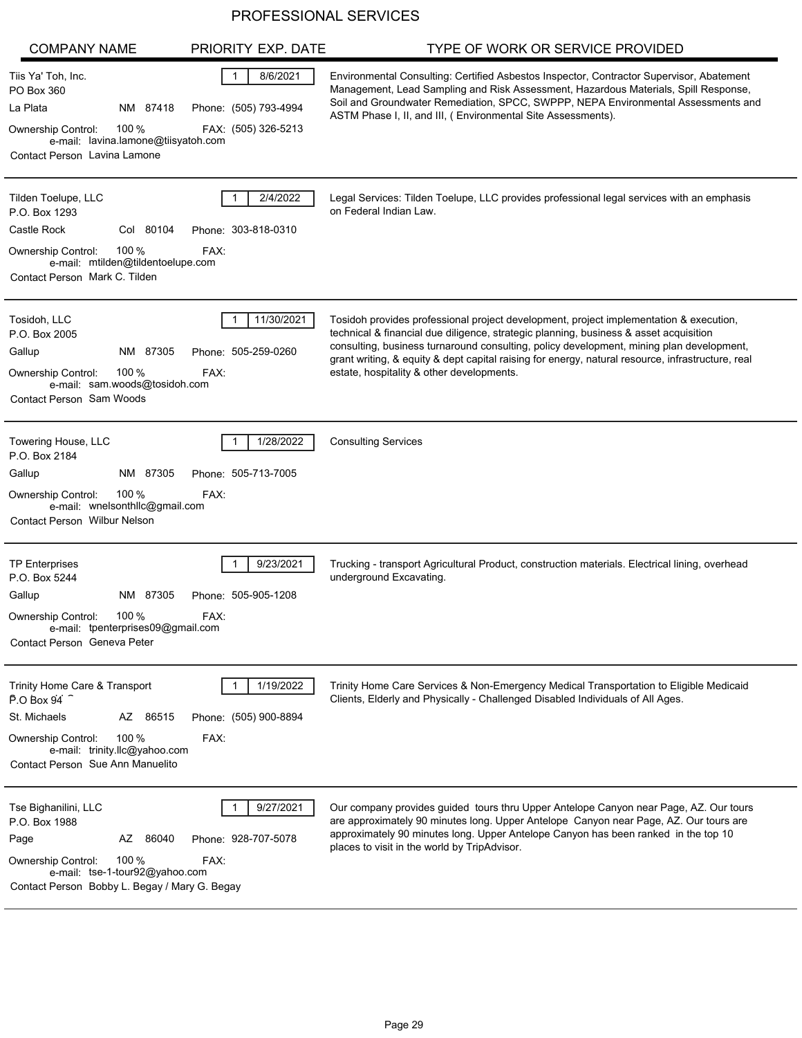# PROFESSIONAL SERVICES

| COMPANY NAME | PRIORITY | EXP. DATE | TYPE OF WORK OR SERVICE PROVIDED |
|---|---|---|---|
| Tiis Ya' Toh, Inc.<br>PO Box 360<br>La Plata NM 87418<br>Phone: (505) 793-4994<br>Ownership Control: 100 %<br>FAX: (505) 326-5213<br>e-mail: lavina.lamone@tiisyatoh.com<br>Contact Person Lavina Lamone | 1 | 8/6/2021 | Environmental Consulting: Certified Asbestos Inspector, Contractor Supervisor, Abatement Management, Lead Sampling and Risk Assessment, Hazardous Materials, Spill Response, Soil and Groundwater Remediation, SPCC, SWPPP, NEPA Environmental Assessments and ASTM Phase I, II, and III, ( Environmental Site Assessments). |
| Tilden Toelupe, LLC<br>P.O. Box 1293<br>Castle Rock Col 80104<br>Phone: 303-818-0310<br>Ownership Control: 100 %<br>FAX:<br>e-mail: mtilden@tildentoelupe.com<br>Contact Person Mark C. Tilden | 1 | 2/4/2022 | Legal Services: Tilden Toelupe, LLC provides professional legal services with an emphasis on Federal Indian Law. |
| Tosidoh, LLC<br>P.O. Box 2005<br>Gallup NM 87305<br>Phone: 505-259-0260<br>Ownership Control: 100 %<br>FAX:<br>e-mail: sam.woods@tosidoh.com<br>Contact Person Sam Woods | 1 | 11/30/2021 | Tosidoh provides professional project development, project implementation & execution, technical & financial due diligence, strategic planning, business & asset acquisition consulting, business turnaround consulting, policy development, mining plan development, grant writing, & equity & dept capital raising for energy, natural resource, infrastructure, real estate, hospitality & other developments. |
| Towering House, LLC<br>P.O. Box 2184<br>Gallup NM 87305<br>Phone: 505-713-7005<br>Ownership Control: 100 %<br>FAX:<br>e-mail: wnelsonthllc@gmail.com<br>Contact Person Wilbur Nelson | 1 | 1/28/2022 | Consulting Services |
| TP Enterprises<br>P.O. Box 5244<br>Gallup NM 87305<br>Phone: 505-905-1208<br>Ownership Control: 100 %<br>FAX:<br>e-mail: tpenterprises09@gmail.com<br>Contact Person Geneva Peter | 1 | 9/23/2021 | Trucking - transport Agricultural Product, construction materials. Electrical lining, overhead underground Excavating. |
| Trinity Home Care & Transport<br>P.O Box 94<br>St. Michaels AZ 86515<br>Phone: (505) 900-8894<br>Ownership Control: 100 %<br>FAX:<br>e-mail: trinity.llc@yahoo.com<br>Contact Person Sue Ann Manuelito | 1 | 1/19/2022 | Trinity Home Care Services & Non-Emergency Medical Transportation to Eligible Medicaid Clients, Elderly and Physically - Challenged Disabled Individuals of All Ages. |
| Tse Bighanilini, LLC<br>P.O. Box 1988<br>Page AZ 86040<br>Phone: 928-707-5078<br>Ownership Control: 100 %<br>FAX:<br>e-mail: tse-1-tour92@yahoo.com<br>Contact Person Bobby L. Begay / Mary G. Begay | 1 | 9/27/2021 | Our company provides guided tours thru Upper Antelope Canyon near Page, AZ. Our tours are approximately 90 minutes long. Upper Antelope Canyon near Page, AZ. Our tours are approximately 90 minutes long. Upper Antelope Canyon has been ranked in the top 10 places to visit in the world by TripAdvisor. |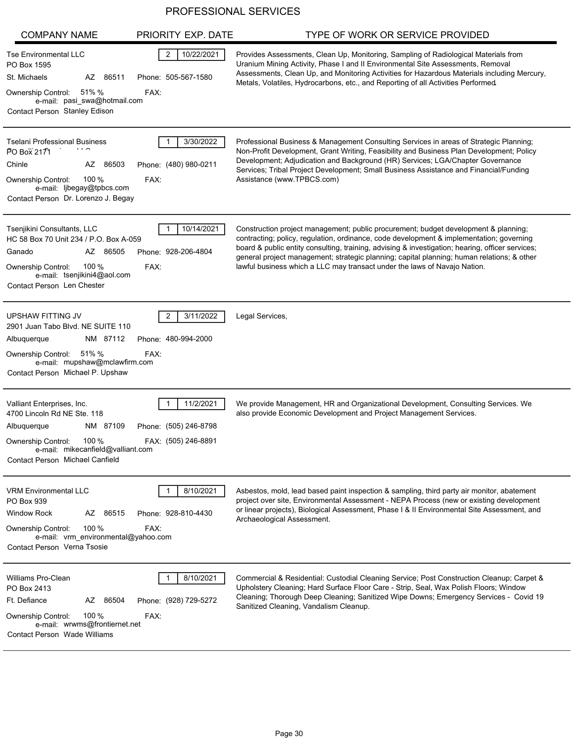# PROFESSIONAL SERVICES

| COMPANY NAME | PRIORITY | EXP. DATE | TYPE OF WORK OR SERVICE PROVIDED |
|---|---|---|---|
| Tse Environmental LLC<br>PO Box 1595<br>St. Michaels AZ 86511 Phone: 505-567-1580<br>Ownership Control: 51% % FAX:<br>e-mail: pasi_swa@hotmail.com<br>Contact Person Stanley Edison | 2 | 10/22/2021 | Provides Assessments, Clean Up, Monitoring, Sampling of Radiological Materials from Uranium Mining Activity, Phase I and II Environmental Site Assessments, Removal Assessments, Clean Up, and Monitoring Activities for Hazardous Materials including Mercury, Metals, Volatiles, Hydrocarbons, etc., and Reporting of all Activities Performed. |
| Tselani Professional Business<br>PO Box 2171<br>Chinle AZ 86503 Phone: (480) 980-0211<br>Ownership Control: 100 % FAX:<br>e-mail: ljbegay@tpbcs.com<br>Contact Person Dr. Lorenzo J. Begay | 1 | 3/30/2022 | Professional Business & Management Consulting Services in areas of Strategic Planning; Non-Profit Development, Grant Writing, Feasibility and Business Plan Development; Policy Development; Adjudication and Background (HR) Services; LGA/Chapter Governance Services; Tribal Project Development; Small Business Assistance and Financial/Funding Assistance (www.TPBCS.com) |
| Tsenjikini Consultants, LLC<br>HC 58 Box 70 Unit 234 / P.O. Box A-059<br>Ganado AZ 86505 Phone: 928-206-4804<br>Ownership Control: 100 % FAX:<br>e-mail: tsenjikini4@aol.com<br>Contact Person Len Chester | 1 | 10/14/2021 | Construction project management; public procurement; budget development & planning; contracting; policy, regulation, ordinance, code development & implementation; governing board & public entity consulting, training, advising & investigation; hearing, officer services; general project management; strategic planning; capital planning; human relations; & other lawful business which a LLC may transact under the laws of Navajo Nation. |
| UPSHAW FITTING JV<br>2901 Juan Tabo Blvd. NE SUITE 110<br>Albuquerque NM 87112 Phone: 480-994-2000<br>Ownership Control: 51% % FAX:<br>e-mail: mupshaw@mclawfirm.com<br>Contact Person Michael P. Upshaw | 2 | 3/11/2022 | Legal Services, |
| Valliant Enterprises, Inc.<br>4700 Lincoln Rd NE Ste. 118<br>Albuquerque NM 87109 Phone: (505) 246-8798<br>Ownership Control: 100 % FAX: (505) 246-8891<br>e-mail: mikecanfield@valliant.com<br>Contact Person Michael Canfield | 1 | 11/2/2021 | We provide Management, HR and Organizational Development, Consulting Services. We also provide Economic Development and Project Management Services. |
| VRM Environmental LLC<br>PO Box 939<br>Window Rock AZ 86515 Phone: 928-810-4430<br>Ownership Control: 100 % FAX:<br>e-mail: vrm_environmental@yahoo.com<br>Contact Person Verna Tsosie | 1 | 8/10/2021 | Asbestos, mold, lead based paint inspection & sampling, third party air monitor, abatement project over site, Environmental Assessment - NEPA Process (new or existing development or linear projects), Biological Assessment, Phase I & II Environmental Site Assessment, and Archaeological Assessment. |
| Williams Pro-Clean<br>PO Box 2413<br>Ft. Defiance AZ 86504 Phone: (928) 729-5272<br>Ownership Control: 100 % FAX:<br>e-mail: wrwms@frontiernet.net<br>Contact Person Wade Williams | 1 | 8/10/2021 | Commercial & Residential: Custodial Cleaning Service; Post Construction Cleanup; Carpet & Upholstery Cleaning; Hard Surface Floor Care - Strip, Seal, Wax Polish Floors; Window Cleaning; Thorough Deep Cleaning; Sanitized Wipe Downs; Emergency Services - Covid 19 Sanitized Cleaning, Vandalism Cleanup. |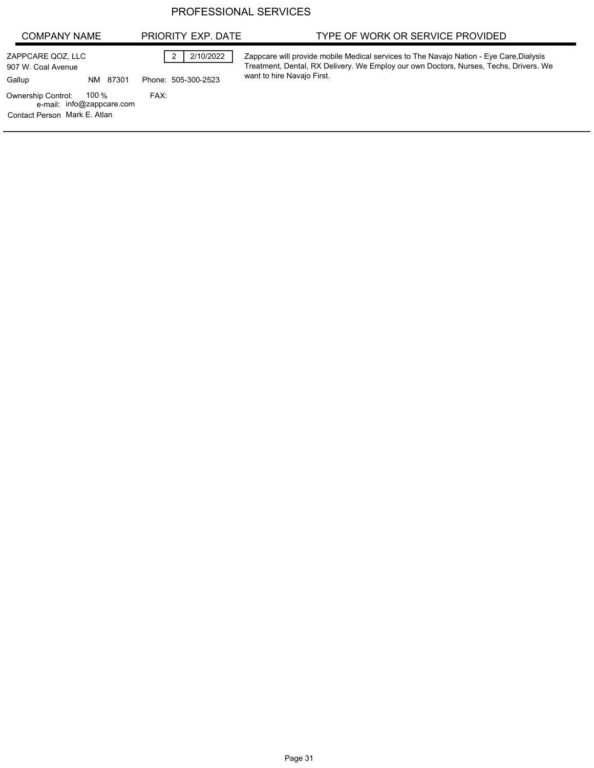# PROFESSIONAL SERVICES

| COMPANY NAME | PRIORITY | EXP. DATE | TYPE OF WORK OR SERVICE PROVIDED |
|---|---|---|---|
| ZAPPCARE QOZ, LLC<br>907 W. Coal Avenue<br>Gallup NM 87301<br>Ownership Control: 100 %<br>e-mail: info@zappcare.com<br>Contact Person Mark E. Atlan | 2<br>Phone: 505-300-2523<br>FAX: | 2/10/2022 | Zappcare will provide mobile Medical services to The Navajo Nation - Eye Care,Dialysis Treatment, Dental, RX Delivery. We Employ our own Doctors, Nurses, Techs, Drivers. We want to hire Navajo First. |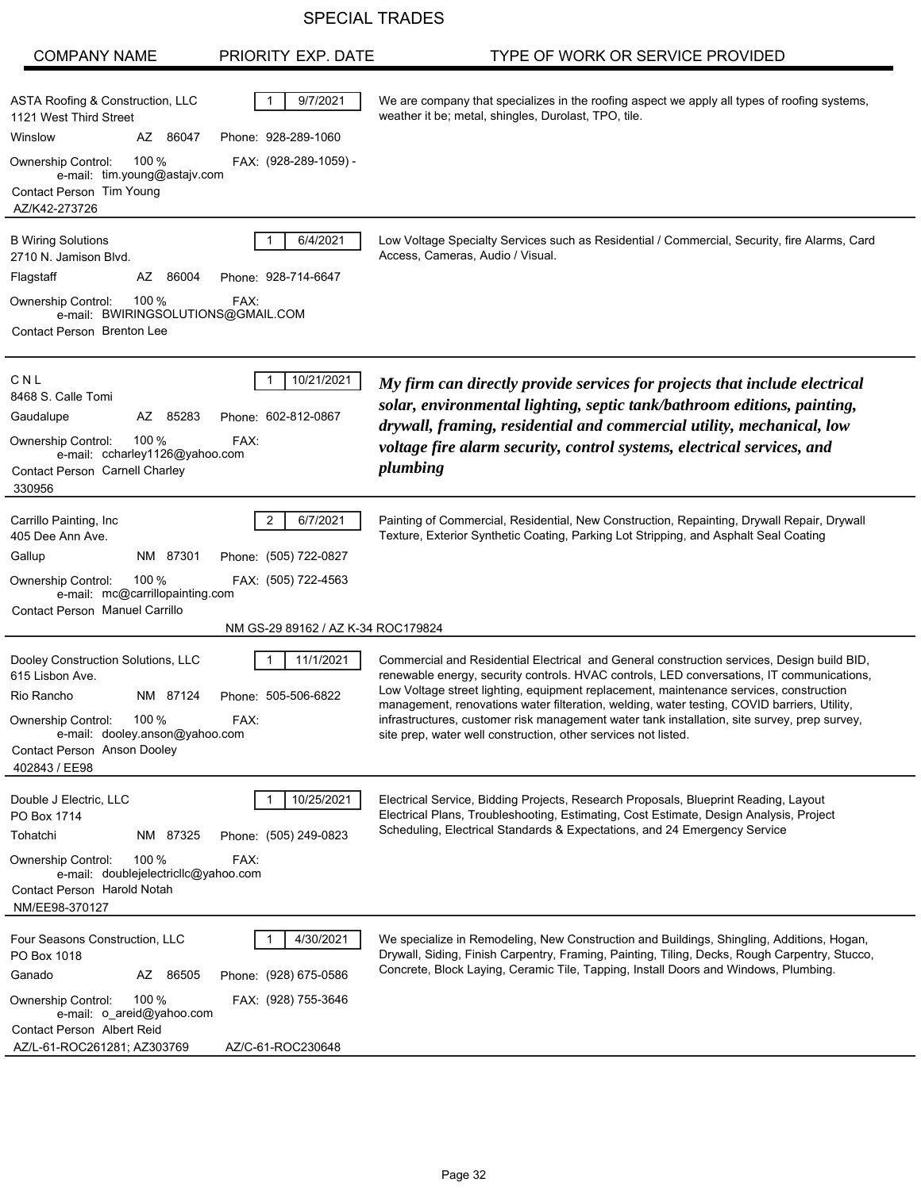# SPECIAL TRADES

| COMPANY NAME | PRIORITY | EXP. DATE | TYPE OF WORK OR SERVICE PROVIDED |
|---|---|---|---|
| ASTA Roofing & Construction, LLC<br>1121 West Third Street<br>Winslow AZ 86047<br>Phone: 928-289-1060<br>Ownership Control: 100 %<br>FAX: (928-289-1059) -<br>e-mail: tim.young@astajv.com<br>Contact Person Tim Young<br>AZ/K42-273726 | 1 | 9/7/2021 | We are company that specializes in the roofing aspect we apply all types of roofing systems, weather it be; metal, shingles, Durolast, TPO, tile. |
| B Wiring Solutions<br>2710 N. Jamison Blvd.<br>Flagstaff AZ 86004<br>Phone: 928-714-6647<br>Ownership Control: 100 %<br>FAX:<br>e-mail: BWIRINGSOLUTIONS@GMAIL.COM<br>Contact Person Brenton Lee | 1 | 6/4/2021 | Low Voltage Specialty Services such as Residential / Commercial, Security, fire Alarms, Card Access, Cameras, Audio / Visual. |
| C N L<br>8468 S. Calle Tomi<br>Gaudalupe AZ 85283<br>Phone: 602-812-0867<br>Ownership Control: 100 %<br>FAX:<br>e-mail: ccharley1126@yahoo.com<br>Contact Person Carnell Charley<br>330956 | 1 | 10/21/2021 | ***My firm can directly provide services for projects that include electrical solar, environmental lighting, septic tank/bathroom editions, painting, drywall, framing, residential and commercial utility, mechanical, low voltage fire alarm security, control systems, electrical services, and plumbing*** |
| Carrillo Painting, Inc<br>405 Dee Ann Ave.<br>Gallup NM 87301<br>Phone: (505) 722-0827<br>Ownership Control: 100 %<br>FAX: (505) 722-4563<br>e-mail: mc@carrillopainting.com<br>Contact Person Manuel Carrillo<br>NM GS-29 89162 / AZ K-34 ROC179824 | 2 | 6/7/2021 | Painting of Commercial, Residential, New Construction, Repainting, Drywall Repair, Drywall Texture, Exterior Synthetic Coating, Parking Lot Stripping, and Asphalt Seal Coating |
| Dooley Construction Solutions, LLC<br>615 Lisbon Ave.<br>Rio Rancho NM 87124<br>Phone: 505-506-6822<br>Ownership Control: 100 %<br>FAX:<br>e-mail: dooley.anson@yahoo.com<br>Contact Person Anson Dooley<br>402843 / EE98 | 1 | 11/1/2021 | Commercial and Residential Electrical and General construction services, Design build BID, renewable energy, security controls. HVAC controls, LED conversations, IT communications, Low Voltage street lighting, equipment replacement, maintenance services, construction management, renovations water filteration, welding, water testing, COVID barriers, Utility, infrastructures, customer risk management water tank installation, site survey, prep survey, site prep, water well construction, other services not listed. |
| Double J Electric, LLC<br>PO Box 1714<br>Tohatchi NM 87325<br>Phone: (505) 249-0823<br>Ownership Control: 100 %<br>FAX:<br>e-mail: doublejelectricllc@yahoo.com<br>Contact Person Harold Notah<br>NM/EE98-370127 | 1 | 10/25/2021 | Electrical Service, Bidding Projects, Research Proposals, Blueprint Reading, Layout Electrical Plans, Troubleshooting, Estimating, Cost Estimate, Design Analysis, Project Scheduling, Electrical Standards & Expectations, and 24 Emergency Service |
| Four Seasons Construction, LLC<br>PO Box 1018<br>Ganado AZ 86505<br>Phone: (928) 675-0586<br>Ownership Control: 100 %<br>FAX: (928) 755-3646<br>e-mail: o_areid@yahoo.com<br>Contact Person Albert Reid<br>AZ/L-61-ROC261281; AZ303769 AZ/C-61-ROC230648 | 1 | 4/30/2021 | We specialize in Remodeling, New Construction and Buildings, Shingling, Additions, Hogan, Drywall, Siding, Finish Carpentry, Framing, Painting, Tiling, Decks, Rough Carpentry, Stucco, Concrete, Block Laying, Ceramic Tile, Tapping, Install Doors and Windows, Plumbing. |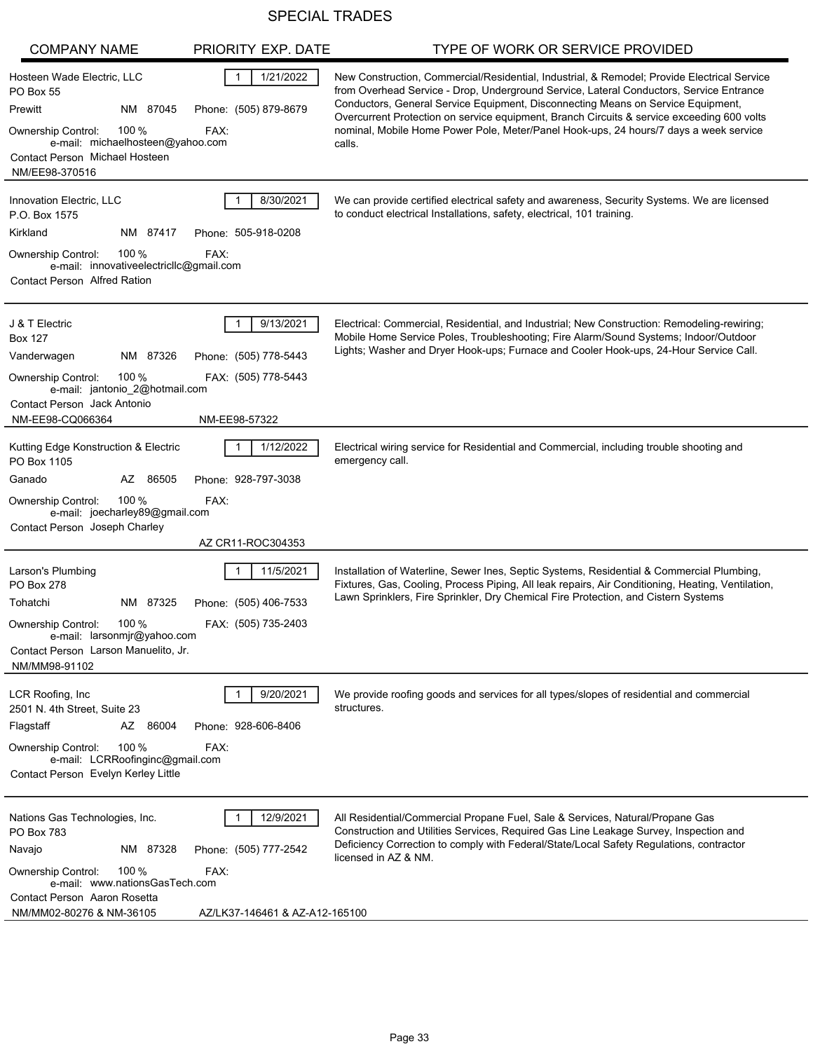# SPECIAL TRADES

| COMPANY NAME | PRIORITY | EXP. DATE | TYPE OF WORK OR SERVICE PROVIDED |
|---|---|---|---|
| Hosteen Wade Electric, LLC<br>PO Box 55<br>Prewitt NM 87045<br>Phone: (505) 879-8679<br>Ownership Control: 100 %<br>FAX:<br>e-mail: michaelhosteen@yahoo.com<br>Contact Person Michael Hosteen<br>NM/EE98-370516 | 1 | 1/21/2022 | New Construction, Commercial/Residential, Industrial, & Remodel; Provide Electrical Service from Overhead Service - Drop, Underground Service, Lateral Conductors, Service Entrance Conductors, General Service Equipment, Disconnecting Means on Service Equipment, Overcurrent Protection on service equipment, Branch Circuits & service exceeding 600 volts nominal, Mobile Home Power Pole, Meter/Panel Hook-ups, 24 hours/7 days a week service calls. |
| Innovation Electric, LLC<br>P.O. Box 1575<br>Kirkland NM 87417<br>Phone: 505-918-0208<br>Ownership Control: 100 %<br>FAX:<br>e-mail: innovativeelectricllc@gmail.com<br>Contact Person Alfred Ration | 1 | 8/30/2021 | We can provide certified electrical safety and awareness, Security Systems. We are licensed to conduct electrical Installations, safety, electrical, 101 training. |
| J & T Electric<br>Box 127<br>Vanderwagen NM 87326<br>Phone: (505) 778-5443<br>Ownership Control: 100 %<br>FAX: (505) 778-5443<br>e-mail: jantonio_2@hotmail.com<br>Contact Person Jack Antonio<br>NM-EE98-CQ066364<br>NM-EE98-57322 | 1 | 9/13/2021 | Electrical: Commercial, Residential, and Industrial; New Construction: Remodeling-rewiring; Mobile Home Service Poles, Troubleshooting; Fire Alarm/Sound Systems; Indoor/Outdoor Lights; Washer and Dryer Hook-ups; Furnace and Cooler Hook-ups, 24-Hour Service Call. |
| Kutting Edge Konstruction & Electric<br>PO Box 1105<br>Ganado AZ 86505<br>Phone: 928-797-3038<br>Ownership Control: 100 %<br>FAX:<br>e-mail: joecharley89@gmail.com<br>Contact Person Joseph Charley<br>AZ CR11-ROC304353 | 1 | 1/12/2022 | Electrical wiring service for Residential and Commercial, including trouble shooting and emergency call. |
| Larson's Plumbing<br>PO Box 278<br>Tohatchi NM 87325<br>Phone: (505) 406-7533<br>Ownership Control: 100 %<br>FAX: (505) 735-2403<br>e-mail: larsonmjr@yahoo.com<br>Contact Person Larson Manuelito, Jr.<br>NM/MM98-91102 | 1 | 11/5/2021 | Installation of Waterline, Sewer Ines, Septic Systems, Residential & Commercial Plumbing, Fixtures, Gas, Cooling, Process Piping, All leak repairs, Air Conditioning, Heating, Ventilation, Lawn Sprinklers, Fire Sprinkler, Dry Chemical Fire Protection, and Cistern Systems |
| LCR Roofing, Inc<br>2501 N. 4th Street, Suite 23<br>Flagstaff AZ 86004<br>Phone: 928-606-8406<br>Ownership Control: 100 %<br>FAX:<br>e-mail: LCRRoofinginc@gmail.com<br>Contact Person Evelyn Kerley Little | 1 | 9/20/2021 | We provide roofing goods and services for all types/slopes of residential and commercial structures. |
| Nations Gas Technologies, Inc.<br>PO Box 783<br>Navajo NM 87328<br>Phone: (505) 777-2542<br>Ownership Control: 100 %<br>FAX:<br>e-mail: www.nationsGasTech.com<br>Contact Person Aaron Rosetta<br>NM/MM02-80276 & NM-36105<br>AZ/LK37-146461 & AZ-A12-165100 | 1 | 12/9/2021 | All Residential/Commercial Propane Fuel, Sale & Services, Natural/Propane Gas Construction and Utilities Services, Required Gas Line Leakage Survey, Inspection and Deficiency Correction to comply with Federal/State/Local Safety Regulations, contractor licensed in AZ & NM. |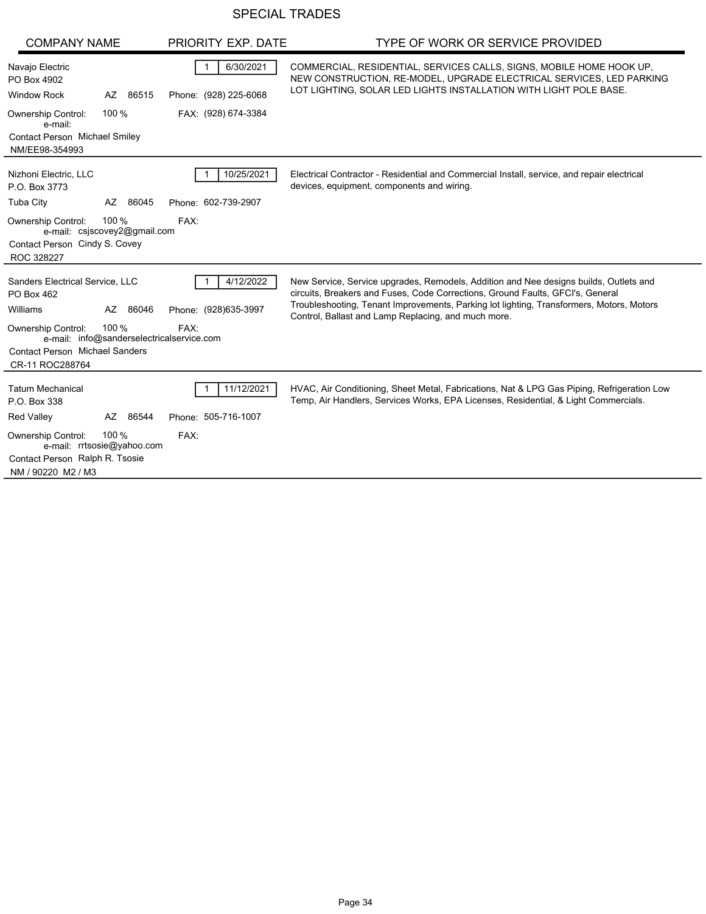# SPECIAL TRADES

| COMPANY NAME | PRIORITY | EXP. DATE | TYPE OF WORK OR SERVICE PROVIDED |
|---|---|---|---|
| Navajo Electric<br>PO Box 4902<br>Window Rock AZ 86515<br>Phone: (928) 225-6068<br>FAX: (928) 674-3384<br>Ownership Control: 100 %<br>e-mail:<br>Contact Person Michael Smiley<br>NM/EE98-354993 | 1 | 6/30/2021 | COMMERCIAL, RESIDENTIAL, SERVICES CALLS, SIGNS, MOBILE HOME HOOK UP, NEW CONSTRUCTION, RE-MODEL, UPGRADE ELECTRICAL SERVICES, LED PARKING LOT LIGHTING, SOLAR LED LIGHTS INSTALLATION WITH LIGHT POLE BASE. |
| Nizhoni Electric, LLC<br>P.O. Box 3773<br>Tuba City AZ 86045<br>Phone: 602-739-2907<br>FAX:<br>Ownership Control: 100 %<br>e-mail: csjscovey2@gmail.com<br>Contact Person Cindy S. Covey<br>ROC 328227 | 1 | 10/25/2021 | Electrical Contractor - Residential and Commercial Install, service, and repair electrical devices, equipment, components and wiring. |
| Sanders Electrical Service, LLC<br>PO Box 462<br>Williams AZ 86046<br>Phone: (928)635-3997<br>FAX:<br>Ownership Control: 100 %<br>e-mail: info@sanderselectricalservice.com<br>Contact Person Michael Sanders<br>CR-11 ROC288764 | 1 | 4/12/2022 | New Service, Service upgrades, Remodels, Addition and Nee designs builds, Outlets and circuits, Breakers and Fuses, Code Corrections, Ground Faults, GFCI's, General Troubleshooting, Tenant Improvements, Parking lot lighting, Transformers, Motors, Motors Control, Ballast and Lamp Replacing, and much more. |
| Tatum Mechanical<br>P.O. Box 338<br>Red Valley AZ 86544<br>Phone: 505-716-1007<br>FAX:<br>Ownership Control: 100 %<br>e-mail: rrtsosie@yahoo.com<br>Contact Person Ralph R. Tsosie<br>NM / 90220 M2 / M3 | 1 | 11/12/2021 | HVAC, Air Conditioning, Sheet Metal, Fabrications, Nat & LPG Gas Piping, Refrigeration Low Temp, Air Handlers, Services Works, EPA Licenses, Residential, & Light Commercials. |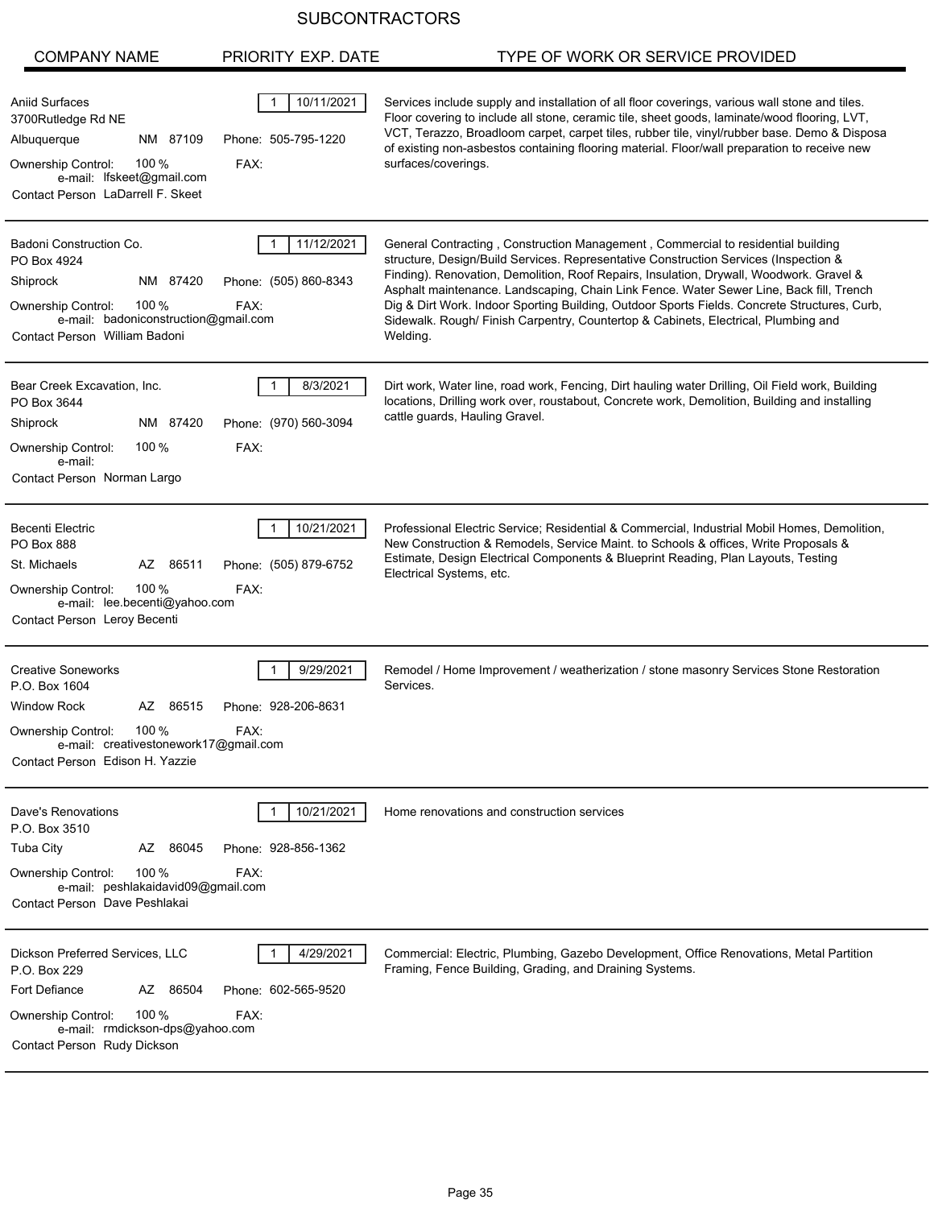# SUBCONTRACTORS

| COMPANY NAME | PRIORITY | EXP. DATE | TYPE OF WORK OR SERVICE PROVIDED |
|---|---|---|---|
| Aniid Surfaces<br>3700Rutledge Rd NE<br>Albuquerque NM 87109<br>Phone: 505-795-1220<br>Ownership Control: 100 %<br>FAX:<br>e-mail: lfskeet@gmail.com<br>Contact Person LaDarrell F. Skeet | 1 | 10/11/2021 | Services include supply and installation of all floor coverings, various wall stone and tiles. Floor covering to include all stone, ceramic tile, sheet goods, laminate/wood flooring, LVT, VCT, Terazzo, Broadloom carpet, carpet tiles, rubber tile, vinyl/rubber base. Demo & Disposa of existing non-asbestos containing flooring material. Floor/wall preparation to receive new surfaces/coverings. |
| Badoni Construction Co.<br>PO Box 4924<br>Shiprock NM 87420<br>Phone: (505) 860-8343<br>Ownership Control: 100 %<br>FAX:<br>e-mail: badoniconstruction@gmail.com<br>Contact Person William Badoni | 1 | 11/12/2021 | General Contracting , Construction Management , Commercial to residential building structure, Design/Build Services. Representative Construction Services (Inspection & Finding). Renovation, Demolition, Roof Repairs, Insulation, Drywall, Woodwork. Gravel & Asphalt maintenance. Landscaping, Chain Link Fence. Water Sewer Line, Back fill, Trench Dig & Dirt Work. Indoor Sporting Building, Outdoor Sports Fields. Concrete Structures, Curb, Sidewalk. Rough/ Finish Carpentry, Countertop & Cabinets, Electrical, Plumbing and Welding. |
| Bear Creek Excavation, Inc.<br>PO Box 3644<br>Shiprock NM 87420<br>Phone: (970) 560-3094<br>Ownership Control: 100 %<br>FAX:<br>e-mail:<br>Contact Person Norman Largo | 1 | 8/3/2021 | Dirt work, Water line, road work, Fencing, Dirt hauling water Drilling, Oil Field work, Building locations, Drilling work over, roustabout, Concrete work, Demolition, Building and installing cattle guards, Hauling Gravel. |
| Becenti Electric<br>PO Box 888<br>St. Michaels AZ 86511<br>Phone: (505) 879-6752<br>Ownership Control: 100 %<br>FAX:<br>e-mail: lee.becenti@yahoo.com<br>Contact Person Leroy Becenti | 1 | 10/21/2021 | Professional Electric Service; Residential & Commercial, Industrial Mobil Homes, Demolition, New Construction & Remodels, Service Maint. to Schools & offices, Write Proposals & Estimate, Design Electrical Components & Blueprint Reading, Plan Layouts, Testing Electrical Systems, etc. |
| Creative Soneworks<br>P.O. Box 1604<br>Window Rock AZ 86515<br>Phone: 928-206-8631<br>Ownership Control: 100 %<br>FAX:<br>e-mail: creativestonework17@gmail.com<br>Contact Person Edison H. Yazzie | 1 | 9/29/2021 | Remodel / Home Improvement / weatherization / stone masonry Services Stone Restoration Services. |
| Dave's Renovations<br>P.O. Box 3510<br>Tuba City AZ 86045<br>Phone: 928-856-1362<br>Ownership Control: 100 %<br>FAX:<br>e-mail: peshlakaidavid09@gmail.com<br>Contact Person Dave Peshlakai | 1 | 10/21/2021 | Home renovations and construction services |
| Dickson Preferred Services, LLC<br>P.O. Box 229<br>Fort Defiance AZ 86504<br>Phone: 602-565-9520<br>Ownership Control: 100 %<br>FAX:<br>e-mail: rmdickson-dps@yahoo.com<br>Contact Person Rudy Dickson | 1 | 4/29/2021 | Commercial: Electric, Plumbing, Gazebo Development, Office Renovations, Metal Partition Framing, Fence Building, Grading, and Draining Systems. |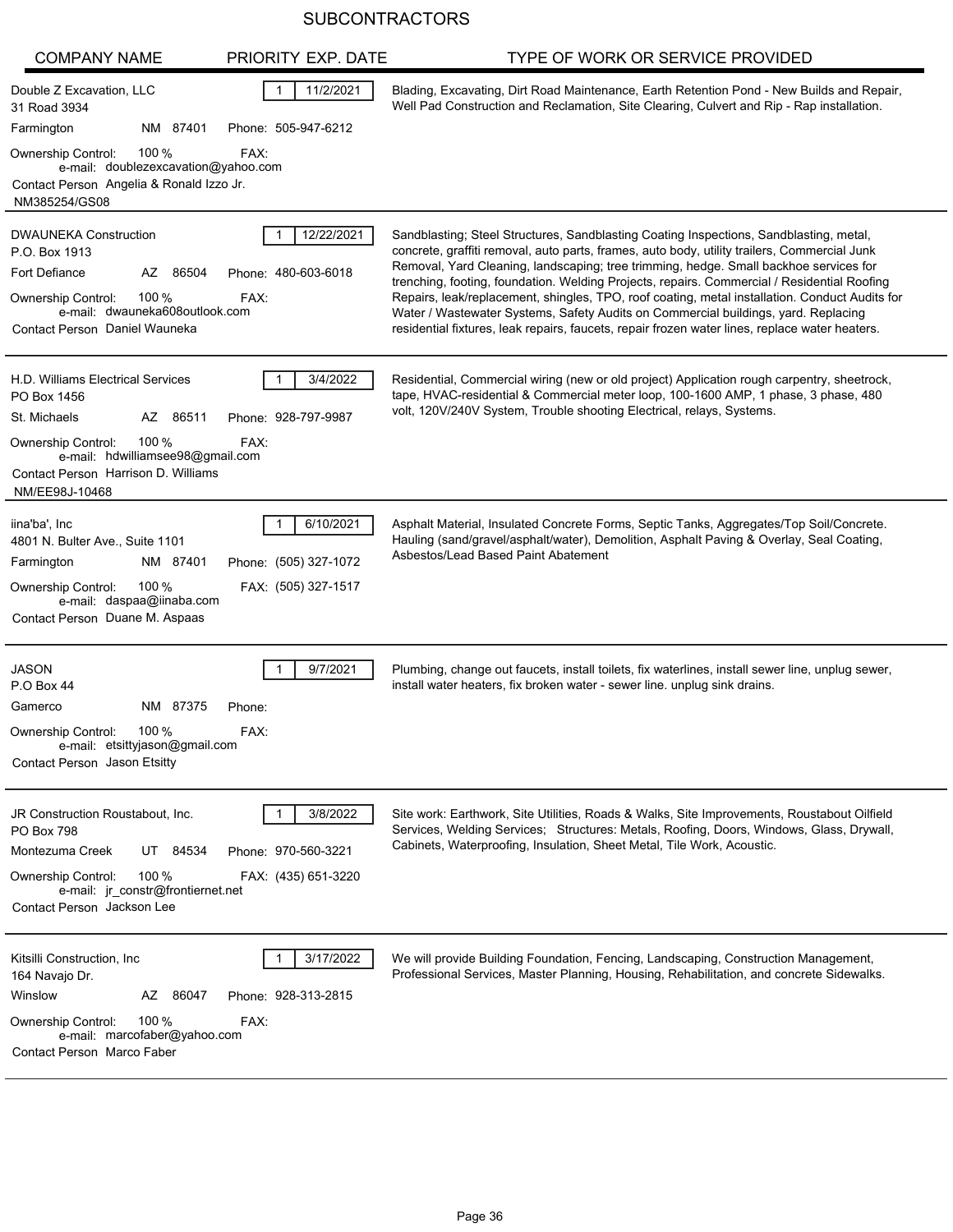# SUBCONTRACTORS

| COMPANY NAME | PRIORITY | EXP. DATE | TYPE OF WORK OR SERVICE PROVIDED |
|---|---|---|---|
| Double Z Excavation, LLC<br>31 Road 3934<br>Farmington NM 87401 Phone: 505-947-6212<br>Ownership Control: 100 % FAX:<br>e-mail: doublezexcavation@yahoo.com<br>Contact Person Angelia & Ronald Izzo Jr.<br>NM385254/GS08 | 1 | 11/2/2021 | Blading, Excavating, Dirt Road Maintenance, Earth Retention Pond - New Builds and Repair, Well Pad Construction and Reclamation, Site Clearing, Culvert and Rip - Rap installation. |
| DWAUNEKA Construction<br>P.O. Box 1913<br>Fort Defiance AZ 86504 Phone: 480-603-6018<br>Ownership Control: 100 % FAX:<br>e-mail: dwauneka608outlook.com<br>Contact Person Daniel Wauneka | 1 | 12/22/2021 | Sandblasting; Steel Structures, Sandblasting Coating Inspections, Sandblasting, metal, concrete, graffiti removal, auto parts, frames, auto body, utility trailers, Commercial Junk Removal, Yard Cleaning, landscaping; tree trimming, hedge. Small backhoe services for trenching, footing, foundation. Welding Projects, repairs. Commercial / Residential Roofing Repairs, leak/replacement, shingles, TPO, roof coating, metal installation. Conduct Audits for Water / Wastewater Systems, Safety Audits on Commercial buildings, yard. Replacing residential fixtures, leak repairs, faucets, repair frozen water lines, replace water heaters. |
| H.D. Williams Electrical Services<br>PO Box 1456<br>St. Michaels AZ 86511 Phone: 928-797-9987<br>Ownership Control: 100 % FAX:<br>e-mail: hdwilliamsee98@gmail.com<br>Contact Person Harrison D. Williams<br>NM/EE98J-10468 | 1 | 3/4/2022 | Residential, Commercial wiring (new or old project) Application rough carpentry, sheetrock, tape, HVAC-residential & Commercial meter loop, 100-1600 AMP, 1 phase, 3 phase, 480 volt, 120V/240V System, Trouble shooting Electrical, relays, Systems. |
| iina'ba', Inc<br>4801 N. Bulter Ave., Suite 1101<br>Farmington NM 87401 Phone: (505) 327-1072<br>Ownership Control: 100 % FAX: (505) 327-1517<br>e-mail: daspaa@iinaba.com<br>Contact Person Duane M. Aspaas | 1 | 6/10/2021 | Asphalt Material, Insulated Concrete Forms, Septic Tanks, Aggregates/Top Soil/Concrete. Hauling (sand/gravel/asphalt/water), Demolition, Asphalt Paving & Overlay, Seal Coating, Asbestos/Lead Based Paint Abatement |
| JASON<br>P.O Box 44<br>Gamerco NM 87375 Phone:<br>Ownership Control: 100 % FAX:<br>e-mail: etsittyjason@gmail.com<br>Contact Person Jason Etsitty | 1 | 9/7/2021 | Plumbing, change out faucets, install toilets, fix waterlines, install sewer line, unplug sewer, install water heaters, fix broken water - sewer line. unplug sink drains. |
| JR Construction Roustabout, Inc.<br>PO Box 798<br>Montezuma Creek UT 84534 Phone: 970-560-3221<br>Ownership Control: 100 % FAX: (435) 651-3220<br>e-mail: jr_constr@frontiernet.net<br>Contact Person Jackson Lee | 1 | 3/8/2022 | Site work: Earthwork, Site Utilities, Roads & Walks, Site Improvements, Roustabout Oilfield Services, Welding Services; Structures: Metals, Roofing, Doors, Windows, Glass, Drywall, Cabinets, Waterproofing, Insulation, Sheet Metal, Tile Work, Acoustic. |
| Kitsilli Construction, Inc<br>164 Navajo Dr.<br>Winslow AZ 86047 Phone: 928-313-2815<br>Ownership Control: 100 % FAX:<br>e-mail: marcofaber@yahoo.com<br>Contact Person Marco Faber | 1 | 3/17/2022 | We will provide Building Foundation, Fencing, Landscaping, Construction Management, Professional Services, Master Planning, Housing, Rehabilitation, and concrete Sidewalks. |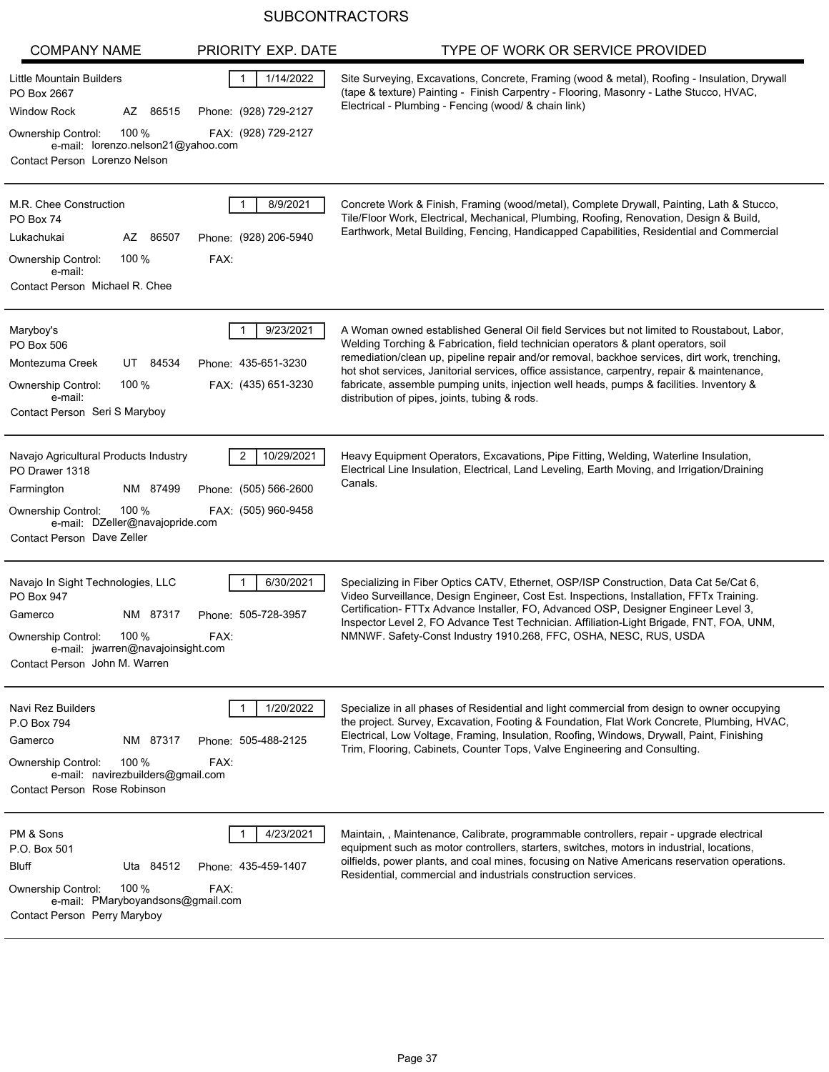# SUBCONTRACTORS

| COMPANY NAME | PRIORITY | EXP. DATE | TYPE OF WORK OR SERVICE PROVIDED |
|---|---|---|---|
| Little Mountain Builders<br>PO Box 2667<br>Window Rock AZ 86515<br>Phone: (928) 729-2127<br>FAX: (928) 729-2127<br>Ownership Control: 100 %<br>e-mail: lorenzo.nelson21@yahoo.com<br>Contact Person Lorenzo Nelson | 1 | 1/14/2022 | Site Surveying, Excavations, Concrete, Framing (wood & metal), Roofing - Insulation, Drywall (tape & texture) Painting - Finish Carpentry - Flooring, Masonry - Lathe Stucco, HVAC, Electrical - Plumbing - Fencing (wood/ & chain link) |
| M.R. Chee Construction<br>PO Box 74<br>Lukachukai AZ 86507<br>Phone: (928) 206-5940<br>FAX:<br>Ownership Control: 100 %<br>e-mail:<br>Contact Person Michael R. Chee | 1 | 8/9/2021 | Concrete Work & Finish, Framing (wood/metal), Complete Drywall, Painting, Lath & Stucco, Tile/Floor Work, Electrical, Mechanical, Plumbing, Roofing, Renovation, Design & Build, Earthwork, Metal Building, Fencing, Handicapped Capabilities, Residential and Commercial |
| Maryboy's<br>PO Box 506<br>Montezuma Creek UT 84534<br>Phone: 435-651-3230<br>FAX: (435) 651-3230<br>Ownership Control: 100 %<br>e-mail:<br>Contact Person Seri S Maryboy | 1 | 9/23/2021 | A Woman owned established General Oil field Services but not limited to Roustabout, Labor, Welding Torching & Fabrication, field technician operators & plant operators, soil remediation/clean up, pipeline repair and/or removal, backhoe services, dirt work, trenching, hot shot services, Janitorial services, office assistance, carpentry, repair & maintenance, fabricate, assemble pumping units, injection well heads, pumps & facilities. Inventory & distribution of pipes, joints, tubing & rods. |
| Navajo Agricultural Products Industry<br>PO Drawer 1318<br>Farmington NM 87499<br>Phone: (505) 566-2600<br>FAX: (505) 960-9458<br>Ownership Control: 100 %<br>e-mail: DZeller@navajopride.com<br>Contact Person Dave Zeller | 2 | 10/29/2021 | Heavy Equipment Operators, Excavations, Pipe Fitting, Welding, Waterline Insulation, Electrical Line Insulation, Electrical, Land Leveling, Earth Moving, and Irrigation/Draining Canals. |
| Navajo In Sight Technologies, LLC<br>PO Box 947<br>Gamerco NM 87317<br>Phone: 505-728-3957<br>FAX:<br>Ownership Control: 100 %<br>e-mail: jwarren@navajoinsight.com<br>Contact Person John M. Warren | 1 | 6/30/2021 | Specializing in Fiber Optics CATV, Ethernet, OSP/ISP Construction, Data Cat 5e/Cat 6, Video Surveillance, Design Engineer, Cost Est. Inspections, Installation, FFTx Training. Certification- FTTx Advance Installer, FO, Advanced OSP, Designer Engineer Level 3, Inspector Level 2, FO Advance Test Technician. Affiliation-Light Brigade, FNT, FOA, UNM, NMNWF. Safety-Const Industry 1910.268, FFC, OSHA, NESC, RUS, USDA |
| Navi Rez Builders<br>P.O Box 794<br>Gamerco NM 87317<br>Phone: 505-488-2125<br>FAX:<br>Ownership Control: 100 %<br>e-mail: navirezbuilders@gmail.com<br>Contact Person Rose Robinson | 1 | 1/20/2022 | Specialize in all phases of Residential and light commercial from design to owner occupying the project. Survey, Excavation, Footing & Foundation, Flat Work Concrete, Plumbing, HVAC, Electrical, Low Voltage, Framing, Insulation, Roofing, Windows, Drywall, Paint, Finishing Trim, Flooring, Cabinets, Counter Tops, Valve Engineering and Consulting. |
| PM & Sons<br>P.O. Box 501<br>Bluff Uta 84512<br>Phone: 435-459-1407<br>FAX:<br>Ownership Control: 100 %<br>e-mail: PMaryboyandsons@gmail.com<br>Contact Person Perry Maryboy | 1 | 4/23/2021 | Maintain, , Maintenance, Calibrate, programmable controllers, repair - upgrade electrical equipment such as motor controllers, starters, switches, motors in industrial, locations, oilfields, power plants, and coal mines, focusing on Native Americans reservation operations. Residential, commercial and industrials construction services. |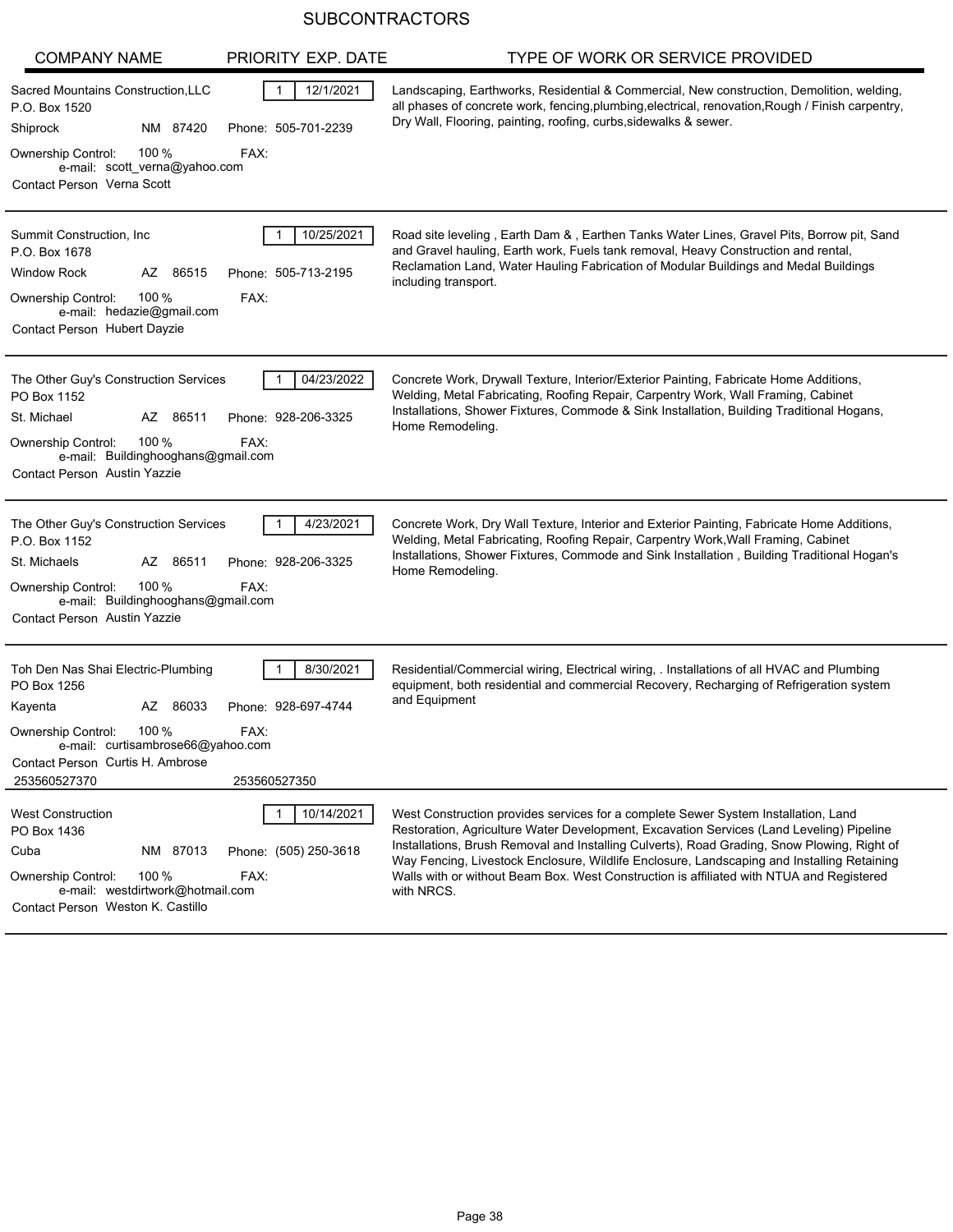# SUBCONTRACTORS

| COMPANY NAME | PRIORITY | EXP. DATE | TYPE OF WORK OR SERVICE PROVIDED |
|---|---|---|---|
| Sacred Mountains Construction,LLC<br>P.O. Box 1520<br>Shiprock NM 87420 Phone: 505-701-2239<br>Ownership Control: 100 % FAX:<br>e-mail: scott_verna@yahoo.com<br>Contact Person Verna Scott | 1 | 12/1/2021 | Landscaping, Earthworks, Residential & Commercial, New construction, Demolition, welding, all phases of concrete work, fencing,plumbing,electrical, renovation,Rough / Finish carpentry, Dry Wall, Flooring, painting, roofing, curbs,sidewalks & sewer. |
| Summit Construction, Inc<br>P.O. Box 1678<br>Window Rock AZ 86515 Phone: 505-713-2195<br>Ownership Control: 100 % FAX:<br>e-mail: hedazie@gmail.com<br>Contact Person Hubert Dayzie | 1 | 10/25/2021 | Road site leveling , Earth Dam & , Earthen Tanks Water Lines, Gravel Pits, Borrow pit, Sand and Gravel hauling, Earth work, Fuels tank removal, Heavy Construction and rental, Reclamation Land, Water Hauling Fabrication of Modular Buildings and Medal Buildings including transport. |
| The Other Guy's Construction Services<br>PO Box 1152<br>St. Michael AZ 86511 Phone: 928-206-3325<br>Ownership Control: 100 % FAX:<br>e-mail: Buildinghooghans@gmail.com<br>Contact Person Austin Yazzie | 1 | 04/23/2022 | Concrete Work, Drywall Texture, Interior/Exterior Painting, Fabricate Home Additions, Welding, Metal Fabricating, Roofing Repair, Carpentry Work, Wall Framing, Cabinet Installations, Shower Fixtures, Commode & Sink Installation, Building Traditional Hogans, Home Remodeling. |
| The Other Guy's Construction Services<br>P.O. Box 1152<br>St. Michaels AZ 86511 Phone: 928-206-3325<br>Ownership Control: 100 % FAX:<br>e-mail: Buildinghooghans@gmail.com<br>Contact Person Austin Yazzie | 1 | 4/23/2021 | Concrete Work, Dry Wall Texture, Interior and Exterior Painting, Fabricate Home Additions, Welding, Metal Fabricating, Roofing Repair, Carpentry Work,Wall Framing, Cabinet Installations, Shower Fixtures, Commode and Sink Installation , Building Traditional Hogan's Home Remodeling. |
| Toh Den Nas Shai Electric-Plumbing<br>PO Box 1256<br>Kayenta AZ 86033 Phone: 928-697-4744<br>Ownership Control: 100 % FAX:<br>e-mail: curtisambrose66@yahoo.com<br>Contact Person Curtis H. Ambrose<br>253560527370 253560527350 | 1 | 8/30/2021 | Residential/Commercial wiring, Electrical wiring, . Installations of all HVAC and Plumbing equipment, both residential and commercial Recovery, Recharging of Refrigeration system and Equipment |
| West Construction<br>PO Box 1436<br>Cuba NM 87013 Phone: (505) 250-3618<br>Ownership Control: 100 % FAX:<br>e-mail: westdirtwork@hotmail.com<br>Contact Person Weston K. Castillo | 1 | 10/14/2021 | West Construction provides services for a complete Sewer System Installation, Land Restoration, Agriculture Water Development, Excavation Services (Land Leveling) Pipeline Installations, Brush Removal and Installing Culverts), Road Grading, Snow Plowing, Right of Way Fencing, Livestock Enclosure, Wildlife Enclosure, Landscaping and Installing Retaining Walls with or without Beam Box. West Construction is affiliated with NTUA and Registered with NRCS. |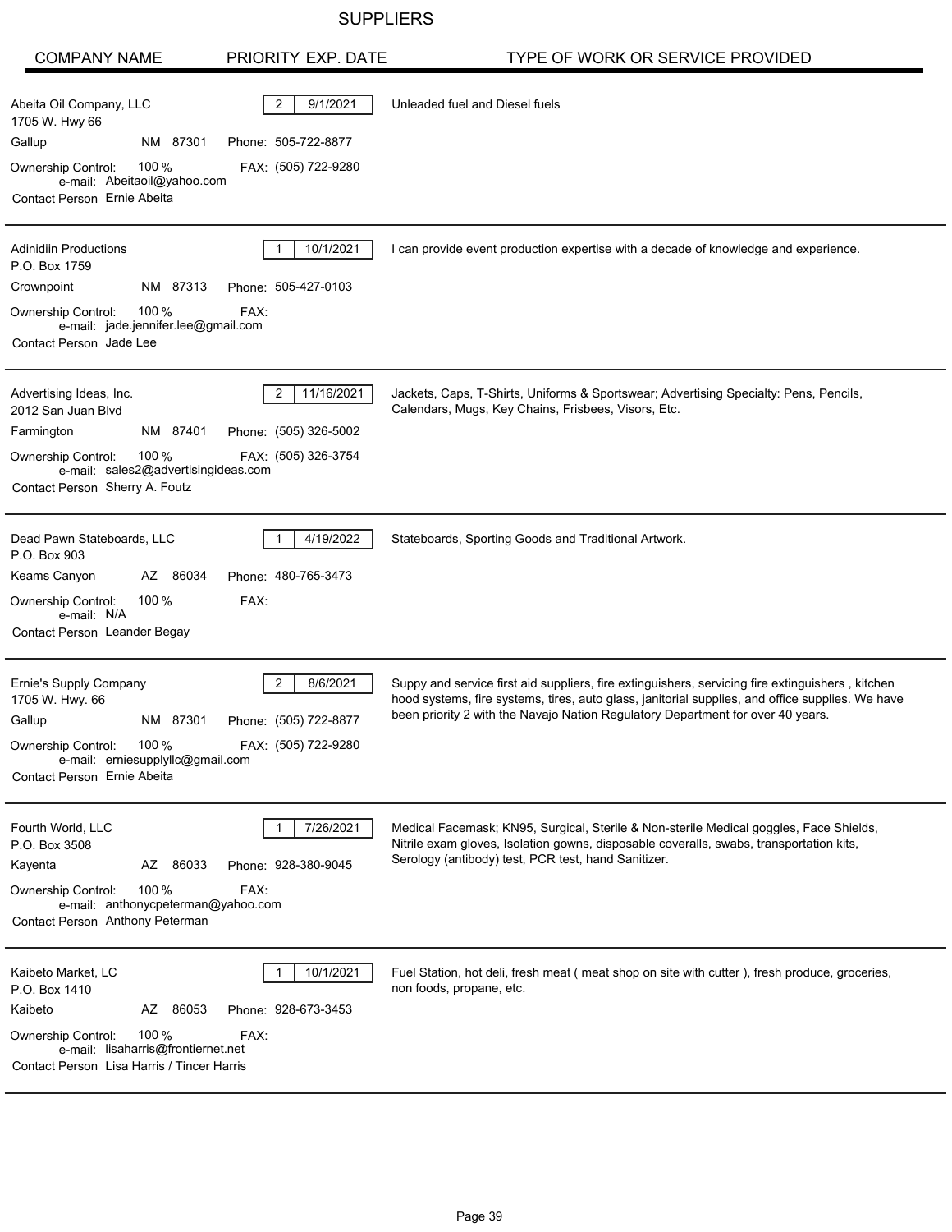# SUPPLIERS

| COMPANY NAME | PRIORITY | EXP. DATE | TYPE OF WORK OR SERVICE PROVIDED |
|---|---|---|---|
| Abeita Oil Company, LLC<br>1705 W. Hwy 66<br>Gallup NM 87301<br>Phone: 505-722-8877<br>Ownership Control: 100 %<br>FAX: (505) 722-9280<br>e-mail: Abeitaoil@yahoo.com<br>Contact Person Ernie Abeita | 2 | 9/1/2021 | Unleaded fuel and Diesel fuels |
| Adinidiin Productions<br>P.O. Box 1759<br>Crownpoint NM 87313<br>Phone: 505-427-0103<br>Ownership Control: 100 %<br>FAX:<br>e-mail: jade.jennifer.lee@gmail.com<br>Contact Person Jade Lee | 1 | 10/1/2021 | I can provide event production expertise with a decade of knowledge and experience. |
| Advertising Ideas, Inc.<br>2012 San Juan Blvd<br>Farmington NM 87401<br>Phone: (505) 326-5002<br>Ownership Control: 100 %<br>FAX: (505) 326-3754<br>e-mail: sales2@advertisingideas.com<br>Contact Person Sherry A. Foutz | 2 | 11/16/2021 | Jackets, Caps, T-Shirts, Uniforms & Sportswear; Advertising Specialty: Pens, Pencils, Calendars, Mugs, Key Chains, Frisbees, Visors, Etc. |
| Dead Pawn Stateboards, LLC<br>P.O. Box 903<br>Keams Canyon AZ 86034<br>Phone: 480-765-3473<br>Ownership Control: 100 %<br>FAX:<br>e-mail: N/A<br>Contact Person Leander Begay | 1 | 4/19/2022 | Stateboards, Sporting Goods and Traditional Artwork. |
| Ernie's Supply Company<br>1705 W. Hwy. 66<br>Gallup NM 87301<br>Phone: (505) 722-8877<br>Ownership Control: 100 %<br>FAX: (505) 722-9280<br>e-mail: erniesupplyllc@gmail.com<br>Contact Person Ernie Abeita | 2 | 8/6/2021 | Suppy and service first aid suppliers, fire extinguishers, servicing fire extinguishers , kitchen hood systems, fire systems, tires, auto glass, janitorial supplies, and office supplies. We have been priority 2 with the Navajo Nation Regulatory Department for over 40 years. |
| Fourth World, LLC<br>P.O. Box 3508<br>Kayenta AZ 86033<br>Phone: 928-380-9045<br>Ownership Control: 100 %<br>FAX:<br>e-mail: anthonycpeterman@yahoo.com<br>Contact Person Anthony Peterman | 1 | 7/26/2021 | Medical Facemask; KN95, Surgical, Sterile & Non-sterile Medical goggles, Face Shields, Nitrile exam gloves, Isolation gowns, disposable coveralls, swabs, transportation kits, Serology (antibody) test, PCR test, hand Sanitizer. |
| Kaibeto Market, LC<br>P.O. Box 1410<br>Kaibeto AZ 86053<br>Phone: 928-673-3453<br>Ownership Control: 100 %<br>FAX:<br>e-mail: lisaharris@frontiernet.net<br>Contact Person Lisa Harris / Tincer Harris | 1 | 10/1/2021 | Fuel Station, hot deli, fresh meat ( meat shop on site with cutter ), fresh produce, groceries, non foods, propane, etc. |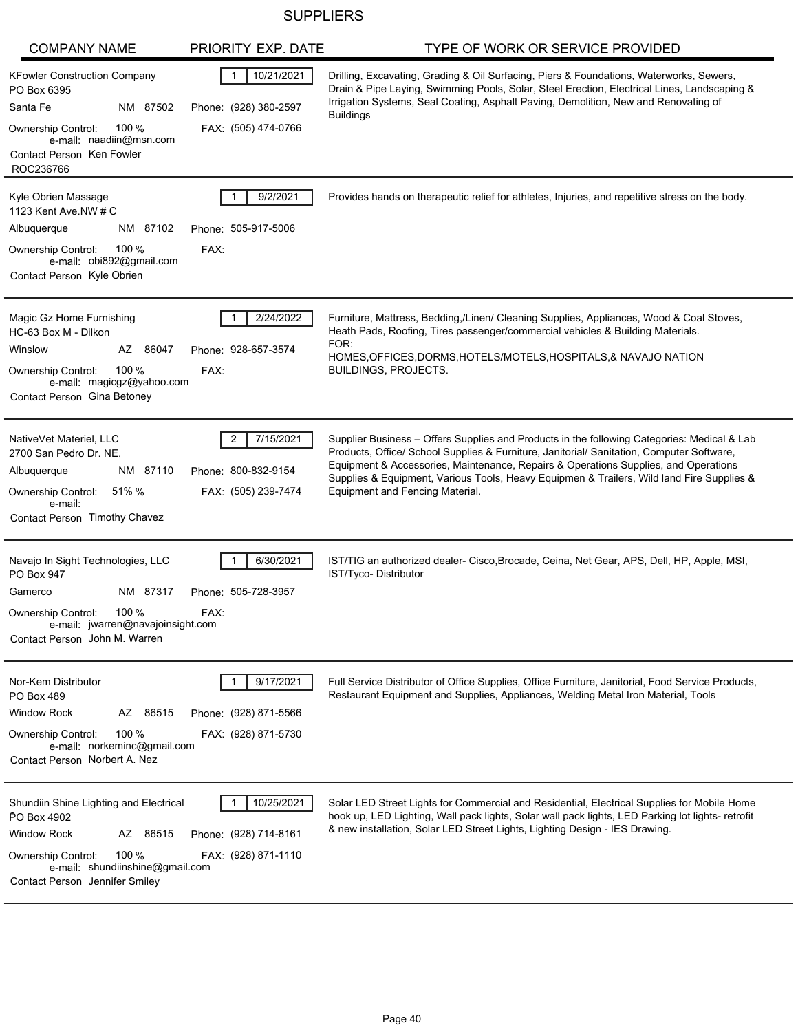# SUPPLIERS

| COMPANY NAME | PRIORITY | EXP. DATE | TYPE OF WORK OR SERVICE PROVIDED |
|---|---|---|---|
| KFowler Construction Company<br>PO Box 6395<br>Santa Fe NM 87502<br>Phone: (928) 380-2597<br>FAX: (505) 474-0766<br>Ownership Control: 100 %<br>e-mail: naadiin@msn.com<br>Contact Person Ken Fowler<br>ROC236766 | 1 | 10/21/2021 | Drilling, Excavating, Grading & Oil Surfacing, Piers & Foundations, Waterworks, Sewers, Drain & Pipe Laying, Swimming Pools, Solar, Steel Erection, Electrical Lines, Landscaping & Irrigation Systems, Seal Coating, Asphalt Paving, Demolition, New and Renovating of Buildings |
| Kyle Obrien Massage<br>1123 Kent Ave.NW # C<br>Albuquerque NM 87102<br>Phone: 505-917-5006<br>FAX:<br>Ownership Control: 100 %<br>e-mail: obi892@gmail.com<br>Contact Person Kyle Obrien | 1 | 9/2/2021 | Provides hands on therapeutic relief for athletes, Injuries, and repetitive stress on the body. |
| Magic Gz Home Furnishing<br>HC-63 Box M - Dilkon<br>Winslow AZ 86047<br>Phone: 928-657-3574<br>FAX:<br>Ownership Control: 100 %<br>e-mail: magicgz@yahoo.com<br>Contact Person Gina Betoney | 1 | 2/24/2022 | Furniture, Mattress, Bedding,/Linen/ Cleaning Supplies, Appliances, Wood & Coal Stoves, Heath Pads, Roofing, Tires passenger/commercial vehicles & Building Materials.<br>FOR:<br>HOMES,OFFICES,DORMS,HOTELS/MOTELS,HOSPITALS,& NAVAJO NATION BUILDINGS, PROJECTS. |
| NativeVet Materiel, LLC<br>2700 San Pedro Dr. NE,<br>Albuquerque NM 87110<br>Phone: 800-832-9154<br>FAX: (505) 239-7474<br>Ownership Control: 51% %<br>e-mail:<br>Contact Person Timothy Chavez | 2 | 7/15/2021 | Supplier Business – Offers Supplies and Products in the following Categories: Medical & Lab Products, Office/ School Supplies & Furniture, Janitorial/ Sanitation, Computer Software, Equipment & Accessories, Maintenance, Repairs & Operations Supplies, and Operations Supplies & Equipment, Various Tools, Heavy Equipmen & Trailers, Wild land Fire Supplies & Equipment and Fencing Material. |
| Navajo In Sight Technologies, LLC<br>PO Box 947<br>Gamerco NM 87317<br>Phone: 505-728-3957<br>FAX:<br>Ownership Control: 100 %<br>e-mail: jwarren@navajoinsight.com<br>Contact Person John M. Warren | 1 | 6/30/2021 | IST/TIG an authorized dealer- Cisco,Brocade, Ceina, Net Gear, APS, Dell, HP, Apple, MSI, IST/Tyco- Distributor |
| Nor-Kem Distributor<br>PO Box 489<br>Window Rock AZ 86515<br>Phone: (928) 871-5566<br>FAX: (928) 871-5730<br>Ownership Control: 100 %<br>e-mail: norkeminc@gmail.com<br>Contact Person Norbert A. Nez | 1 | 9/17/2021 | Full Service Distributor of Office Supplies, Office Furniture, Janitorial, Food Service Products, Restaurant Equipment and Supplies, Appliances, Welding Metal Iron Material, Tools |
| Shundiin Shine Lighting and Electrical<br>PO Box 4902<br>Window Rock AZ 86515<br>Phone: (928) 714-8161<br>FAX: (928) 871-1110<br>Ownership Control: 100 %<br>e-mail: shundiinshine@gmail.com<br>Contact Person Jennifer Smiley | 1 | 10/25/2021 | Solar LED Street Lights for Commercial and Residential, Electrical Supplies for Mobile Home hook up, LED Lighting, Wall pack lights, Solar wall pack lights, LED Parking lot lights- retrofit & new installation, Solar LED Street Lights, Lighting Design - IES Drawing. |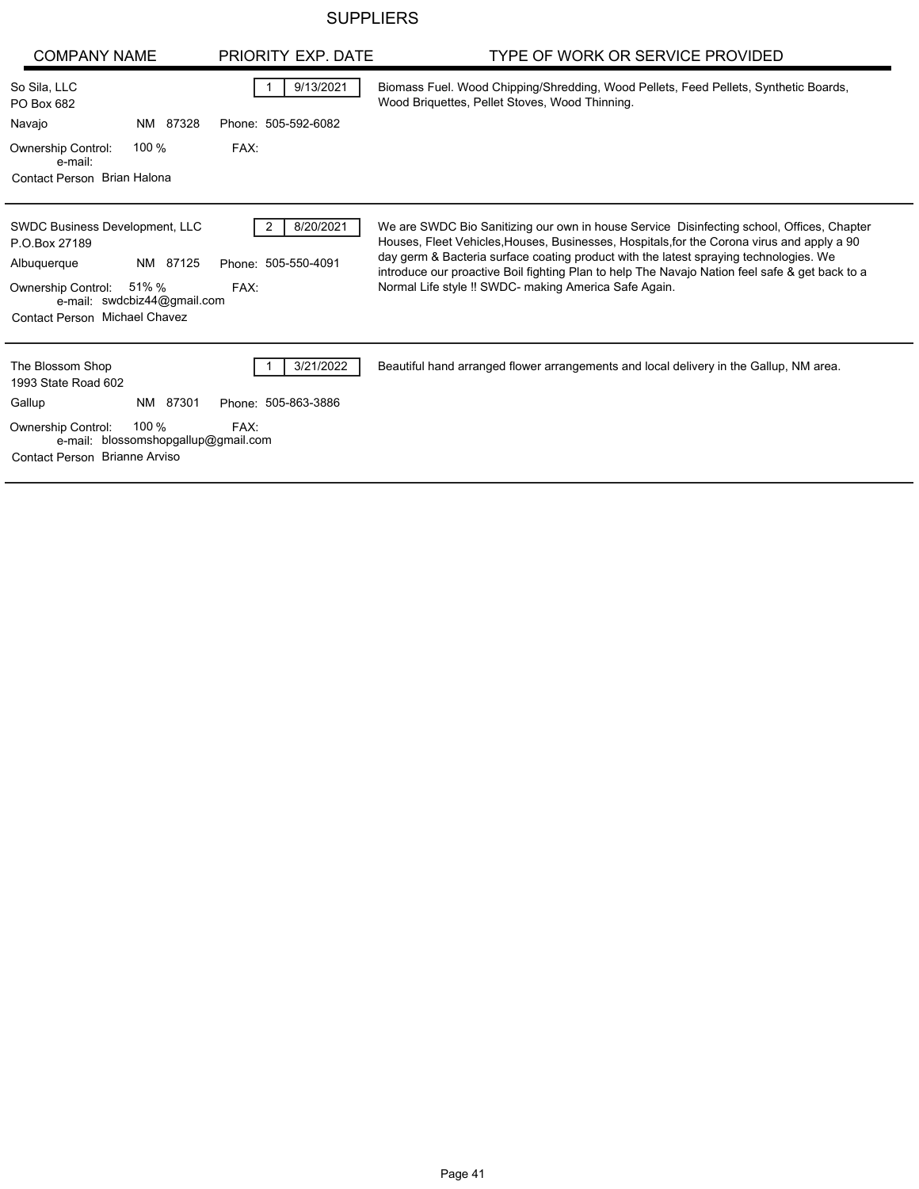# SUPPLIERS

| COMPANY NAME | PRIORITY | EXP. DATE | TYPE OF WORK OR SERVICE PROVIDED |
|---|---|---|---|
| So Sila, LLC<br>PO Box 682<br>Navajo NM 87328<br>Phone: 505-592-6082<br>Ownership Control: 100 %<br>FAX:<br>e-mail:<br>Contact Person Brian Halona | 1 | 9/13/2021 | Biomass Fuel. Wood Chipping/Shredding, Wood Pellets, Feed Pellets, Synthetic Boards, Wood Briquettes, Pellet Stoves, Wood Thinning. |
| SWDC Business Development, LLC<br>P.O.Box 27189<br>Albuquerque NM 87125<br>Phone: 505-550-4091<br>Ownership Control: 51% %<br>FAX:<br>e-mail: swdcbiz44@gmail.com<br>Contact Person Michael Chavez | 2 | 8/20/2021 | We are SWDC Bio Sanitizing our own in house Service Disinfecting school, Offices, Chapter Houses, Fleet Vehicles,Houses, Businesses, Hospitals,for the Corona virus and apply a 90 day germ & Bacteria surface coating product with the latest spraying technologies. We introduce our proactive Boil fighting Plan to help The Navajo Nation feel safe & get back to a Normal Life style !! SWDC- making America Safe Again. |
| The Blossom Shop<br>1993 State Road 602<br>Gallup NM 87301<br>Phone: 505-863-3886<br>Ownership Control: 100 %<br>FAX:<br>e-mail: blossomshopgallup@gmail.com<br>Contact Person Brianne Arviso | 1 | 3/21/2022 | Beautiful hand arranged flower arrangements and local delivery in the Gallup, NM area. |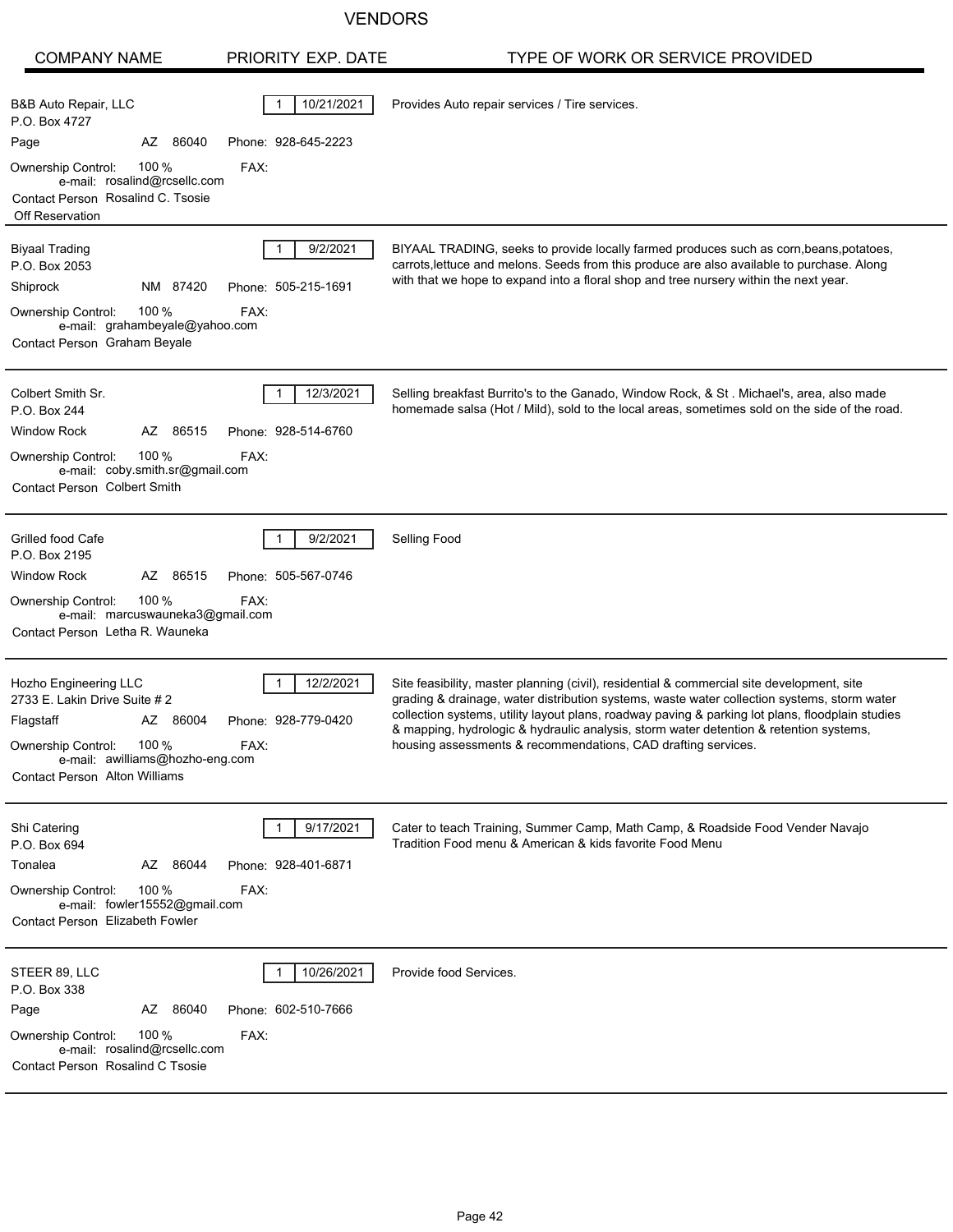# VENDORS

| COMPANY NAME | PRIORITY | EXP. DATE | TYPE OF WORK OR SERVICE PROVIDED |
|---|---|---|---|
| B&B Auto Repair, LLC<br>P.O. Box 4727<br>Page AZ 86040 Phone: 928-645-2223<br>Ownership Control: 100 % FAX:<br>e-mail: rosalind@rcsellc.com<br>Contact Person Rosalind C. Tsosie<br>Off Reservation | 1 | 10/21/2021 | Provides Auto repair services / Tire services. |
| Biyaal Trading<br>P.O. Box 2053<br>Shiprock NM 87420 Phone: 505-215-1691<br>Ownership Control: 100 % FAX:<br>e-mail: grahambeyale@yahoo.com<br>Contact Person Graham Beyale | 1 | 9/2/2021 | BIYAAL TRADING, seeks to provide locally farmed produces such as corn,beans,potatoes, carrots,lettuce and melons. Seeds from this produce are also available to purchase. Along with that we hope to expand into a floral shop and tree nursery within the next year. |
| Colbert Smith Sr.<br>P.O. Box 244<br>Window Rock AZ 86515 Phone: 928-514-6760<br>Ownership Control: 100 % FAX:<br>e-mail: coby.smith.sr@gmail.com<br>Contact Person Colbert Smith | 1 | 12/3/2021 | Selling breakfast Burrito's to the Ganado, Window Rock, & St . Michael's, area, also made homemade salsa (Hot / Mild), sold to the local areas, sometimes sold on the side of the road. |
| Grilled food Cafe<br>P.O. Box 2195<br>Window Rock AZ 86515 Phone: 505-567-0746<br>Ownership Control: 100 % FAX:<br>e-mail: marcuswauneka3@gmail.com<br>Contact Person Letha R. Wauneka | 1 | 9/2/2021 | Selling Food |
| Hozho Engineering LLC<br>2733 E. Lakin Drive Suite # 2<br>Flagstaff AZ 86004 Phone: 928-779-0420<br>Ownership Control: 100 % FAX:<br>e-mail: awilliams@hozho-eng.com<br>Contact Person Alton Williams | 1 | 12/2/2021 | Site feasibility, master planning (civil), residential & commercial site development, site grading & drainage, water distribution systems, waste water collection systems, storm water collection systems, utility layout plans, roadway paving & parking lot plans, floodplain studies & mapping, hydrologic & hydraulic analysis, storm water detention & retention systems, housing assessments & recommendations, CAD drafting services. |
| Shi Catering<br>P.O. Box 694<br>Tonalea AZ 86044 Phone: 928-401-6871<br>Ownership Control: 100 % FAX:<br>e-mail: fowler15552@gmail.com<br>Contact Person Elizabeth Fowler | 1 | 9/17/2021 | Cater to teach Training, Summer Camp, Math Camp, & Roadside Food Vender Navajo Tradition Food menu & American & kids favorite Food Menu |
| STEER 89, LLC<br>P.O. Box 338<br>Page AZ 86040 Phone: 602-510-7666<br>Ownership Control: 100 % FAX:<br>e-mail: rosalind@rcsellc.com<br>Contact Person Rosalind C Tsosie | 1 | 10/26/2021 | Provide food Services. |